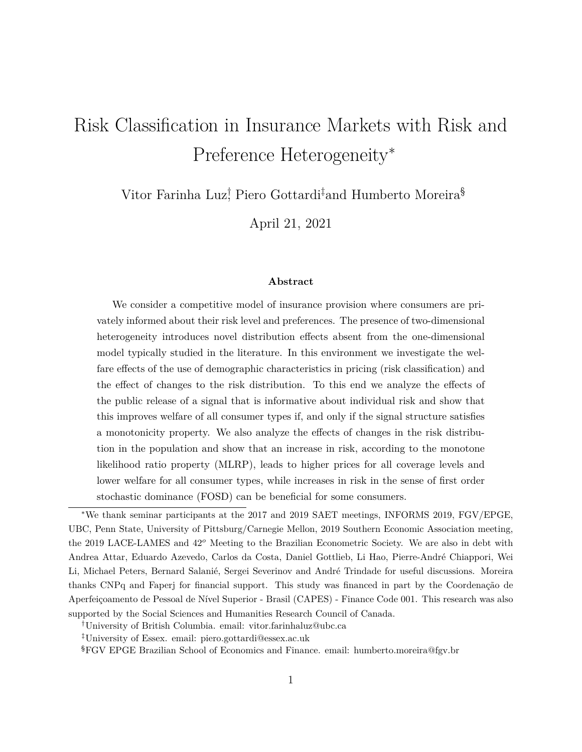# Risk Classification in Insurance Markets with Risk and Preference Heterogeneity*

Vitor Farinha Luz[†], Piero Gottardi[‡] and Humberto Moreira[§]

April 21, 2021

### Abstract

We consider a competitive model of insurance provision where consumers are privately informed about their risk level and preferences. The presence of two-dimensional heterogeneity introduces novel distribution effects absent from the one-dimensional model typically studied in the literature. In this environment we investigate the welfare effects of the use of demographic characteristics in pricing (risk classification) and the effect of changes to the risk distribution. To this end we analyze the effects of the public release of a signal that is informative about individual risk and show that this improves welfare of all consumer types if, and only if the signal structure satisfies a monotonicity property. We also analyze the effects of changes in the risk distribution in the population and show that an increase in risk, according to the monotone likelihood ratio property (MLRP), leads to higher prices for all coverage levels and lower welfare for all consumer types, while increases in risk in the sense of first order stochastic dominance (FOSD) can be beneficial for some consumers.

---

*We thank seminar participants at the 2017 and 2019 SAET meetings, INFORMS 2019, FGV/EPGE, UBC, Penn State, University of Pittsburg/Carnegie Mellon, 2019 Southern Economic Association meeting, the 2019 LACE-LAMES and $42^o$ Meeting to the Brazilian Econometric Society. We are also in debt with Andrea Attar, Eduardo Azevedo, Carlos da Costa, Daniel Gottlieb, Li Hao, Pierre-André Chiappori, Wei Li, Michael Peters, Bernard Salanié, Sergei Severinov and André Trindade for useful discussions. Moreira thanks CNPq and Faperj for financial support. This study was financed in part by the Coordenação de Aperfeiçoamento de Pessoal de Nível Superior - Brasil (CAPES) - Finance Code 001. This research was also supported by the Social Sciences and Humanities Research Council of Canada.

[†]University of British Columbia. email: vitor.farinhaluz@ubc.ca

[‡]University of Essex. email: piero.gottardi@essex.ac.uk

[§]FGV EPGE Brazilian School of Economics and Finance. email: humberto.moreira@fgv.br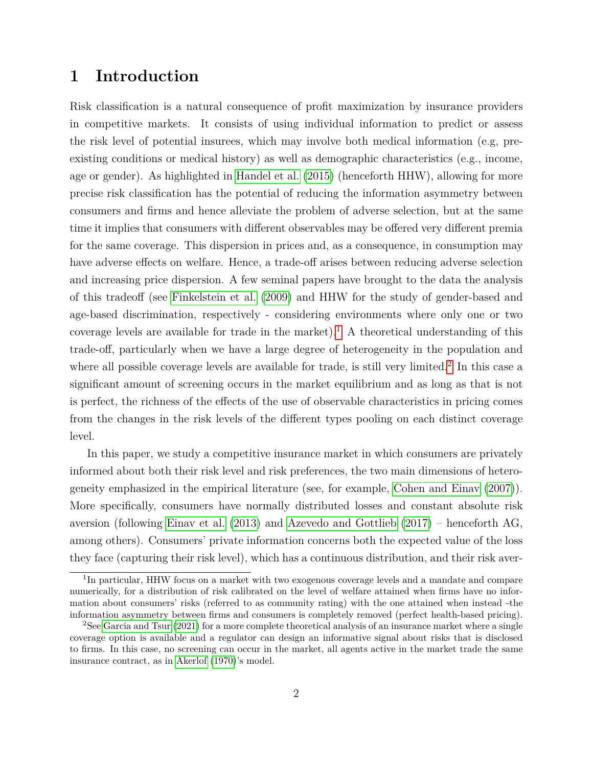# 1 Introduction

Risk classification is a natural consequence of profit maximization by insurance providers in competitive markets. It consists of using individual information to predict or assess the risk level of potential insurees, which may involve both medical information (e.g, pre-existing conditions or medical history) as well as demographic characteristics (e.g., income, age or gender). As highlighted in Handel et al. (2015) (henceforth HHW), allowing for more precise risk classification has the potential of reducing the information asymmetry between consumers and firms and hence alleviate the problem of adverse selection, but at the same time it implies that consumers with different observables may be offered very different premia for the same coverage. This dispersion in prices and, as a consequence, in consumption may have adverse effects on welfare. Hence, a trade-off arises between reducing adverse selection and increasing price dispersion. A few seminal papers have brought to the data the analysis of this tradeoff (see Finkelstein et al. (2009) and HHW for the study of gender-based and age-based discrimination, respectively - considering environments where only one or two coverage levels are available for trade in the market).[1] A theoretical understanding of this trade-off, particularly when we have a large degree of heterogeneity in the population and where all possible coverage levels are available for trade, is still very limited.[2] In this case a significant amount of screening occurs in the market equilibrium and as long as that is not is perfect, the richness of the effects of the use of observable characteristics in pricing comes from the changes in the risk levels of the different types pooling on each distinct coverage level.

In this paper, we study a competitive insurance market in which consumers are privately informed about both their risk level and risk preferences, the two main dimensions of heterogeneity emphasized in the empirical literature (see, for example, Cohen and Einav (2007)). More specifically, consumers have normally distributed losses and constant absolute risk aversion (following Einav et al. (2013) and Azevedo and Gottlieb (2017) – henceforth AG, among others). Consumers' private information concerns both the expected value of the loss they face (capturing their risk level), which has a continuous distribution, and their risk aver-

[1] In particular, HHW focus on a market with two exogenous coverage levels and a mandate and compare numerically, for a distribution of risk calibrated on the level of welfare attained when firms have no information about consumers' risks (referred to as community rating) with the one attained when instead –the information asymmetry between firms and consumers is completely removed (perfect health-based pricing).

[2] See Garcia and Tsur (2021) for a more complete theoretical analysis of an insurance market where a single coverage option is available and a regulator can design an informative signal about risks that is disclosed to firms. In this case, no screening can occur in the market, all agents active in the market trade the same insurance contract, as in Akerlof (1970)'s model.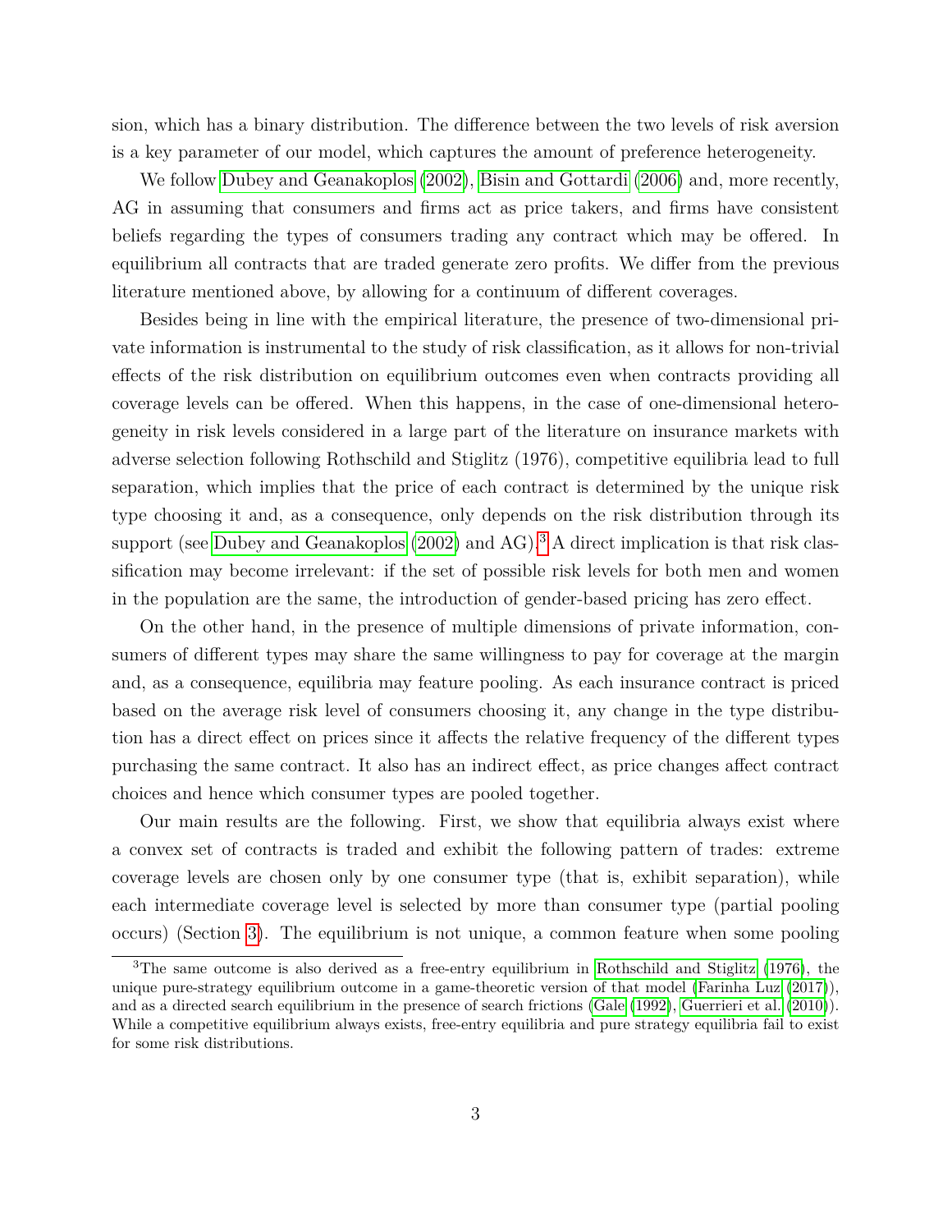sion, which has a binary distribution. The difference between the two levels of risk aversion is a key parameter of our model, which captures the amount of preference heterogeneity.

We follow Dubey and Geanakoplos (2002), Bisin and Gottardi (2006) and, more recently, AG in assuming that consumers and firms act as price takers, and firms have consistent beliefs regarding the types of consumers trading any contract which may be offered. In equilibrium all contracts that are traded generate zero profits. We differ from the previous literature mentioned above, by allowing for a continuum of different coverages.

Besides being in line with the empirical literature, the presence of two-dimensional private information is instrumental to the study of risk classification, as it allows for non-trivial effects of the risk distribution on equilibrium outcomes even when contracts providing all coverage levels can be offered. When this happens, in the case of one-dimensional heterogeneity in risk levels considered in a large part of the literature on insurance markets with adverse selection following Rothschild and Stiglitz (1976), competitive equilibria lead to full separation, which implies that the price of each contract is determined by the unique risk type choosing it and, as a consequence, only depends on the risk distribution through its support (see Dubey and Geanakoplos (2002) and AG).[3] A direct implication is that risk classification may become irrelevant: if the set of possible risk levels for both men and women in the population are the same, the introduction of gender-based pricing has zero effect.

On the other hand, in the presence of multiple dimensions of private information, consumers of different types may share the same willingness to pay for coverage at the margin and, as a consequence, equilibria may feature pooling. As each insurance contract is priced based on the average risk level of consumers choosing it, any change in the type distribution has a direct effect on prices since it affects the relative frequency of the different types purchasing the same contract. It also has an indirect effect, as price changes affect contract choices and hence which consumer types are pooled together.

Our main results are the following. First, we show that equilibria always exist where a convex set of contracts is traded and exhibit the following pattern of trades: extreme coverage levels are chosen only by one consumer type (that is, exhibit separation), while each intermediate coverage level is selected by more than consumer type (partial pooling occurs) (Section 3). The equilibrium is not unique, a common feature when some pooling

[3] The same outcome is also derived as a free-entry equilibrium in Rothschild and Stiglitz (1976), the unique pure-strategy equilibrium outcome in a game-theoretic version of that model (Farinha Luz (2017)), and as a directed search equilibrium in the presence of search frictions (Gale (1992), Guerrieri et al. (2010)). While a competitive equilibrium always exists, free-entry equilibria and pure strategy equilibria fail to exist for some risk distributions.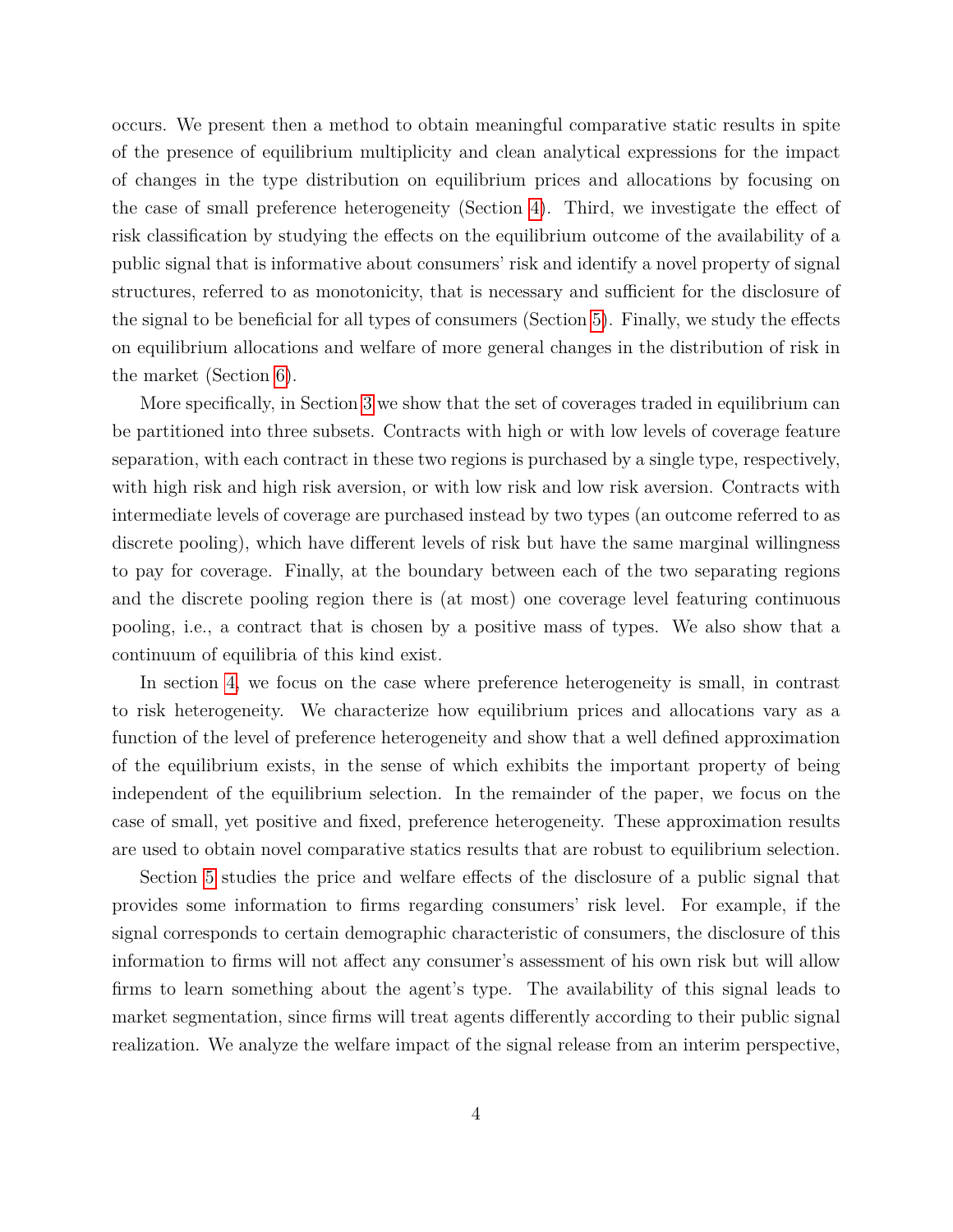occurs. We present then a method to obtain meaningful comparative static results in spite of the presence of equilibrium multiplicity and clean analytical expressions for the impact of changes in the type distribution on equilibrium prices and allocations by focusing on the case of small preference heterogeneity (Section 4). Third, we investigate the effect of risk classification by studying the effects on the equilibrium outcome of the availability of a public signal that is informative about consumers' risk and identify a novel property of signal structures, referred to as monotonicity, that is necessary and sufficient for the disclosure of the signal to be beneficial for all types of consumers (Section 5). Finally, we study the effects on equilibrium allocations and welfare of more general changes in the distribution of risk in the market (Section 6).

More specifically, in Section 3 we show that the set of coverages traded in equilibrium can be partitioned into three subsets. Contracts with high or with low levels of coverage feature separation, with each contract in these two regions is purchased by a single type, respectively, with high risk and high risk aversion, or with low risk and low risk aversion. Contracts with intermediate levels of coverage are purchased instead by two types (an outcome referred to as discrete pooling), which have different levels of risk but have the same marginal willingness to pay for coverage. Finally, at the boundary between each of the two separating regions and the discrete pooling region there is (at most) one coverage level featuring continuous pooling, i.e., a contract that is chosen by a positive mass of types. We also show that a continuum of equilibria of this kind exist.

In section 4, we focus on the case where preference heterogeneity is small, in contrast to risk heterogeneity. We characterize how equilibrium prices and allocations vary as a function of the level of preference heterogeneity and show that a well defined approximation of the equilibrium exists, in the sense of which exhibits the important property of being independent of the equilibrium selection. In the remainder of the paper, we focus on the case of small, yet positive and fixed, preference heterogeneity. These approximation results are used to obtain novel comparative statics results that are robust to equilibrium selection.

Section 5 studies the price and welfare effects of the disclosure of a public signal that provides some information to firms regarding consumers' risk level. For example, if the signal corresponds to certain demographic characteristic of consumers, the disclosure of this information to firms will not affect any consumer's assessment of his own risk but will allow firms to learn something about the agent's type. The availability of this signal leads to market segmentation, since firms will treat agents differently according to their public signal realization. We analyze the welfare impact of the signal release from an interim perspective,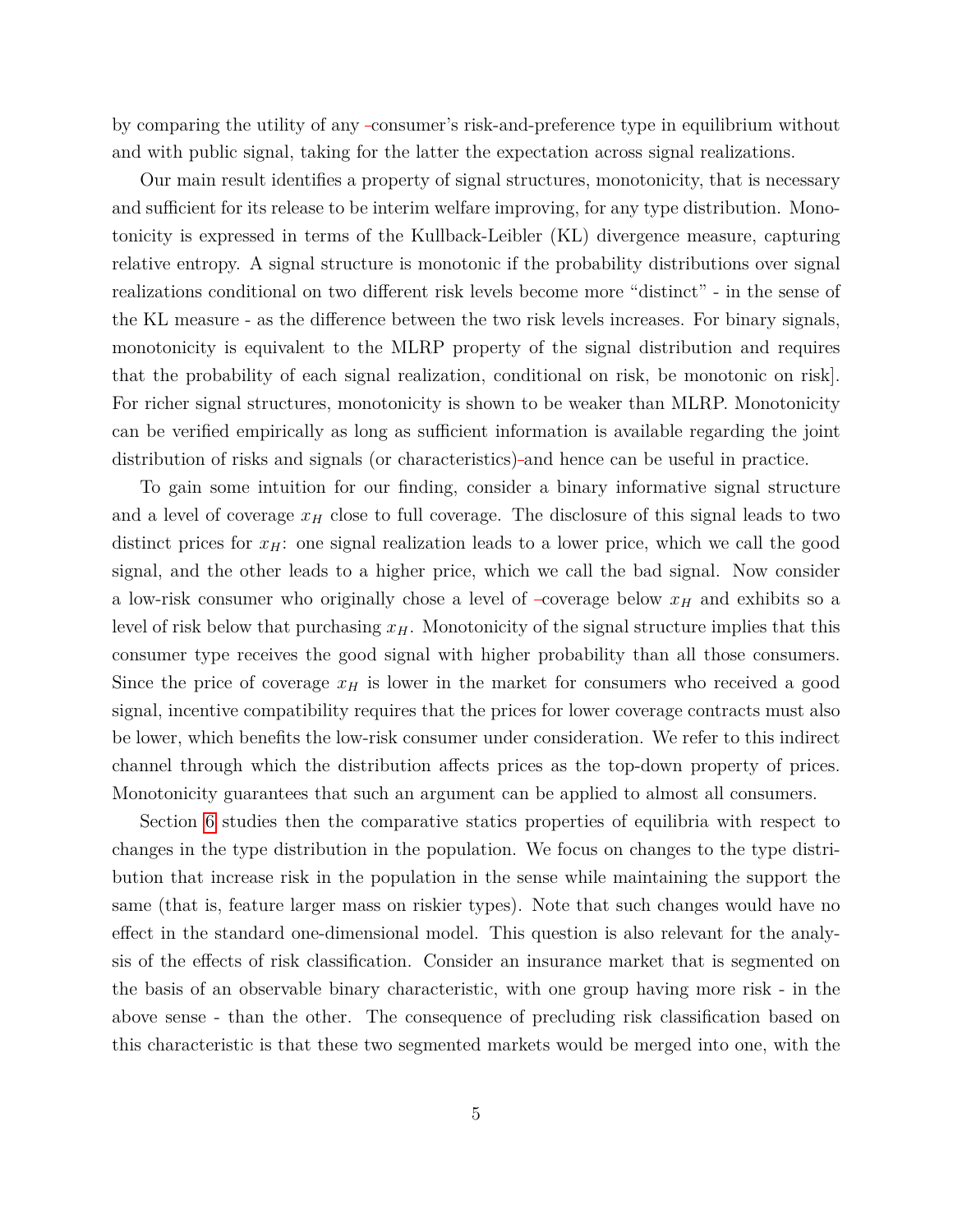by comparing the utility of any consumer's risk-and-preference type in equilibrium without and with public signal, taking for the latter the expectation across signal realizations.

Our main result identifies a property of signal structures, monotonicity, that is necessary and sufficient for its release to be interim welfare improving, for any type distribution. Monotonicity is expressed in terms of the Kullback-Leibler (KL) divergence measure, capturing relative entropy. A signal structure is monotonic if the probability distributions over signal realizations conditional on two different risk levels become more "distinct" - in the sense of the KL measure - as the difference between the two risk levels increases. For binary signals, monotonicity is equivalent to the MLRP property of the signal distribution and requires that the probability of each signal realization, conditional on risk, be monotonic on risk]. For richer signal structures, monotonicity is shown to be weaker than MLRP. Monotonicity can be verified empirically as long as sufficient information is available regarding the joint distribution of risks and signals (or characteristics) and hence can be useful in practice.

To gain some intuition for our finding, consider a binary informative signal structure and a level of coverage $x_H$ close to full coverage. The disclosure of this signal leads to two distinct prices for $x_H$: one signal realization leads to a lower price, which we call the good signal, and the other leads to a higher price, which we call the bad signal. Now consider a low-risk consumer who originally chose a level of coverage below $x_H$ and exhibits so a level of risk below that purchasing $x_H$. Monotonicity of the signal structure implies that this consumer type receives the good signal with higher probability than all those consumers. Since the price of coverage $x_H$ is lower in the market for consumers who received a good signal, incentive compatibility requires that the prices for lower coverage contracts must also be lower, which benefits the low-risk consumer under consideration. We refer to this indirect channel through which the distribution affects prices as the top-down property of prices. Monotonicity guarantees that such an argument can be applied to almost all consumers.

Section 6 studies then the comparative statics properties of equilibria with respect to changes in the type distribution in the population. We focus on changes to the type distribution that increase risk in the population in the sense while maintaining the support the same (that is, feature larger mass on riskier types). Note that such changes would have no effect in the standard one-dimensional model. This question is also relevant for the analysis of the effects of risk classification. Consider an insurance market that is segmented on the basis of an observable binary characteristic, with one group having more risk - in the above sense - than the other. The consequence of precluding risk classification based on this characteristic is that these two segmented markets would be merged into one, with the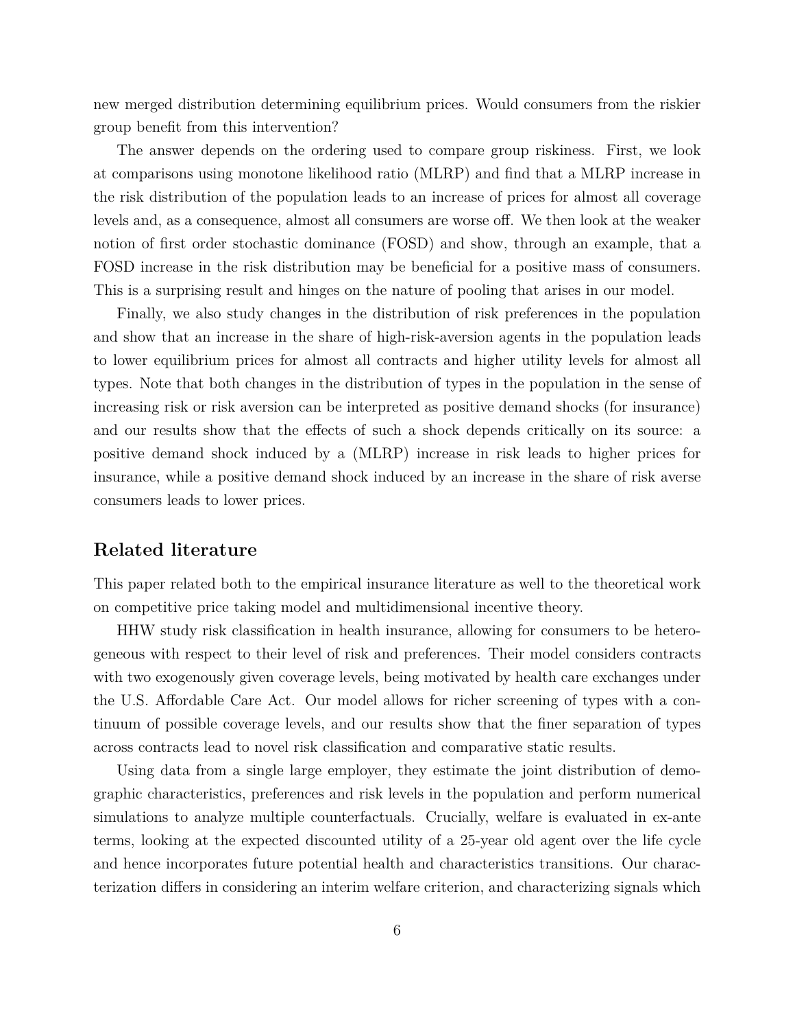new merged distribution determining equilibrium prices. Would consumers from the riskier group benefit from this intervention?

The answer depends on the ordering used to compare group riskiness. First, we look at comparisons using monotone likelihood ratio (MLRP) and find that a MLRP increase in the risk distribution of the population leads to an increase of prices for almost all coverage levels and, as a consequence, almost all consumers are worse off. We then look at the weaker notion of first order stochastic dominance (FOSD) and show, through an example, that a FOSD increase in the risk distribution may be beneficial for a positive mass of consumers. This is a surprising result and hinges on the nature of pooling that arises in our model.

Finally, we also study changes in the distribution of risk preferences in the population and show that an increase in the share of high-risk-aversion agents in the population leads to lower equilibrium prices for almost all contracts and higher utility levels for almost all types. Note that both changes in the distribution of types in the population in the sense of increasing risk or risk aversion can be interpreted as positive demand shocks (for insurance) and our results show that the effects of such a shock depends critically on its source: a positive demand shock induced by a (MLRP) increase in risk leads to higher prices for insurance, while a positive demand shock induced by an increase in the share of risk averse consumers leads to lower prices.

## Related literature

This paper related both to the empirical insurance literature as well to the theoretical work on competitive price taking model and multidimensional incentive theory.

HHW study risk classification in health insurance, allowing for consumers to be heterogeneous with respect to their level of risk and preferences. Their model considers contracts with two exogenously given coverage levels, being motivated by health care exchanges under the U.S. Affordable Care Act. Our model allows for richer screening of types with a continuum of possible coverage levels, and our results show that the finer separation of types across contracts lead to novel risk classification and comparative static results.

Using data from a single large employer, they estimate the joint distribution of demographic characteristics, preferences and risk levels in the population and perform numerical simulations to analyze multiple counterfactuals. Crucially, welfare is evaluated in ex-ante terms, looking at the expected discounted utility of a 25-year old agent over the life cycle and hence incorporates future potential health and characteristics transitions. Our characterization differs in considering an interim welfare criterion, and characterizing signals which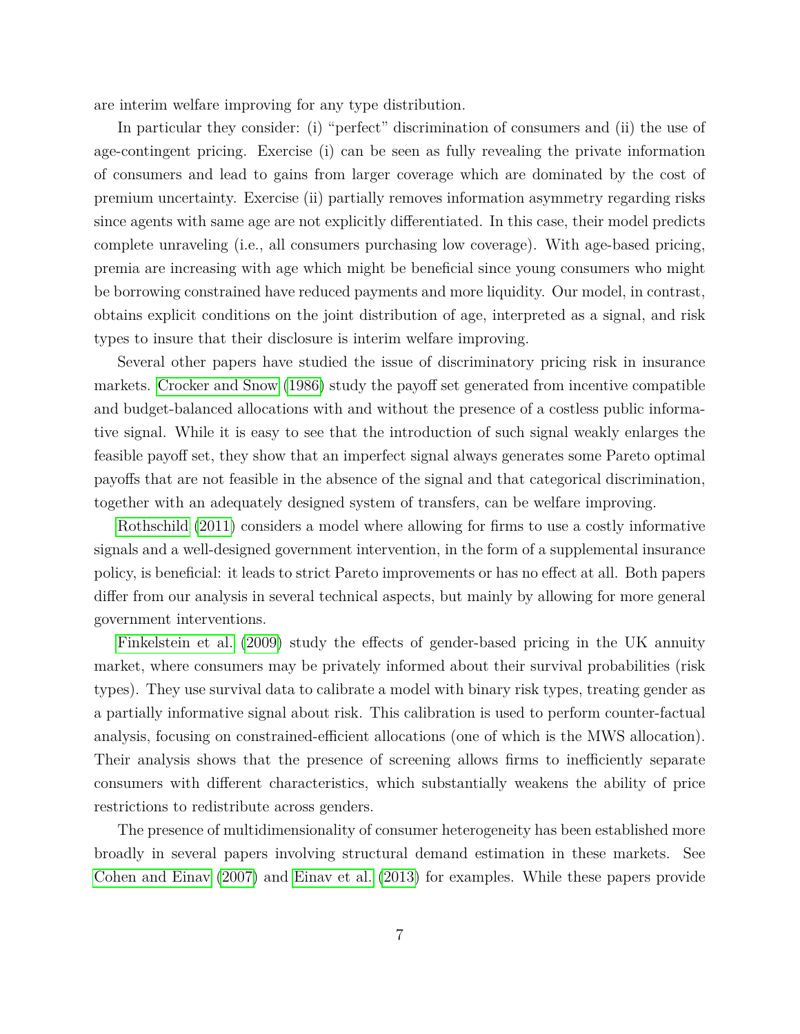are interim welfare improving for any type distribution.

In particular they consider: (i) "perfect" discrimination of consumers and (ii) the use of age-contingent pricing. Exercise (i) can be seen as fully revealing the private information of consumers and lead to gains from larger coverage which are dominated by the cost of premium uncertainty. Exercise (ii) partially removes information asymmetry regarding risks since agents with same age are not explicitly differentiated. In this case, their model predicts complete unraveling (i.e., all consumers purchasing low coverage). With age-based pricing, premia are increasing with age which might be beneficial since young consumers who might be borrowing constrained have reduced payments and more liquidity. Our model, in contrast, obtains explicit conditions on the joint distribution of age, interpreted as a signal, and risk types to insure that their disclosure is interim welfare improving.

Several other papers have studied the issue of discriminatory pricing risk in insurance markets. Crocker and Snow (1986) study the payoff set generated from incentive compatible and budget-balanced allocations with and without the presence of a costless public informative signal. While it is easy to see that the introduction of such signal weakly enlarges the feasible payoff set, they show that an imperfect signal always generates some Pareto optimal payoffs that are not feasible in the absence of the signal and that categorical discrimination, together with an adequately designed system of transfers, can be welfare improving.

Rothschild (2011) considers a model where allowing for firms to use a costly informative signals and a well-designed government intervention, in the form of a supplemental insurance policy, is beneficial: it leads to strict Pareto improvements or has no effect at all. Both papers differ from our analysis in several technical aspects, but mainly by allowing for more general government interventions.

Finkelstein et al. (2009) study the effects of gender-based pricing in the UK annuity market, where consumers may be privately informed about their survival probabilities (risk types). They use survival data to calibrate a model with binary risk types, treating gender as a partially informative signal about risk. This calibration is used to perform counter-factual analysis, focusing on constrained-efficient allocations (one of which is the MWS allocation). Their analysis shows that the presence of screening allows firms to inefficiently separate consumers with different characteristics, which substantially weakens the ability of price restrictions to redistribute across genders.

The presence of multidimensionality of consumer heterogeneity has been established more broadly in several papers involving structural demand estimation in these markets. See Cohen and Einav (2007) and Einav et al. (2013) for examples. While these papers provide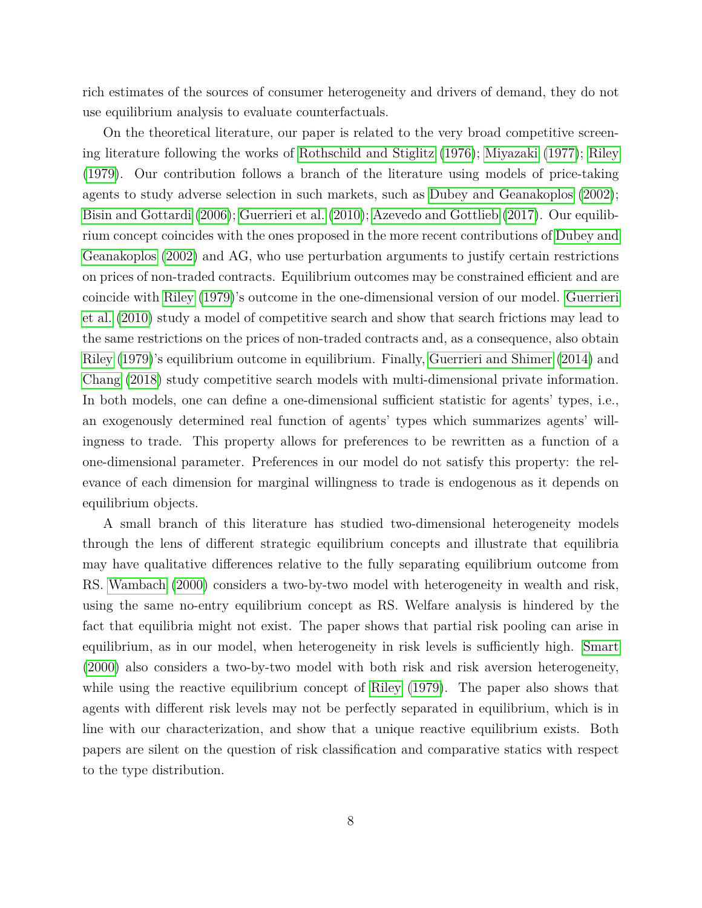rich estimates of the sources of consumer heterogeneity and drivers of demand, they do not use equilibrium analysis to evaluate counterfactuals.

On the theoretical literature, our paper is related to the very broad competitive screening literature following the works of Rothschild and Stiglitz (1976); Miyazaki (1977); Riley (1979). Our contribution follows a branch of the literature using models of price-taking agents to study adverse selection in such markets, such as Dubey and Geanakoplos (2002); Bisin and Gottardi (2006); Guerrieri et al. (2010); Azevedo and Gottlieb (2017). Our equilibrium concept coincides with the ones proposed in the more recent contributions of Dubey and Geanakoplos (2002) and AG, who use perturbation arguments to justify certain restrictions on prices of non-traded contracts. Equilibrium outcomes may be constrained efficient and are coincide with Riley (1979)'s outcome in the one-dimensional version of our model. Guerrieri et al. (2010) study a model of competitive search and show that search frictions may lead to the same restrictions on the prices of non-traded contracts and, as a consequence, also obtain Riley (1979)'s equilibrium outcome in equilibrium. Finally, Guerrieri and Shimer (2014) and Chang (2018) study competitive search models with multi-dimensional private information. In both models, one can define a one-dimensional sufficient statistic for agents' types, i.e., an exogenously determined real function of agents' types which summarizes agents' willingness to trade. This property allows for preferences to be rewritten as a function of a one-dimensional parameter. Preferences in our model do not satisfy this property: the relevance of each dimension for marginal willingness to trade is endogenous as it depends on equilibrium objects.

A small branch of this literature has studied two-dimensional heterogeneity models through the lens of different strategic equilibrium concepts and illustrate that equilibria may have qualitative differences relative to the fully separating equilibrium outcome from RS. Wambach (2000) considers a two-by-two model with heterogeneity in wealth and risk, using the same no-entry equilibrium concept as RS. Welfare analysis is hindered by the fact that equilibria might not exist. The paper shows that partial risk pooling can arise in equilibrium, as in our model, when heterogeneity in risk levels is sufficiently high. Smart (2000) also considers a two-by-two model with both risk and risk aversion heterogeneity, while using the reactive equilibrium concept of Riley (1979). The paper also shows that agents with different risk levels may not be perfectly separated in equilibrium, which is in line with our characterization, and show that a unique reactive equilibrium exists. Both papers are silent on the question of risk classification and comparative statics with respect to the type distribution.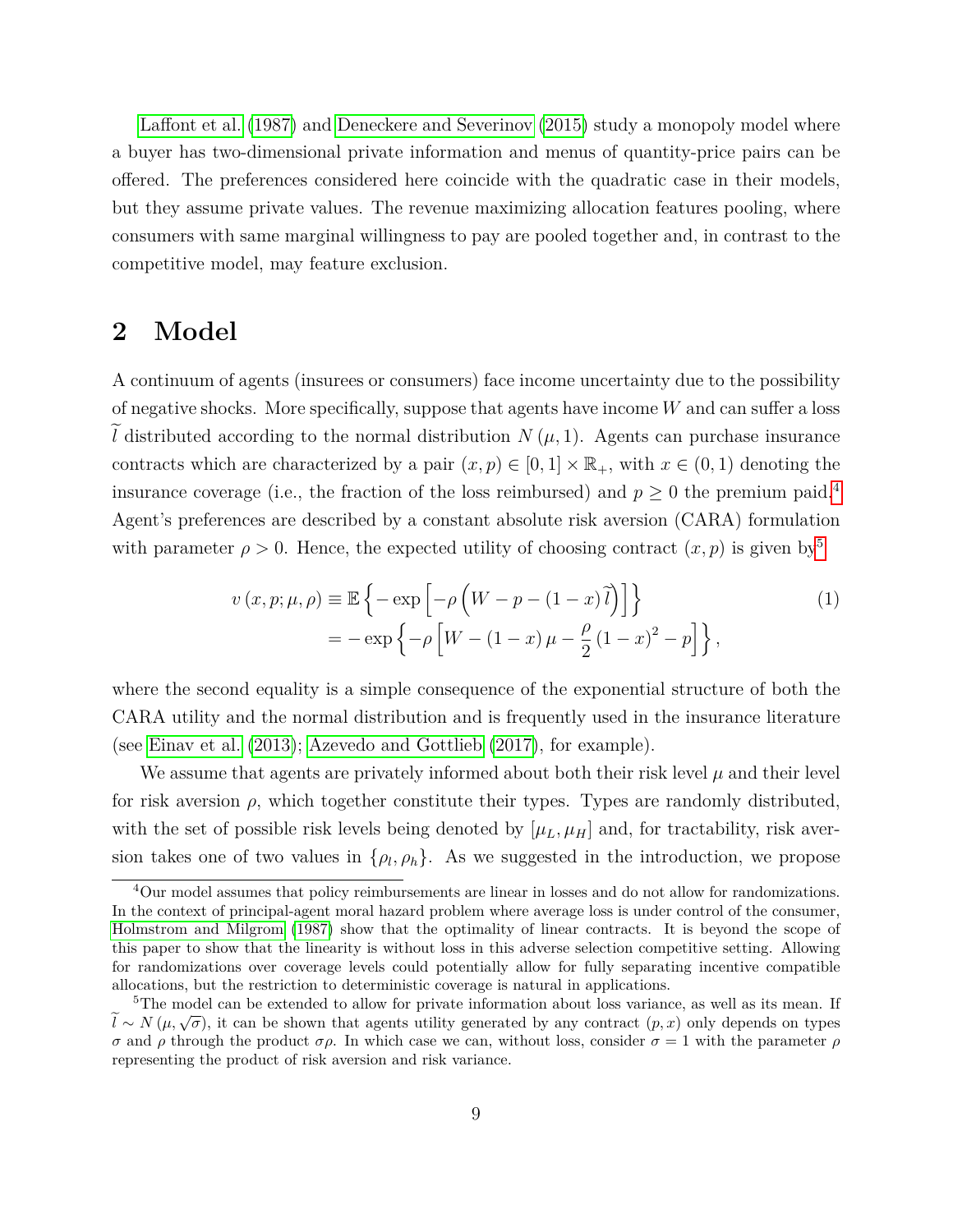Laffont et al. (1987) and Deneckere and Severinov (2015) study a monopoly model where a buyer has two-dimensional private information and menus of quantity-price pairs can be offered. The preferences considered here coincide with the quadratic case in their models, but they assume private values. The revenue maximizing allocation features pooling, where consumers with same marginal willingness to pay are pooled together and, in contrast to the competitive model, may feature exclusion.

## 2 Model

A continuum of agents (insurees or consumers) face income uncertainty due to the possibility of negative shocks. More specifically, suppose that agents have income $W$ and can suffer a loss $\widetilde{l}$ distributed according to the normal distribution $N(\mu, 1)$. Agents can purchase insurance contracts which are characterized by a pair $(x, p) \in [0, 1] \times \mathbb{R}_+$, with $x \in (0, 1)$ denoting the insurance coverage (i.e., the fraction of the loss reimbursed) and $p \geq 0$ the premium paid.[4] Agent's preferences are described by a constant absolute risk aversion (CARA) formulation with parameter $\rho > 0$. Hence, the expected utility of choosing contract $(x, p)$ is given by[5]

$$
\begin{aligned}
v(x, p; \mu, \rho) &\equiv \mathbb{E}\left\{-\exp\left[-\rho\left(W - p - (1-x)\widetilde{l}\right)\right]\right\} \qquad (1) \\
&= -\exp\left\{-\rho\left[W - (1-x)\mu - \frac{\rho}{2}(1-x)^2 - p\right]\right\},
\end{aligned}
$$

where the second equality is a simple consequence of the exponential structure of both the CARA utility and the normal distribution and is frequently used in the insurance literature (see Einav et al. (2013); Azevedo and Gottlieb (2017), for example).

We assume that agents are privately informed about both their risk level $\mu$ and their level for risk aversion $\rho$, which together constitute their types. Types are randomly distributed, with the set of possible risk levels being denoted by $[\mu_L, \mu_H]$ and, for tractability, risk aversion takes one of two values in $\{\rho_l, \rho_h\}$. As we suggested in the introduction, we propose

[4] Our model assumes that policy reimbursements are linear in losses and do not allow for randomizations. In the context of principal-agent moral hazard problem where average loss is under control of the consumer, Holmstrom and Milgrom (1987) show that the optimality of linear contracts. It is beyond the scope of this paper to show that the linearity is without loss in this adverse selection competitive setting. Allowing for randomizations over coverage levels could potentially allow for fully separating incentive compatible allocations, but the restriction to deterministic coverage is natural in applications.

[5] The model can be extended to allow for private information about loss variance, as well as its mean. If $\widetilde{l} \sim N(\mu, \sqrt{\sigma})$, it can be shown that agents utility generated by any contract $(p, x)$ only depends on types $\sigma$ and $\rho$ through the product $\sigma\rho$. In which case we can, without loss, consider $\sigma = 1$ with the parameter $\rho$ representing the product of risk aversion and risk variance.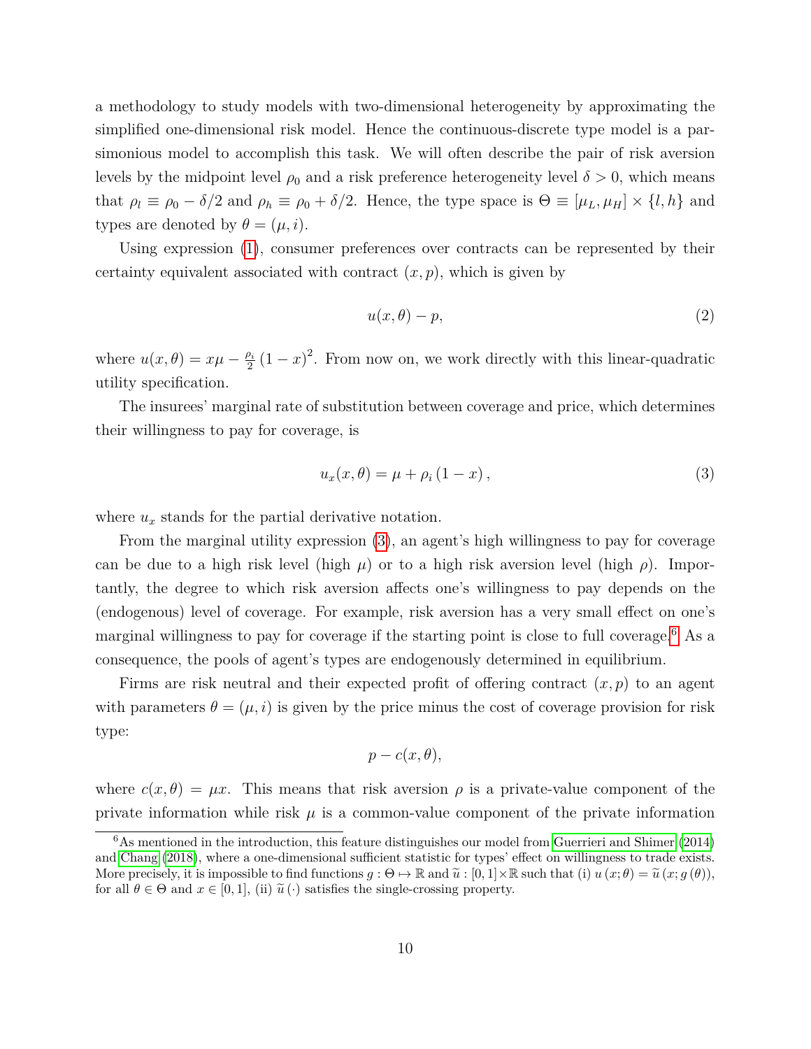a methodology to study models with two-dimensional heterogeneity by approximating the simplified one-dimensional risk model. Hence the continuous-discrete type model is a parsimonious model to accomplish this task. We will often describe the pair of risk aversion levels by the midpoint level $\rho_0$ and a risk preference heterogeneity level $\delta > 0$, which means that $\rho_l \equiv \rho_0 - \delta/2$ and $\rho_h \equiv \rho_0 + \delta/2$. Hence, the type space is $\Theta \equiv [\mu_L, \mu_H] \times \{l, h\}$ and types are denoted by $\theta = (\mu, i)$.

Using expression (1), consumer preferences over contracts can be represented by their certainty equivalent associated with contract $(x, p)$, which is given by

$$u(x, \theta) - p, \tag{2}$$

where $u(x, \theta) = x\mu - \frac{\rho_i}{2}(1-x)^2$. From now on, we work directly with this linear-quadratic utility specification.

The insurees' marginal rate of substitution between coverage and price, which determines their willingness to pay for coverage, is

$$u_x(x, \theta) = \mu + \rho_i (1-x), \tag{3}$$

where $u_x$ stands for the partial derivative notation.

From the marginal utility expression (3), an agent's high willingness to pay for coverage can be due to a high risk level (high $\mu$) or to a high risk aversion level (high $\rho$). Importantly, the degree to which risk aversion affects one's willingness to pay depends on the (endogenous) level of coverage. For example, risk aversion has a very small effect on one's marginal willingness to pay for coverage if the starting point is close to full coverage.[6] As a consequence, the pools of agent's types are endogenously determined in equilibrium.

Firms are risk neutral and their expected profit of offering contract $(x, p)$ to an agent with parameters $\theta = (\mu, i)$ is given by the price minus the cost of coverage provision for risk type:

$$p - c(x, \theta),$$

where $c(x, \theta) = \mu x$. This means that risk aversion $\rho$ is a private-value component of the private information while risk $\mu$ is a common-value component of the private information

[6] As mentioned in the introduction, this feature distinguishes our model from Guerrieri and Shimer (2014) and Chang (2018), where a one-dimensional sufficient statistic for types' effect on willingness to trade exists. More precisely, it is impossible to find functions $g : \Theta \mapsto \mathbb{R}$ and $\widetilde{u} : [0,1] \times \mathbb{R}$ such that (i) $u(x; \theta) = \widetilde{u}(x; g(\theta))$, for all $\theta \in \Theta$ and $x \in [0, 1]$, (ii) $\widetilde{u}(\cdot)$ satisfies the single-crossing property.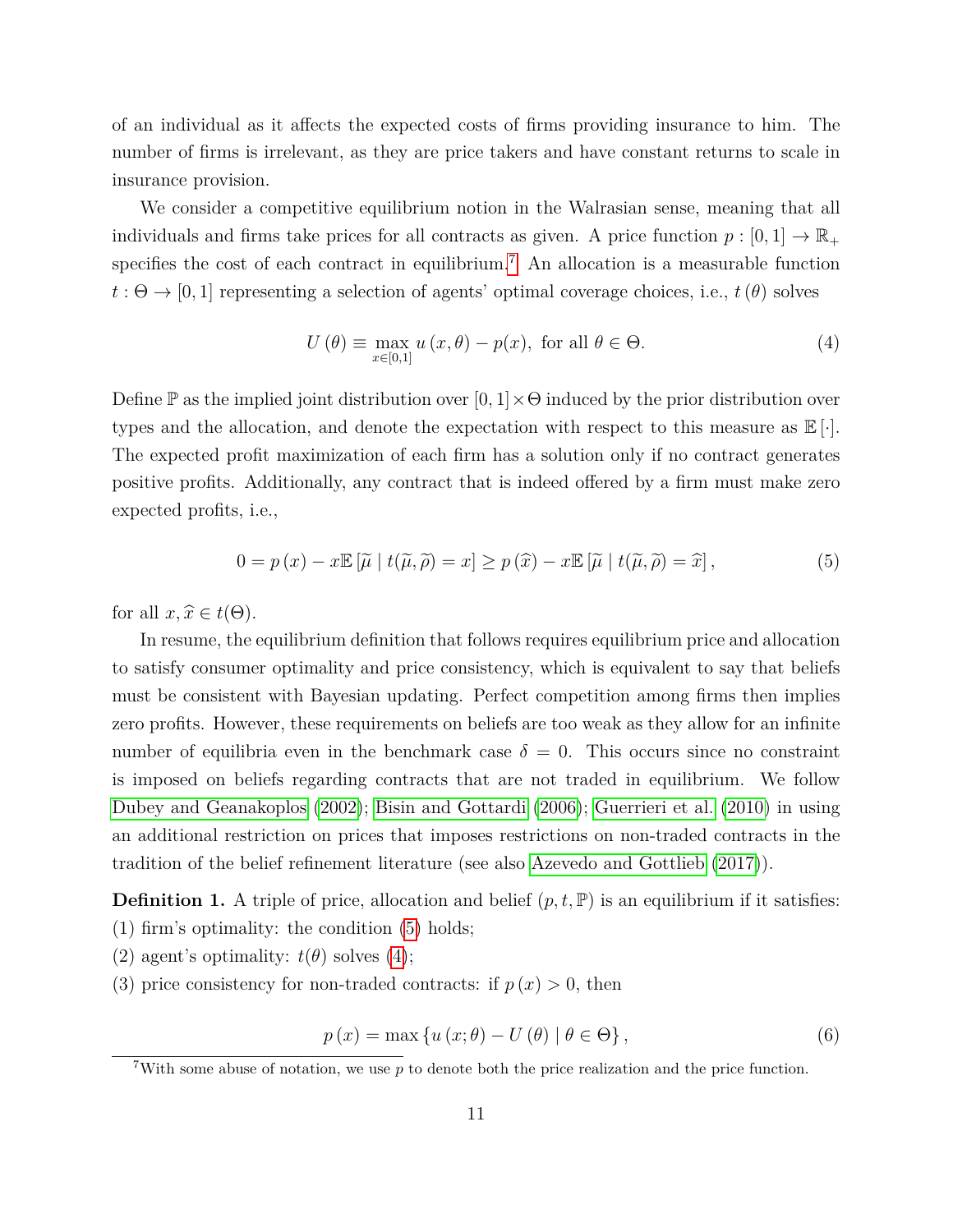of an individual as it affects the expected costs of firms providing insurance to him. The number of firms is irrelevant, as they are price takers and have constant returns to scale in insurance provision.

We consider a competitive equilibrium notion in the Walrasian sense, meaning that all individuals and firms take prices for all contracts as given. A price function $p : [0,1] \to \mathbb{R}_+$ specifies the cost of each contract in equilibrium.[7] An allocation is a measurable function $t : \Theta \to [0,1]$ representing a selection of agents' optimal coverage choices, i.e., $t(\theta)$ solves

$$U(\theta) \equiv \max_{x \in [0,1]} u(x, \theta) - p(x), \text{ for all } \theta \in \Theta. \tag{4}$$

Define $\mathbb{P}$ as the implied joint distribution over $[0,1] \times \Theta$ induced by the prior distribution over types and the allocation, and denote the expectation with respect to this measure as $\mathbb{E}[\cdot]$. The expected profit maximization of each firm has a solution only if no contract generates positive profits. Additionally, any contract that is indeed offered by a firm must make zero expected profits, i.e.,

$$0 = p(x) - x\mathbb{E}\left[\widetilde{\mu} \mid t(\widetilde{\mu}, \widetilde{\rho}) = x\right] \geq p(\widehat{x}) - x\mathbb{E}\left[\widetilde{\mu} \mid t(\widetilde{\mu}, \widetilde{\rho}) = \widehat{x}\right], \tag{5}$$

for all $x, \widehat{x} \in t(\Theta)$.

In resume, the equilibrium definition that follows requires equilibrium price and allocation to satisfy consumer optimality and price consistency, which is equivalent to say that beliefs must be consistent with Bayesian updating. Perfect competition among firms then implies zero profits. However, these requirements on beliefs are too weak as they allow for an infinite number of equilibria even in the benchmark case $\delta = 0$. This occurs since no constraint is imposed on beliefs regarding contracts that are not traded in equilibrium. We follow Dubey and Geanakoplos (2002); Bisin and Gottardi (2006); Guerrieri et al. (2010) in using an additional restriction on prices that imposes restrictions on non-traded contracts in the tradition of the belief refinement literature (see also Azevedo and Gottlieb (2017)).

**Definition 1.** A triple of price, allocation and belief $(p, t, \mathbb{P})$ is an equilibrium if it satisfies:
(1) firm's optimality: the condition (5) holds;
(2) agent's optimality: $t(\theta)$ solves (4);
(3) price consistency for non-traded contracts: if $p(x) > 0$, then

$$p(x) = \max\left\{u(x; \theta) - U(\theta) \mid \theta \in \Theta\right\}, \tag{6}$$

[7]With some abuse of notation, we use $p$ to denote both the price realization and the price function.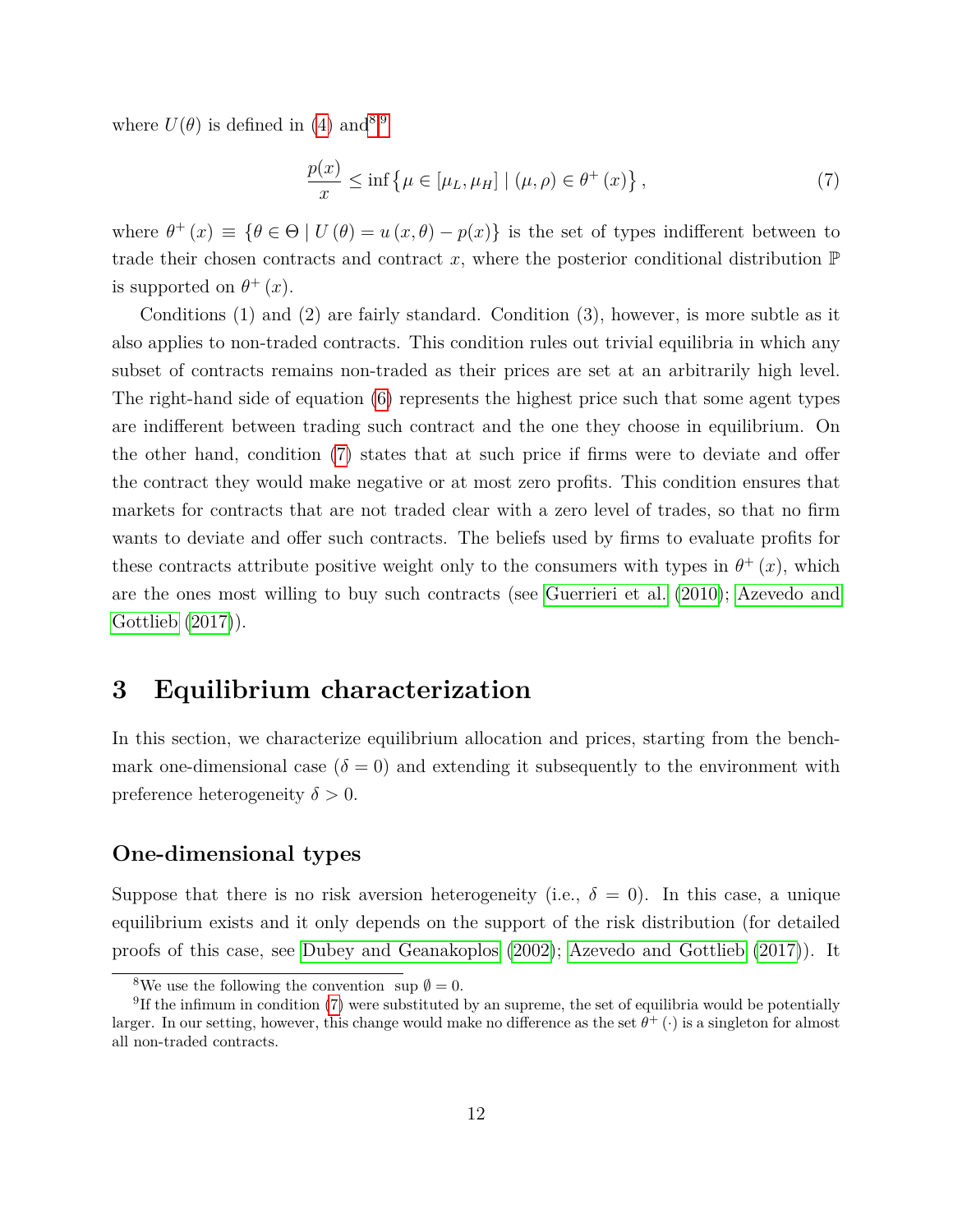where $U(\theta)$ is defined in (4) and[8,9]

$$\frac{p(x)}{x} \leq \inf\left\{\mu \in [\mu_L, \mu_H] \mid (\mu, \rho) \in \theta^+(x)\right\}, \tag{7}$$

where $\theta^+(x) \equiv \{\theta \in \Theta \mid U(\theta) = u(x, \theta) - p(x)\}$ is the set of types indifferent between to trade their chosen contracts and contract $x$, where the posterior conditional distribution $\mathbb{P}$ is supported on $\theta^+(x)$.

Conditions (1) and (2) are fairly standard. Condition (3), however, is more subtle as it also applies to non-traded contracts. This condition rules out trivial equilibria in which any subset of contracts remains non-traded as their prices are set at an arbitrarily high level. The right-hand side of equation (6) represents the highest price such that some agent types are indifferent between trading such contract and the one they choose in equilibrium. On the other hand, condition (7) states that at such price if firms were to deviate and offer the contract they would make negative or at most zero profits. This condition ensures that markets for contracts that are not traded clear with a zero level of trades, so that no firm wants to deviate and offer such contracts. The beliefs used by firms to evaluate profits for these contracts attribute positive weight only to the consumers with types in $\theta^+(x)$, which are the ones most willing to buy such contracts (see Guerrieri et al. (2010); Azevedo and Gottlieb (2017)).

# 3 Equilibrium characterization

In this section, we characterize equilibrium allocation and prices, starting from the benchmark one-dimensional case ($\delta = 0$) and extending it subsequently to the environment with preference heterogeneity $\delta > 0$.

### One-dimensional types

Suppose that there is no risk aversion heterogeneity (i.e., $\delta = 0$). In this case, a unique equilibrium exists and it only depends on the support of the risk distribution (for detailed proofs of this case, see Dubey and Geanakoplos (2002); Azevedo and Gottlieb (2017)). It

[8] We use the following the convention $\sup \emptyset = 0$.

[9] If the infimum in condition (7) were substituted by an supreme, the set of equilibria would be potentially larger. In our setting, however, this change would make no difference as the set $\theta^+(\cdot)$ is a singleton for almost all non-traded contracts.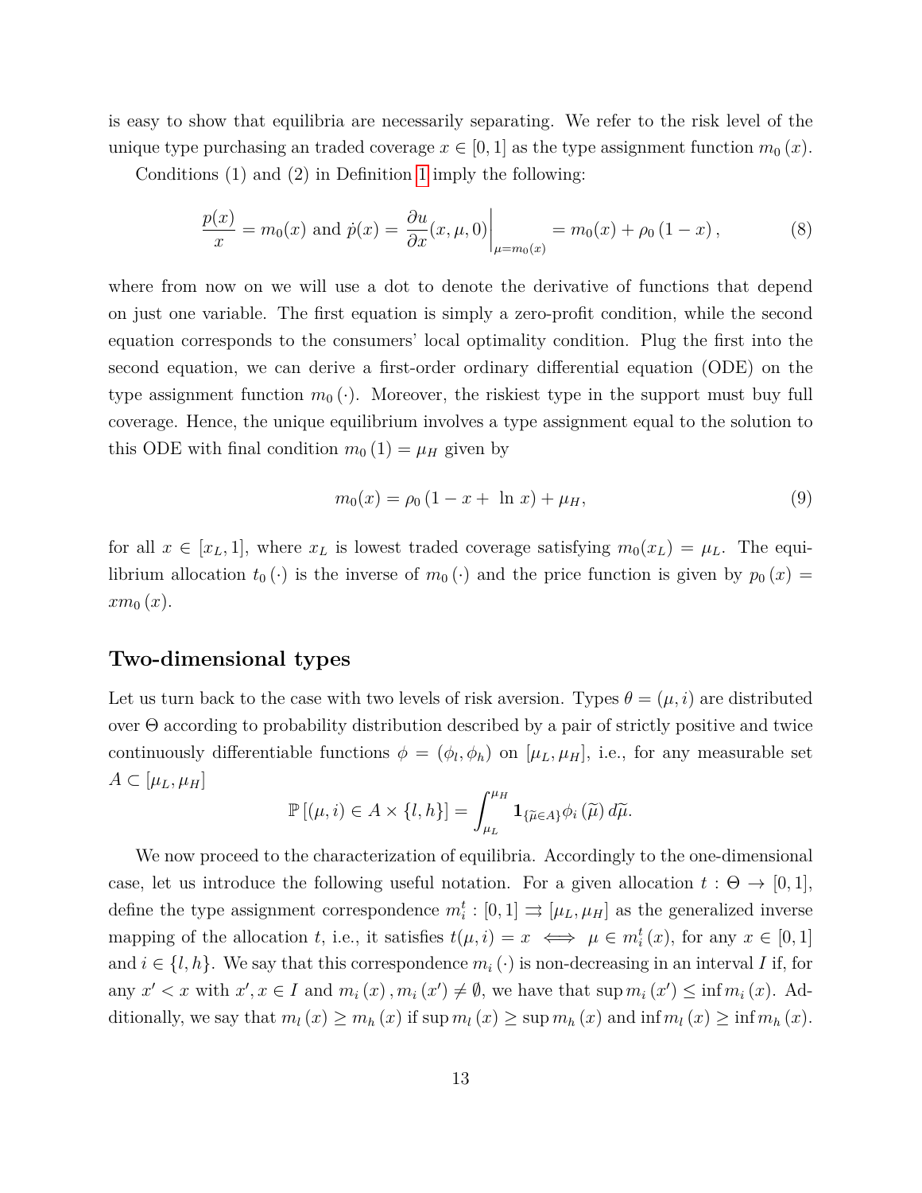is easy to show that equilibria are necessarily separating. We refer to the risk level of the unique type purchasing an traded coverage $x \in [0,1]$ as the type assignment function $m_0(x)$.

Conditions (1) and (2) in Definition 1 imply the following:

$$\frac{p(x)}{x} = m_0(x) \text{ and } \dot{p}(x) = \frac{\partial u}{\partial x}(x, \mu, 0)\bigg|_{\mu = m_0(x)} = m_0(x) + \rho_0(1-x), \tag{8}$$

where from now on we will use a dot to denote the derivative of functions that depend on just one variable. The first equation is simply a zero-profit condition, while the second equation corresponds to the consumers' local optimality condition. Plug the first into the second equation, we can derive a first-order ordinary differential equation (ODE) on the type assignment function $m_0(\cdot)$. Moreover, the riskiest type in the support must buy full coverage. Hence, the unique equilibrium involves a type assignment equal to the solution to this ODE with final condition $m_0(1) = \mu_H$ given by

$$m_0(x) = \rho_0(1 - x + \ln x) + \mu_H, \tag{9}$$

for all $x \in [x_L, 1]$, where $x_L$ is lowest traded coverage satisfying $m_0(x_L) = \mu_L$. The equilibrium allocation $t_0(\cdot)$ is the inverse of $m_0(\cdot)$ and the price function is given by $p_0(x) = x m_0(x)$.

## Two-dimensional types

Let us turn back to the case with two levels of risk aversion. Types $\theta = (\mu, i)$ are distributed over $\Theta$ according to probability distribution described by a pair of strictly positive and twice continuously differentiable functions $\phi = (\phi_l, \phi_h)$ on $[\mu_L, \mu_H]$, i.e., for any measurable set $A \subset [\mu_L, \mu_H]$

$$\mathbb{P}[(\mu, i) \in A \times \{l, h\}] = \int_{\mu_L}^{\mu_H} \mathbf{1}_{\{\widetilde{\mu} \in A\}} \phi_i(\widetilde{\mu})\, d\widetilde{\mu}.$$

We now proceed to the characterization of equilibria. Accordingly to the one-dimensional case, let us introduce the following useful notation. For a given allocation $t : \Theta \to [0,1]$, define the type assignment correspondence $m_i^t : [0,1] \rightrightarrows [\mu_L, \mu_H]$ as the generalized inverse mapping of the allocation $t$, i.e., it satisfies $t(\mu, i) = x \iff \mu \in m_i^t(x)$, for any $x \in [0,1]$ and $i \in \{l, h\}$. We say that this correspondence $m_i(\cdot)$ is non-decreasing in an interval $I$ if, for any $x' < x$ with $x', x \in I$ and $m_i(x), m_i(x') \neq \emptyset$, we have that $\sup m_i(x') \leq \inf m_i(x)$. Additionally, we say that $m_l(x) \geq m_h(x)$ if $\sup m_l(x) \geq \sup m_h(x)$ and $\inf m_l(x) \geq \inf m_h(x)$.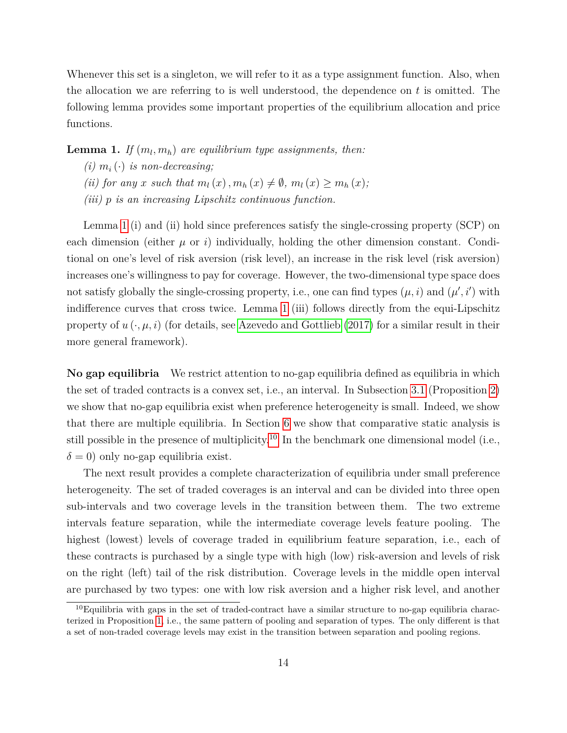Whenever this set is a singleton, we will refer to it as a type assignment function. Also, when the allocation we are referring to is well understood, the dependence on $t$ is omitted. The following lemma provides some important properties of the equilibrium allocation and price functions.

**Lemma 1.** *If $(m_l, m_h)$ are equilibrium type assignments, then:*
*(i) $m_i(\cdot)$ is non-decreasing;*
*(ii) for any $x$ such that $m_l(x), m_h(x) \neq \emptyset$, $m_l(x) \geq m_h(x)$;*
*(iii) $p$ is an increasing Lipschitz continuous function.*

Lemma 1 (i) and (ii) hold since preferences satisfy the single-crossing property (SCP) on each dimension (either $\mu$ or $i$) individually, holding the other dimension constant. Conditional on one's level of risk aversion (risk level), an increase in the risk level (risk aversion) increases one's willingness to pay for coverage. However, the two-dimensional type space does not satisfy globally the single-crossing property, i.e., one can find types $(\mu, i)$ and $(\mu', i')$ with indifference curves that cross twice. Lemma 1 (iii) follows directly from the equi-Lipschitz property of $u(\cdot, \mu, i)$ (for details, see Azevedo and Gottlieb (2017) for a similar result in their more general framework).

**No gap equilibria** We restrict attention to no-gap equilibria defined as equilibria in which the set of traded contracts is a convex set, i.e., an interval. In Subsection 3.1 (Proposition 2) we show that no-gap equilibria exist when preference heterogeneity is small. Indeed, we show that there are multiple equilibria. In Section 6 we show that comparative static analysis is still possible in the presence of multiplicity.[10] In the benchmark one dimensional model (i.e., $\delta = 0$) only no-gap equilibria exist.

The next result provides a complete characterization of equilibria under small preference heterogeneity. The set of traded coverages is an interval and can be divided into three open sub-intervals and two coverage levels in the transition between them. The two extreme intervals feature separation, while the intermediate coverage levels feature pooling. The highest (lowest) levels of coverage traded in equilibrium feature separation, i.e., each of these contracts is purchased by a single type with high (low) risk-aversion and levels of risk on the right (left) tail of the risk distribution. Coverage levels in the middle open interval are purchased by two types: one with low risk aversion and a higher risk level, and another

[10] Equilibria with gaps in the set of traded-contract have a similar structure to no-gap equilibria characterized in Proposition 1, i.e., the same pattern of pooling and separation of types. The only different is that a set of non-traded coverage levels may exist in the transition between separation and pooling regions.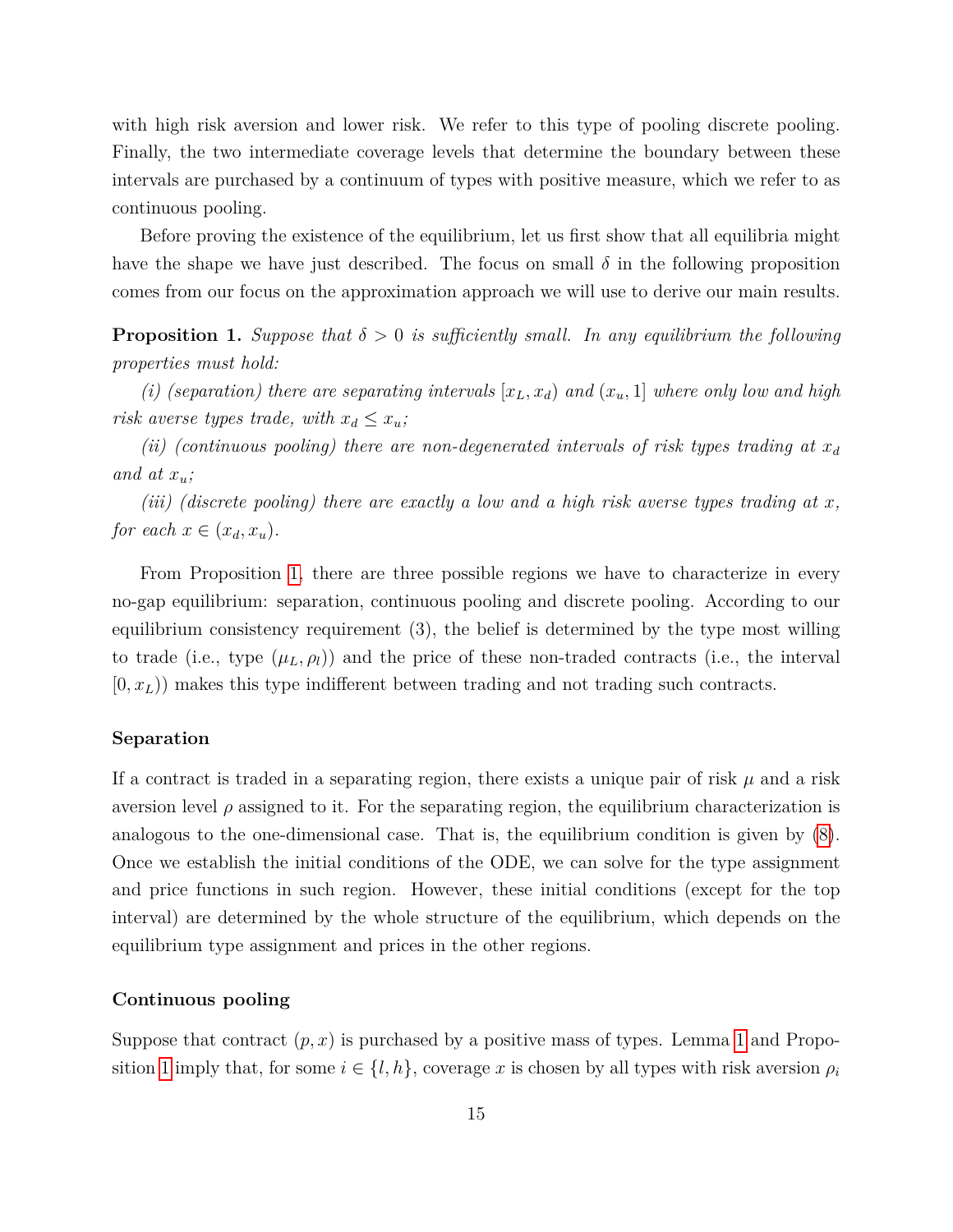with high risk aversion and lower risk. We refer to this type of pooling discrete pooling. Finally, the two intermediate coverage levels that determine the boundary between these intervals are purchased by a continuum of types with positive measure, which we refer to as continuous pooling.

Before proving the existence of the equilibrium, let us first show that all equilibria might have the shape we have just described. The focus on small $\delta$ in the following proposition comes from our focus on the approximation approach we will use to derive our main results.

**Proposition 1.** *Suppose that $\delta > 0$ is sufficiently small. In any equilibrium the following properties must hold:*

*(i) (separation) there are separating intervals $[x_L, x_d)$ and $(x_u, 1]$ where only low and high risk averse types trade, with $x_d \leq x_u$;*

*(ii) (continuous pooling) there are non-degenerated intervals of risk types trading at $x_d$ and at $x_u$;*

*(iii) (discrete pooling) there are exactly a low and a high risk averse types trading at $x$, for each $x \in (x_d, x_u)$.*

From Proposition 1, there are three possible regions we have to characterize in every no-gap equilibrium: separation, continuous pooling and discrete pooling. According to our equilibrium consistency requirement (3), the belief is determined by the type most willing to trade (i.e., type $(\mu_L, \rho_l)$) and the price of these non-traded contracts (i.e., the interval $[0, x_L)$) makes this type indifferent between trading and not trading such contracts.

### Separation

If a contract is traded in a separating region, there exists a unique pair of risk $\mu$ and a risk aversion level $\rho$ assigned to it. For the separating region, the equilibrium characterization is analogous to the one-dimensional case. That is, the equilibrium condition is given by (8). Once we establish the initial conditions of the ODE, we can solve for the type assignment and price functions in such region. However, these initial conditions (except for the top interval) are determined by the whole structure of the equilibrium, which depends on the equilibrium type assignment and prices in the other regions.

### Continuous pooling

Suppose that contract $(p, x)$ is purchased by a positive mass of types. Lemma 1 and Proposition 1 imply that, for some $i \in \{l, h\}$, coverage $x$ is chosen by all types with risk aversion $\rho_i$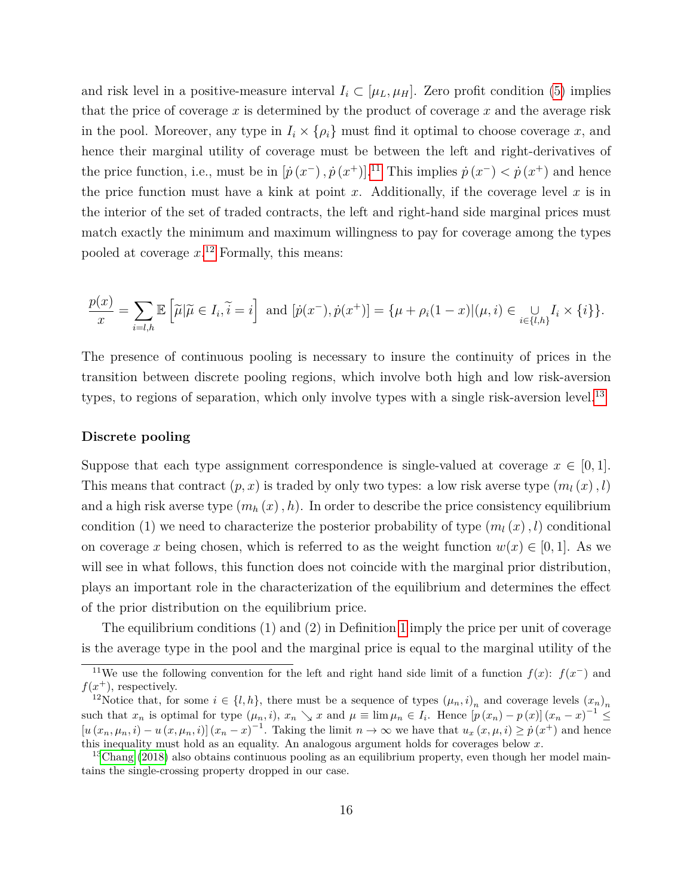and risk level in a positive-measure interval $I_i \subset [\mu_L, \mu_H]$. Zero profit condition (5) implies that the price of coverage $x$ is determined by the product of coverage $x$ and the average risk in the pool. Moreover, any type in $I_i \times \{\rho_i\}$ must find it optimal to choose coverage $x$, and hence their marginal utility of coverage must be between the left and right-derivatives of the price function, i.e., must be in $[\dot{p}(x^-), \dot{p}(x^+)]$.[11] This implies $\dot{p}(x^-) < \dot{p}(x^+)$ and hence the price function must have a kink at point $x$. Additionally, if the coverage level $x$ is in the interior of the set of traded contracts, the left and right-hand side marginal prices must match exactly the minimum and maximum willingness to pay for coverage among the types pooled at coverage $x$.[12] Formally, this means:

$$\frac{p(x)}{x} = \sum_{i=l,h} \mathbb{E}\left[\widetilde{\mu} | \widetilde{\mu} \in I_i, \widetilde{i} = i\right] \text{ and } [\dot{p}(x^-), \dot{p}(x^+)] = \{\mu + \rho_i(1-x) | (\mu, i) \in \underset{i \in \{l,h\}}{\cup} I_i \times \{i\}\}.$$

The presence of continuous pooling is necessary to insure the continuity of prices in the transition between discrete pooling regions, which involve both high and low risk-aversion types, to regions of separation, which only involve types with a single risk-aversion level.[13]

**Discrete pooling**

Suppose that each type assignment correspondence is single-valued at coverage $x \in [0, 1]$. This means that contract $(p, x)$ is traded by only two types: a low risk averse type $(m_l(x), l)$ and a high risk averse type $(m_h(x), h)$. In order to describe the price consistency equilibrium condition (1) we need to characterize the posterior probability of type $(m_l(x), l)$ conditional on coverage $x$ being chosen, which is referred to as the weight function $w(x) \in [0, 1]$. As we will see in what follows, this function does not coincide with the marginal prior distribution, plays an important role in the characterization of the equilibrium and determines the effect of the prior distribution on the equilibrium price.

The equilibrium conditions (1) and (2) in Definition 1 imply the price per unit of coverage is the average type in the pool and the marginal price is equal to the marginal utility of the

[11] We use the following convention for the left and right hand side limit of a function $f(x)$: $f(x^-)$ and $f(x^+)$, respectively.

[12] Notice that, for some $i \in \{l, h\}$, there must be a sequence of types $(\mu_n, i)_n$ and coverage levels $(x_n)_n$ such that $x_n$ is optimal for type $(\mu_n, i)$, $x_n \searrow x$ and $\mu \equiv \lim \mu_n \in I_i$. Hence $[p(x_n) - p(x)](x_n - x)^{-1} \leq [u(x_n, \mu_n, i) - u(x, \mu_n, i)](x_n - x)^{-1}$. Taking the limit $n \to \infty$ we have that $u_x(x, \mu, i) \geq \dot{p}(x^+)$ and hence this inequality must hold as an equality. An analogous argument holds for coverages below $x$.

[13] Chang (2018) also obtains continuous pooling as an equilibrium property, even though her model maintains the single-crossing property dropped in our case.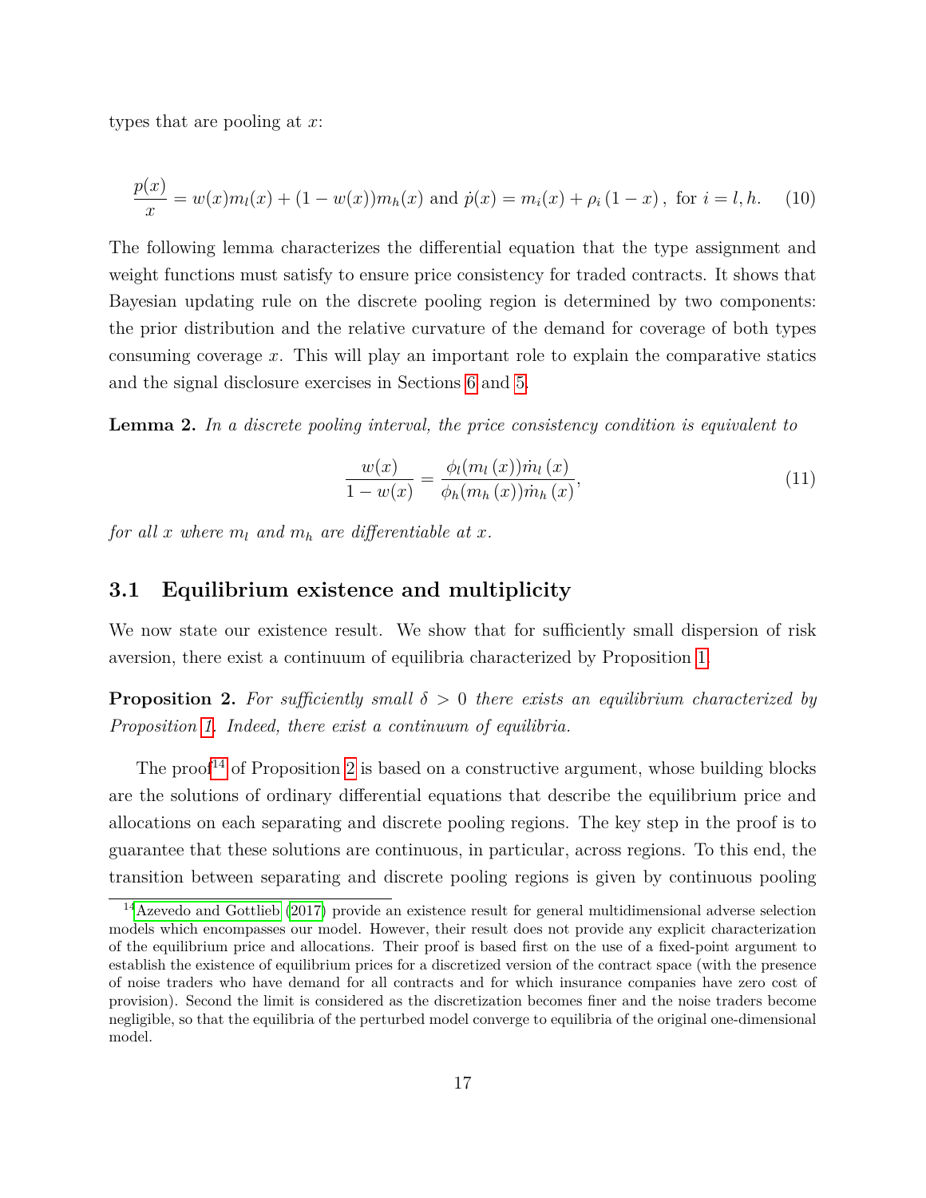types that are pooling at $x$:

$$\frac{p(x)}{x} = w(x)m_l(x) + (1 - w(x))m_h(x) \text{ and } \dot{p}(x) = m_i(x) + \rho_i(1 - x), \text{ for } i = l, h. \quad (10)$$

The following lemma characterizes the differential equation that the type assignment and weight functions must satisfy to ensure price consistency for traded contracts. It shows that Bayesian updating rule on the discrete pooling region is determined by two components: the prior distribution and the relative curvature of the demand for coverage of both types consuming coverage $x$. This will play an important role to explain the comparative statics and the signal disclosure exercises in Sections 6 and 5.

**Lemma 2.** *In a discrete pooling interval, the price consistency condition is equivalent to*

$$\frac{w(x)}{1 - w(x)} = \frac{\phi_l(m_l(x))\dot{m}_l(x)}{\phi_h(m_h(x))\dot{m}_h(x)}, \quad (11)$$

*for all $x$ where $m_l$ and $m_h$ are differentiable at $x$.*

## 3.1 Equilibrium existence and multiplicity

We now state our existence result. We show that for sufficiently small dispersion of risk aversion, there exist a continuum of equilibria characterized by Proposition 1.

**Proposition 2.** *For sufficiently small $\delta > 0$ there exists an equilibrium characterized by Proposition 1. Indeed, there exist a continuum of equilibria.*

The proof[14] of Proposition 2 is based on a constructive argument, whose building blocks are the solutions of ordinary differential equations that describe the equilibrium price and allocations on each separating and discrete pooling regions. The key step in the proof is to guarantee that these solutions are continuous, in particular, across regions. To this end, the transition between separating and discrete pooling regions is given by continuous pooling

[14] Azevedo and Gottlieb (2017) provide an existence result for general multidimensional adverse selection models which encompasses our model. However, their result does not provide any explicit characterization of the equilibrium price and allocations. Their proof is based first on the use of a fixed-point argument to establish the existence of equilibrium prices for a discretized version of the contract space (with the presence of noise traders who have demand for all contracts and for which insurance companies have zero cost of provision). Second the limit is considered as the discretization becomes finer and the noise traders become negligible, so that the equilibria of the perturbed model converge to equilibria of the original one-dimensional model.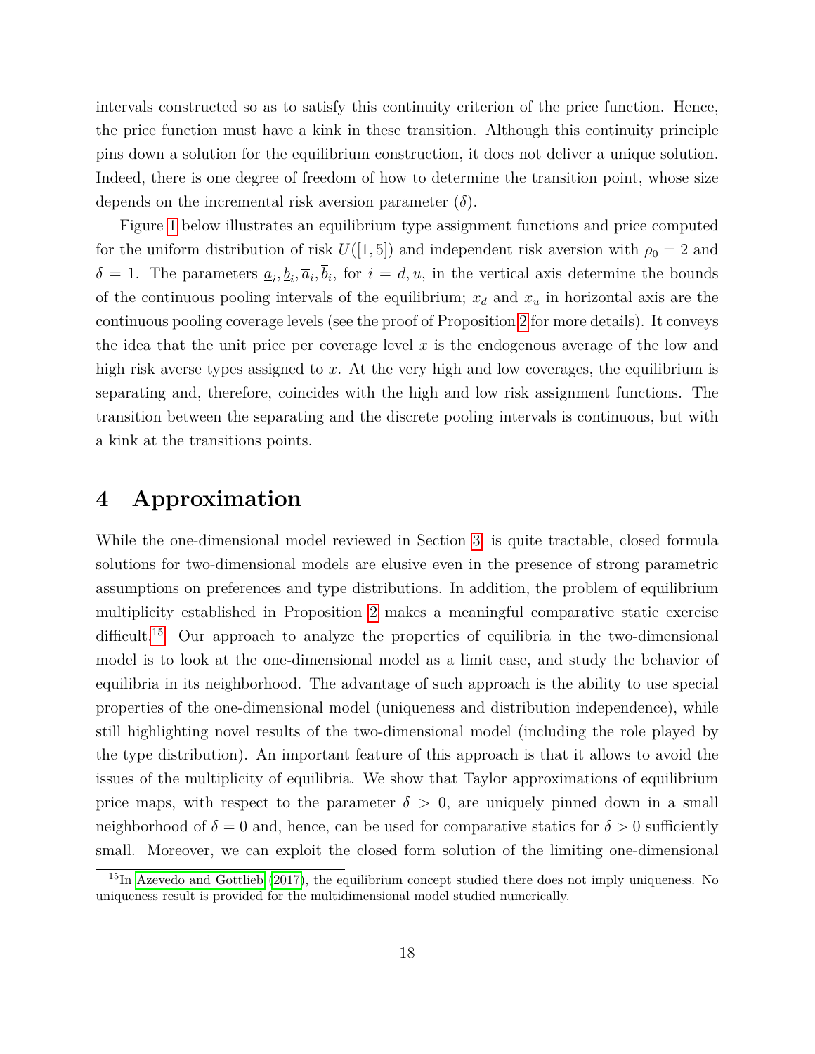intervals constructed so as to satisfy this continuity criterion of the price function. Hence, the price function must have a kink in these transition. Although this continuity principle pins down a solution for the equilibrium construction, it does not deliver a unique solution. Indeed, there is one degree of freedom of how to determine the transition point, whose size depends on the incremental risk aversion parameter ($\delta$).

Figure 1 below illustrates an equilibrium type assignment functions and price computed for the uniform distribution of risk $U([1,5])$ and independent risk aversion with $\rho_0 = 2$ and $\delta = 1$. The parameters $\underline{a}_i, \underline{b}_i, \overline{a}_i, \overline{b}_i$, for $i = d, u$, in the vertical axis determine the bounds of the continuous pooling intervals of the equilibrium; $x_d$ and $x_u$ in horizontal axis are the continuous pooling coverage levels (see the proof of Proposition 2 for more details). It conveys the idea that the unit price per coverage level $x$ is the endogenous average of the low and high risk averse types assigned to $x$. At the very high and low coverages, the equilibrium is separating and, therefore, coincides with the high and low risk assignment functions. The transition between the separating and the discrete pooling intervals is continuous, but with a kink at the transitions points.

# 4 Approximation

While the one-dimensional model reviewed in Section 3, is quite tractable, closed formula solutions for two-dimensional models are elusive even in the presence of strong parametric assumptions on preferences and type distributions. In addition, the problem of equilibrium multiplicity established in Proposition 2 makes a meaningful comparative static exercise difficult.[15] Our approach to analyze the properties of equilibria in the two-dimensional model is to look at the one-dimensional model as a limit case, and study the behavior of equilibria in its neighborhood. The advantage of such approach is the ability to use special properties of the one-dimensional model (uniqueness and distribution independence), while still highlighting novel results of the two-dimensional model (including the role played by the type distribution). An important feature of this approach is that it allows to avoid the issues of the multiplicity of equilibria. We show that Taylor approximations of equilibrium price maps, with respect to the parameter $\delta > 0$, are uniquely pinned down in a small neighborhood of $\delta = 0$ and, hence, can be used for comparative statics for $\delta > 0$ sufficiently small. Moreover, we can exploit the closed form solution of the limiting one-dimensional

[15] In Azevedo and Gottlieb (2017), the equilibrium concept studied there does not imply uniqueness. No uniqueness result is provided for the multidimensional model studied numerically.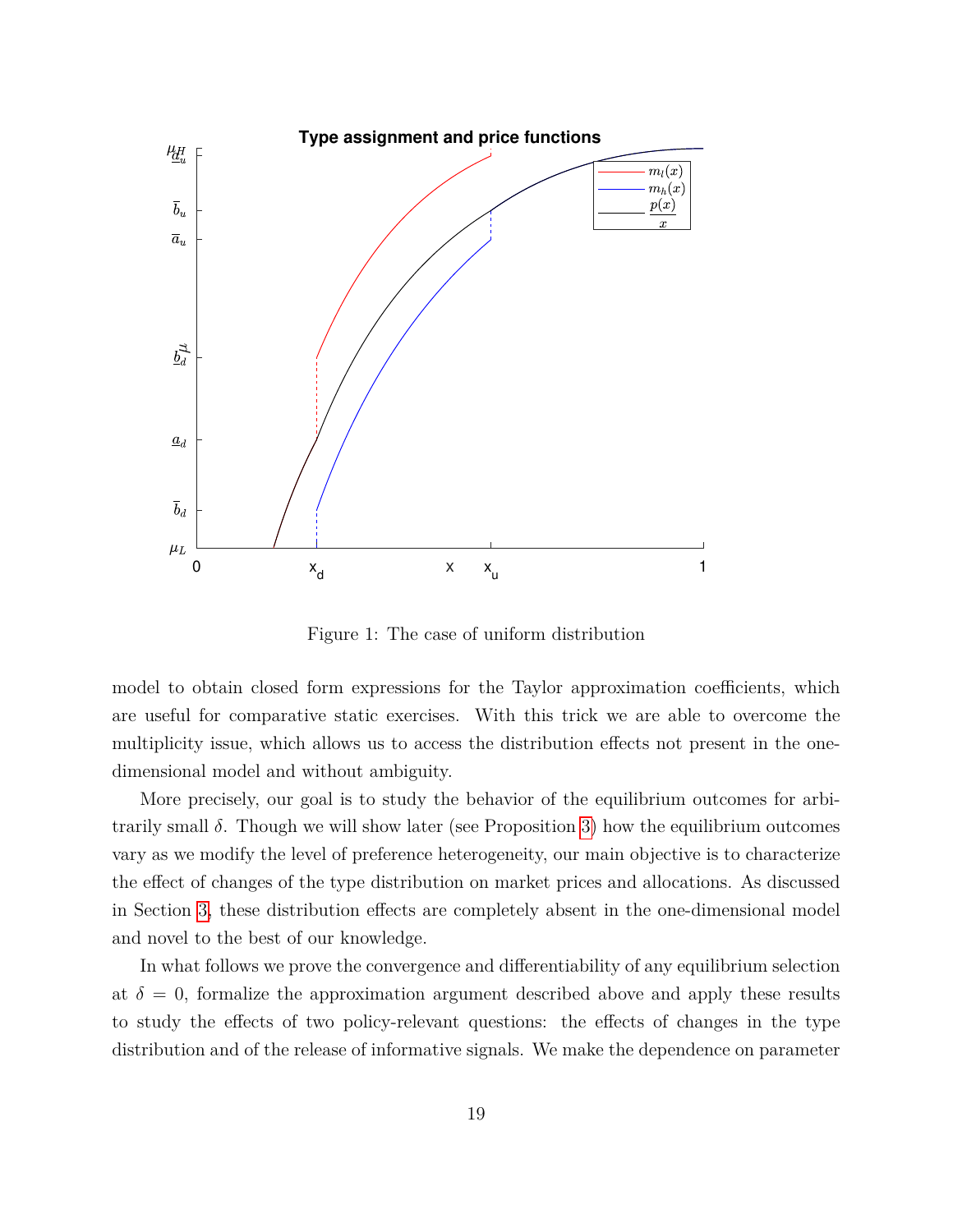Type assignment and price functions

$\mu_H$ $\underline{a}_u$

$\overline{b}_u$

$\overline{a}_u$

$\underline{b}_d$ $\mu$

$\underline{a}_d$

$\overline{b}_d$

$\mu_L$

0 $x_d$ x $x_u$ 1

$m_l(x)$

$m_h(x)$

$\frac{p(x)}{x}$

Figure 1: The case of uniform distribution

model to obtain closed form expressions for the Taylor approximation coefficients, which are useful for comparative static exercises. With this trick we are able to overcome the multiplicity issue, which allows us to access the distribution effects not present in the one-dimensional model and without ambiguity.

More precisely, our goal is to study the behavior of the equilibrium outcomes for arbitrarily small $\delta$. Though we will show later (see Proposition 3) how the equilibrium outcomes vary as we modify the level of preference heterogeneity, our main objective is to characterize the effect of changes of the type distribution on market prices and allocations. As discussed in Section 3, these distribution effects are completely absent in the one-dimensional model and novel to the best of our knowledge.

In what follows we prove the convergence and differentiability of any equilibrium selection at $\delta = 0$, formalize the approximation argument described above and apply these results to study the effects of two policy-relevant questions: the effects of changes in the type distribution and of the release of informative signals. We make the dependence on parameter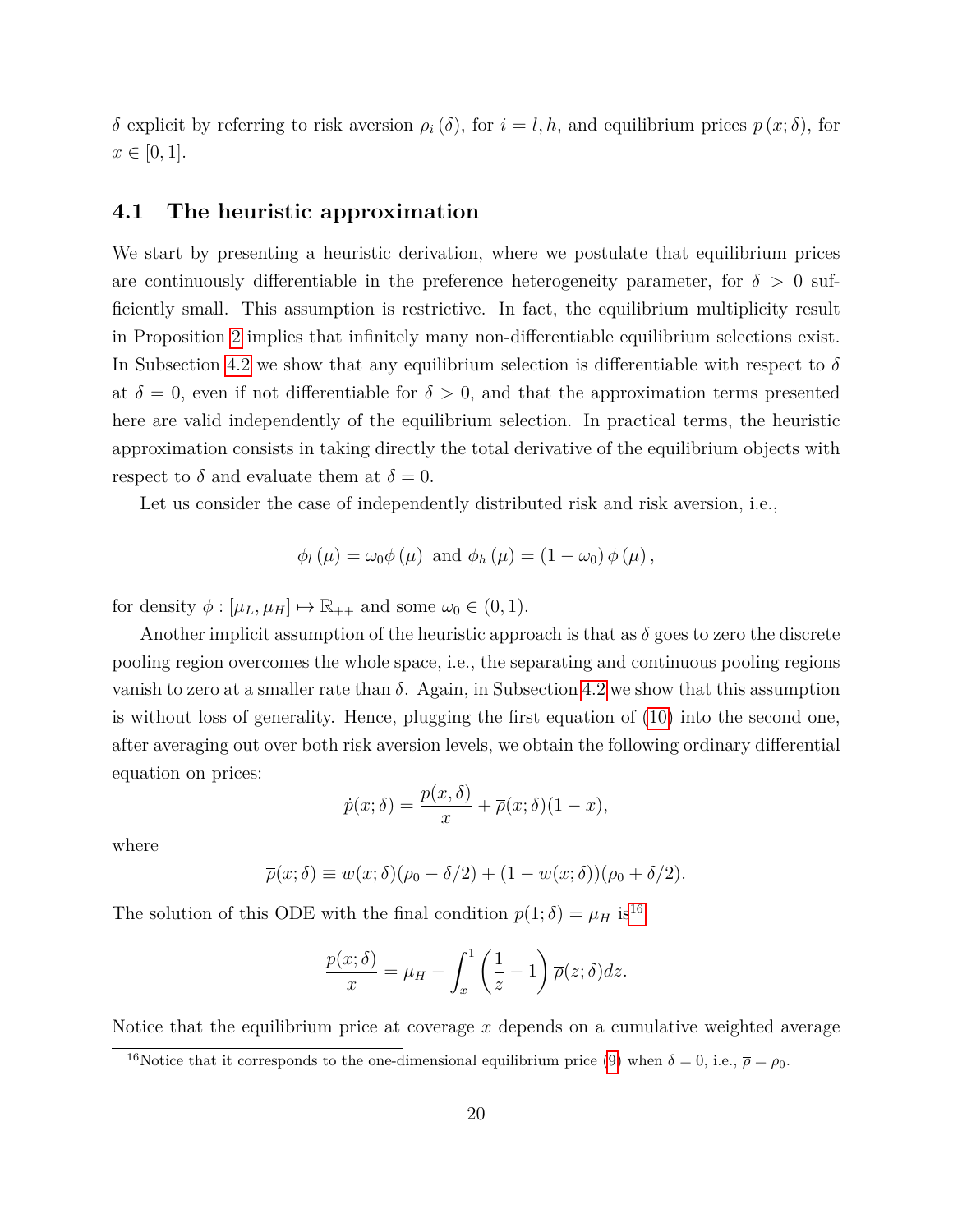$\delta$ explicit by referring to risk aversion $\rho_i(\delta)$, for $i = l, h$, and equilibrium prices $p(x;\delta)$, for $x \in [0,1]$.

## 4.1 The heuristic approximation

We start by presenting a heuristic derivation, where we postulate that equilibrium prices are continuously differentiable in the preference heterogeneity parameter, for $\delta > 0$ sufficiently small. This assumption is restrictive. In fact, the equilibrium multiplicity result in Proposition 2 implies that infinitely many non-differentiable equilibrium selections exist. In Subsection 4.2 we show that any equilibrium selection is differentiable with respect to $\delta$ at $\delta = 0$, even if not differentiable for $\delta > 0$, and that the approximation terms presented here are valid independently of the equilibrium selection. In practical terms, the heuristic approximation consists in taking directly the total derivative of the equilibrium objects with respect to $\delta$ and evaluate them at $\delta = 0$.

Let us consider the case of independently distributed risk and risk aversion, i.e.,

$$\phi_l(\mu) = \omega_0 \phi(\mu) \text{ and } \phi_h(\mu) = (1-\omega_0)\phi(\mu),$$

for density $\phi : [\mu_L, \mu_H] \mapsto \mathbb{R}_{++}$ and some $\omega_0 \in (0,1)$.

Another implicit assumption of the heuristic approach is that as $\delta$ goes to zero the discrete pooling region overcomes the whole space, i.e., the separating and continuous pooling regions vanish to zero at a smaller rate than $\delta$. Again, in Subsection 4.2 we show that this assumption is without loss of generality. Hence, plugging the first equation of (10) into the second one, after averaging out over both risk aversion levels, we obtain the following ordinary differential equation on prices:

$$\dot{p}(x;\delta) = \frac{p(x,\delta)}{x} + \overline{\rho}(x;\delta)(1-x),$$

where

$$\overline{\rho}(x;\delta) \equiv w(x;\delta)(\rho_0 - \delta/2) + (1 - w(x;\delta))(\rho_0 + \delta/2).$$

The solution of this ODE with the final condition $p(1;\delta) = \mu_H$ is[16]

$$\frac{p(x;\delta)}{x} = \mu_H - \int_x^1 \left(\frac{1}{z} - 1\right)\overline{\rho}(z;\delta)dz.$$

Notice that the equilibrium price at coverage $x$ depends on a cumulative weighted average

[16] Notice that it corresponds to the one-dimensional equilibrium price (9) when $\delta = 0$, i.e., $\overline{\rho} = \rho_0$.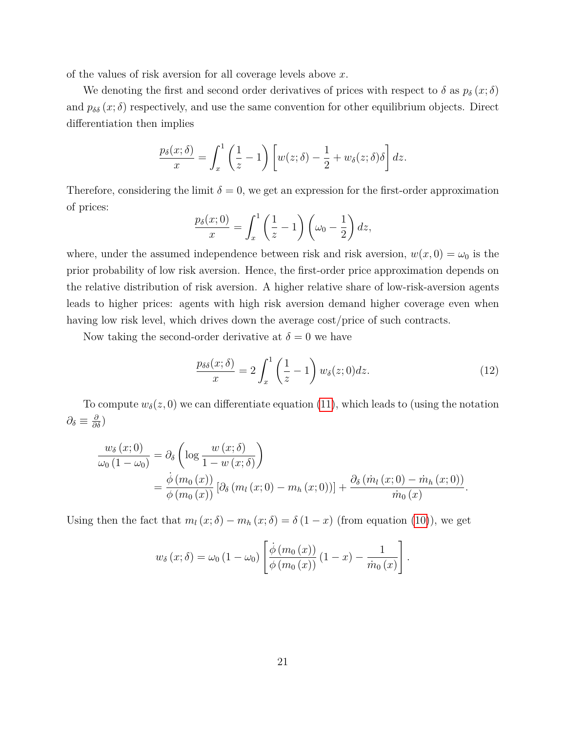of the values of risk aversion for all coverage levels above $x$.

We denoting the first and second order derivatives of prices with respect to $\delta$ as $p_\delta(x;\delta)$ and $p_{\delta\delta}(x;\delta)$ respectively, and use the same convention for other equilibrium objects. Direct differentiation then implies

$$\frac{p_\delta(x;\delta)}{x} = \int_x^1 \left(\frac{1}{z} - 1\right)\left[w(z;\delta) - \frac{1}{2} + w_\delta(z;\delta)\delta\right] dz.$$

Therefore, considering the limit $\delta = 0$, we get an expression for the first-order approximation of prices:

$$\frac{p_\delta(x;0)}{x} = \int_x^1 \left(\frac{1}{z} - 1\right)\left(\omega_0 - \frac{1}{2}\right) dz,$$

where, under the assumed independence between risk and risk aversion, $w(x,0) = \omega_0$ is the prior probability of low risk aversion. Hence, the first-order price approximation depends on the relative distribution of risk aversion. A higher relative share of low-risk-aversion agents leads to higher prices: agents with high risk aversion demand higher coverage even when having low risk level, which drives down the average cost/price of such contracts.

Now taking the second-order derivative at $\delta = 0$ we have

$$\frac{p_{\delta\delta}(x;\delta)}{x} = 2\int_x^1 \left(\frac{1}{z} - 1\right) w_\delta(z;0) dz. \tag{12}$$

To compute $w_\delta(z,0)$ we can differentiate equation (11), which leads to (using the notation $\partial_\delta \equiv \frac{\partial}{\partial\delta}$)

$$\begin{aligned}
\frac{w_\delta(x;0)}{\omega_0(1-\omega_0)} &= \partial_\delta\left(\log\frac{w(x;\delta)}{1-w(x;\delta)}\right) \\
&= \frac{\dot\phi(m_0(x))}{\phi(m_0(x))}\left[\partial_\delta(m_l(x;0) - m_h(x;0))\right] + \frac{\partial_\delta(\dot m_l(x;0) - \dot m_h(x;0))}{\dot m_0(x)}.
\end{aligned}$$

Using then the fact that $m_l(x;\delta) - m_h(x;\delta) = \delta(1-x)$ (from equation (10)), we get

$$w_\delta(x;\delta) = \omega_0(1-\omega_0)\left[\frac{\dot\phi(m_0(x))}{\phi(m_0(x))}(1-x) - \frac{1}{\dot m_0(x)}\right].$$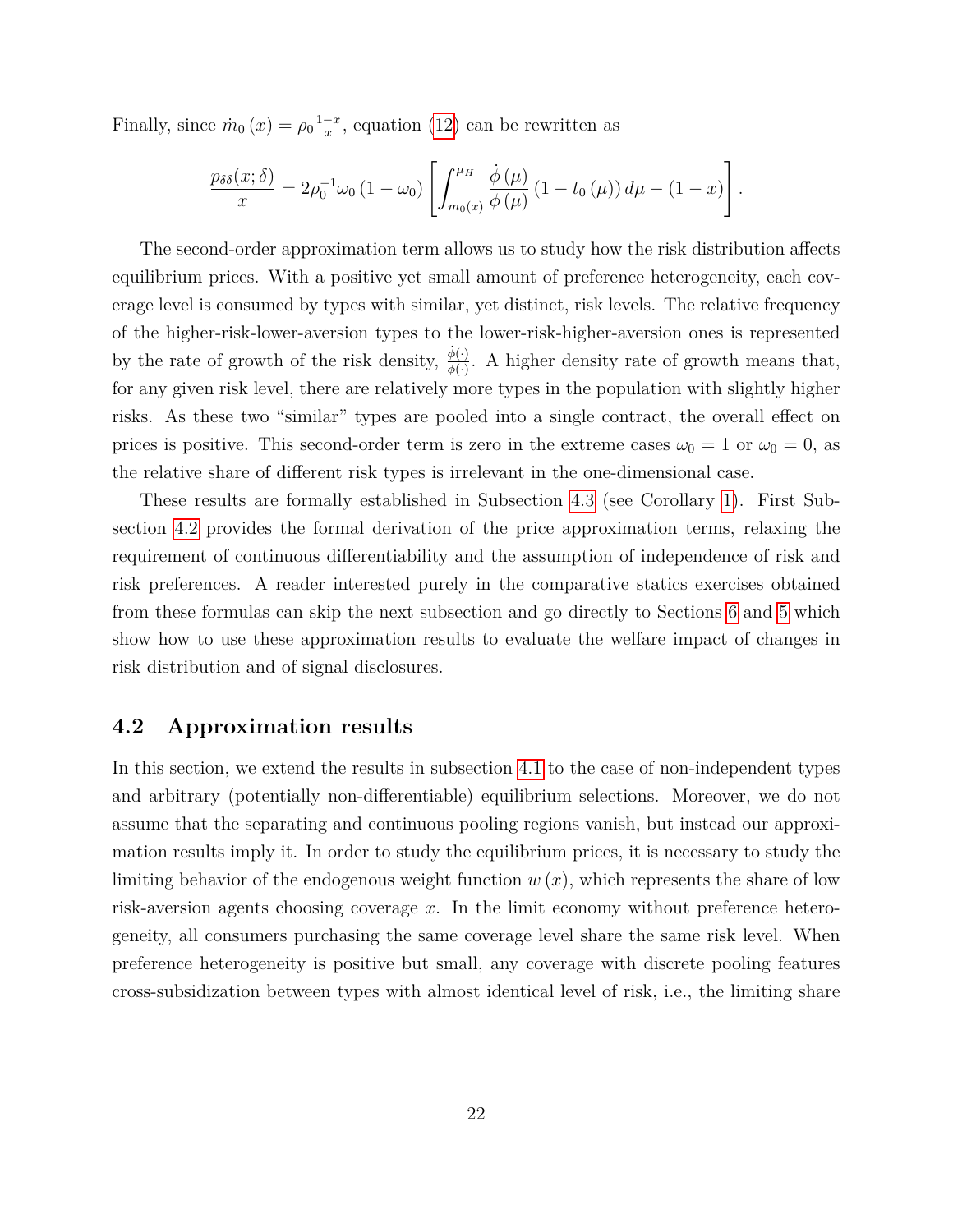Finally, since $\dot{m}_0(x) = \rho_0 \frac{1-x}{x}$, equation (12) can be rewritten as

$$\frac{p_{\delta\delta}(x;\delta)}{x} = 2\rho_0^{-1}\omega_0(1-\omega_0)\left[\int_{m_0(x)}^{\mu_H} \frac{\dot{\phi}(\mu)}{\phi(\mu)}(1-t_0(\mu))\,d\mu - (1-x)\right].$$

The second-order approximation term allows us to study how the risk distribution affects equilibrium prices. With a positive yet small amount of preference heterogeneity, each coverage level is consumed by types with similar, yet distinct, risk levels. The relative frequency of the higher-risk-lower-aversion types to the lower-risk-higher-aversion ones is represented by the rate of growth of the risk density, $\frac{\dot{\phi}(\cdot)}{\phi(\cdot)}$. A higher density rate of growth means that, for any given risk level, there are relatively more types in the population with slightly higher risks. As these two "similar" types are pooled into a single contract, the overall effect on prices is positive. This second-order term is zero in the extreme cases $\omega_0 = 1$ or $\omega_0 = 0$, as the relative share of different risk types is irrelevant in the one-dimensional case.

These results are formally established in Subsection 4.3 (see Corollary 1). First Subsection 4.2 provides the formal derivation of the price approximation terms, relaxing the requirement of continuous differentiability and the assumption of independence of risk and risk preferences. A reader interested purely in the comparative statics exercises obtained from these formulas can skip the next subsection and go directly to Sections 6 and 5 which show how to use these approximation results to evaluate the welfare impact of changes in risk distribution and of signal disclosures.

## 4.2 Approximation results

In this section, we extend the results in subsection 4.1 to the case of non-independent types and arbitrary (potentially non-differentiable) equilibrium selections. Moreover, we do not assume that the separating and continuous pooling regions vanish, but instead our approximation results imply it. In order to study the equilibrium prices, it is necessary to study the limiting behavior of the endogenous weight function $w(x)$, which represents the share of low risk-aversion agents choosing coverage $x$. In the limit economy without preference heterogeneity, all consumers purchasing the same coverage level share the same risk level. When preference heterogeneity is positive but small, any coverage with discrete pooling features cross-subsidization between types with almost identical level of risk, i.e., the limiting share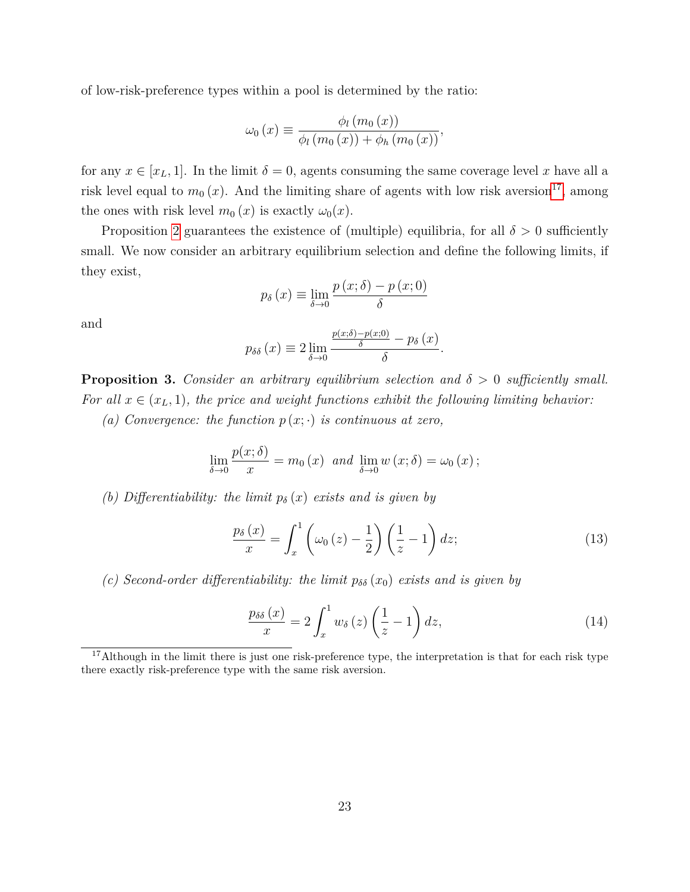of low-risk-preference types within a pool is determined by the ratio:

$$\omega_0(x) \equiv \frac{\phi_l(m_0(x))}{\phi_l(m_0(x)) + \phi_h(m_0(x))},$$

for any $x \in [x_L, 1]$. In the limit $\delta = 0$, agents consuming the same coverage level $x$ have all a risk level equal to $m_0(x)$. And the limiting share of agents with low risk aversion[17], among the ones with risk level $m_0(x)$ is exactly $\omega_0(x)$.

Proposition 2 guarantees the existence of (multiple) equilibria, for all $\delta > 0$ sufficiently small. We now consider an arbitrary equilibrium selection and define the following limits, if they exist,

$$p_\delta(x) \equiv \lim_{\delta \to 0} \frac{p(x;\delta) - p(x;0)}{\delta}$$

and

$$p_{\delta\delta}(x) \equiv 2 \lim_{\delta \to 0} \frac{\frac{p(x;\delta)-p(x;0)}{\delta} - p_\delta(x)}{\delta}.$$

**Proposition 3.** *Consider an arbitrary equilibrium selection and $\delta > 0$ sufficiently small. For all $x \in (x_L, 1)$, the price and weight functions exhibit the following limiting behavior:*

*(a) Convergence: the function $p(x;\cdot)$ is continuous at zero,*

$$\lim_{\delta \to 0} \frac{p(x;\delta)}{x} = m_0(x) \text{ and } \lim_{\delta \to 0} w(x;\delta) = \omega_0(x);$$

*(b) Differentiability: the limit $p_\delta(x)$ exists and is given by*

$$\frac{p_\delta(x)}{x} = \int_x^1 \left(\omega_0(z) - \frac{1}{2}\right)\left(\frac{1}{z} - 1\right) dz; \tag{13}$$

*(c) Second-order differentiability: the limit $p_{\delta\delta}(x_0)$ exists and is given by*

$$\frac{p_{\delta\delta}(x)}{x} = 2\int_x^1 w_\delta(z)\left(\frac{1}{z} - 1\right) dz, \tag{14}$$

[17] Although in the limit there is just one risk-preference type, the interpretation is that for each risk type there exactly risk-preference type with the same risk aversion.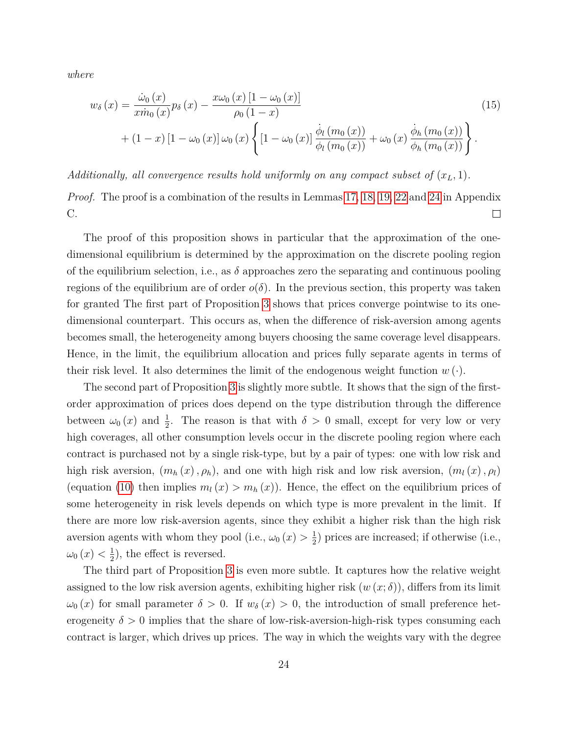*where*

$$
\begin{aligned}
w_{\delta}(x) = {} & \frac{\dot{\omega}_0(x)}{x\dot{m}_0(x)} p_{\delta}(x) - \frac{x\omega_0(x)\left[1-\omega_0(x)\right]}{\rho_0(1-x)} \\
& + (1-x)\left[1-\omega_0(x)\right]\omega_0(x)\left\{\left[1-\omega_0(x)\right]\frac{\dot{\phi}_l(m_0(x))}{\phi_l(m_0(x))} + \omega_0(x)\frac{\dot{\phi}_h(m_0(x))}{\phi_h(m_0(x))}\right\}.
\end{aligned} \tag{15}
$$

*Additionally, all convergence results hold uniformly on any compact subset of* $(x_L, 1)$*.*

*Proof.* The proof is a combination of the results in Lemmas 17, 18, 19, 22 and 24 in Appendix C. □

The proof of this proposition shows in particular that the approximation of the one-dimensional equilibrium is determined by the approximation on the discrete pooling region of the equilibrium selection, i.e., as $\delta$ approaches zero the separating and continuous pooling regions of the equilibrium are of order $o(\delta)$. In the previous section, this property was taken for granted The first part of Proposition 3 shows that prices converge pointwise to its one-dimensional counterpart. This occurs as, when the difference of risk-aversion among agents becomes small, the heterogeneity among buyers choosing the same coverage level disappears. Hence, in the limit, the equilibrium allocation and prices fully separate agents in terms of their risk level. It also determines the limit of the endogenous weight function $w(\cdot)$.

The second part of Proposition 3 is slightly more subtle. It shows that the sign of the first-order approximation of prices does depend on the type distribution through the difference between $\omega_0(x)$ and $\frac{1}{2}$. The reason is that with $\delta > 0$ small, except for very low or very high coverages, all other consumption levels occur in the discrete pooling region where each contract is purchased not by a single risk-type, but by a pair of types: one with low risk and high risk aversion, $(m_h(x), \rho_h)$, and one with high risk and low risk aversion, $(m_l(x), \rho_l)$ (equation (10) then implies $m_l(x) > m_h(x)$). Hence, the effect on the equilibrium prices of some heterogeneity in risk levels depends on which type is more prevalent in the limit. If there are more low risk-aversion agents, since they exhibit a higher risk than the high risk aversion agents with whom they pool (i.e., $\omega_0(x) > \frac{1}{2}$) prices are increased; if otherwise (i.e., $\omega_0(x) < \frac{1}{2}$), the effect is reversed.

The third part of Proposition 3 is even more subtle. It captures how the relative weight assigned to the low risk aversion agents, exhibiting higher risk ($w(x;\delta)$), differs from its limit $\omega_0(x)$ for small parameter $\delta > 0$. If $w_{\delta}(x) > 0$, the introduction of small preference heterogeneity $\delta > 0$ implies that the share of low-risk-aversion-high-risk types consuming each contract is larger, which drives up prices. The way in which the weights vary with the degree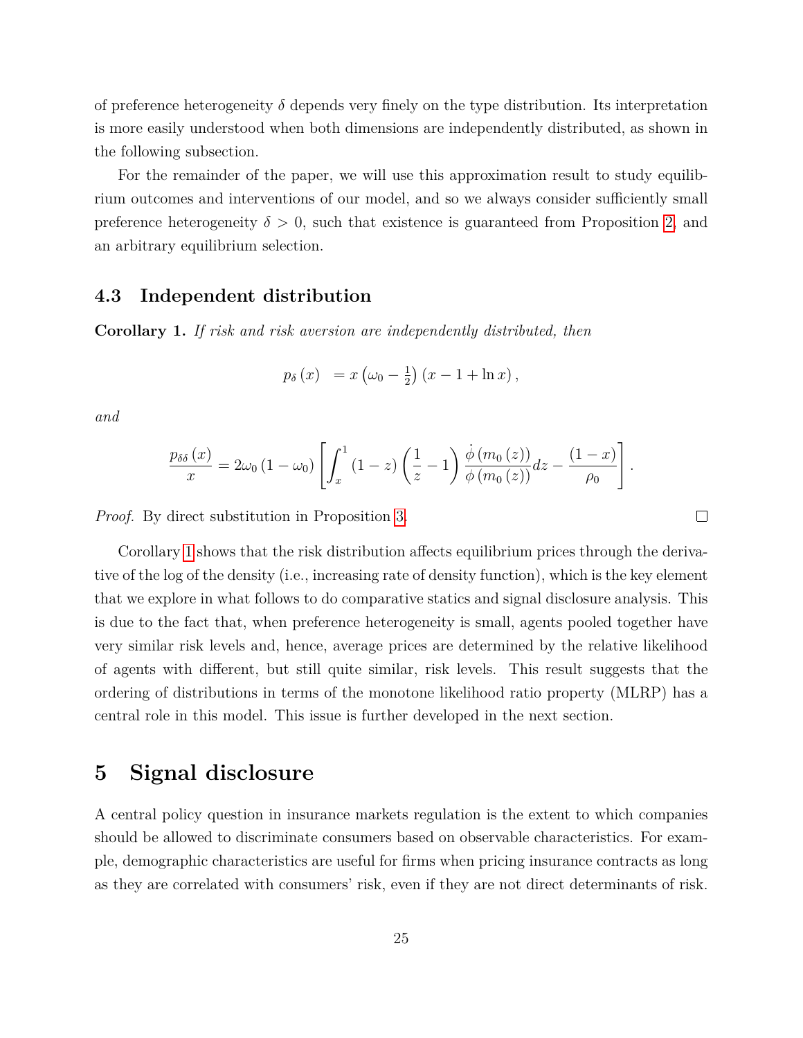of preference heterogeneity $\delta$ depends very finely on the type distribution. Its interpretation is more easily understood when both dimensions are independently distributed, as shown in the following subsection.

For the remainder of the paper, we will use this approximation result to study equilibrium outcomes and interventions of our model, and so we always consider sufficiently small preference heterogeneity $\delta > 0$, such that existence is guaranteed from Proposition 2, and an arbitrary equilibrium selection.

### 4.3 Independent distribution

**Corollary 1.** *If risk and risk aversion are independently distributed, then*

$$p_{\delta}(x) \;\; = x\left(\omega_0 - \tfrac{1}{2}\right)(x - 1 + \ln x),$$

*and*

$$\frac{p_{\delta\delta}(x)}{x} = 2\omega_0(1-\omega_0)\left[\int_x^1 (1-z)\left(\frac{1}{z}-1\right)\frac{\dot{\phi}(m_0(z))}{\phi(m_0(z))}dz - \frac{(1-x)}{\rho_0}\right].$$

*Proof.* By direct substitution in Proposition 3. □

Corollary 1 shows that the risk distribution affects equilibrium prices through the derivative of the log of the density (i.e., increasing rate of density function), which is the key element that we explore in what follows to do comparative statics and signal disclosure analysis. This is due to the fact that, when preference heterogeneity is small, agents pooled together have very similar risk levels and, hence, average prices are determined by the relative likelihood of agents with different, but still quite similar, risk levels. This result suggests that the ordering of distributions in terms of the monotone likelihood ratio property (MLRP) has a central role in this model. This issue is further developed in the next section.

## 5 Signal disclosure

A central policy question in insurance markets regulation is the extent to which companies should be allowed to discriminate consumers based on observable characteristics. For example, demographic characteristics are useful for firms when pricing insurance contracts as long as they are correlated with consumers' risk, even if they are not direct determinants of risk.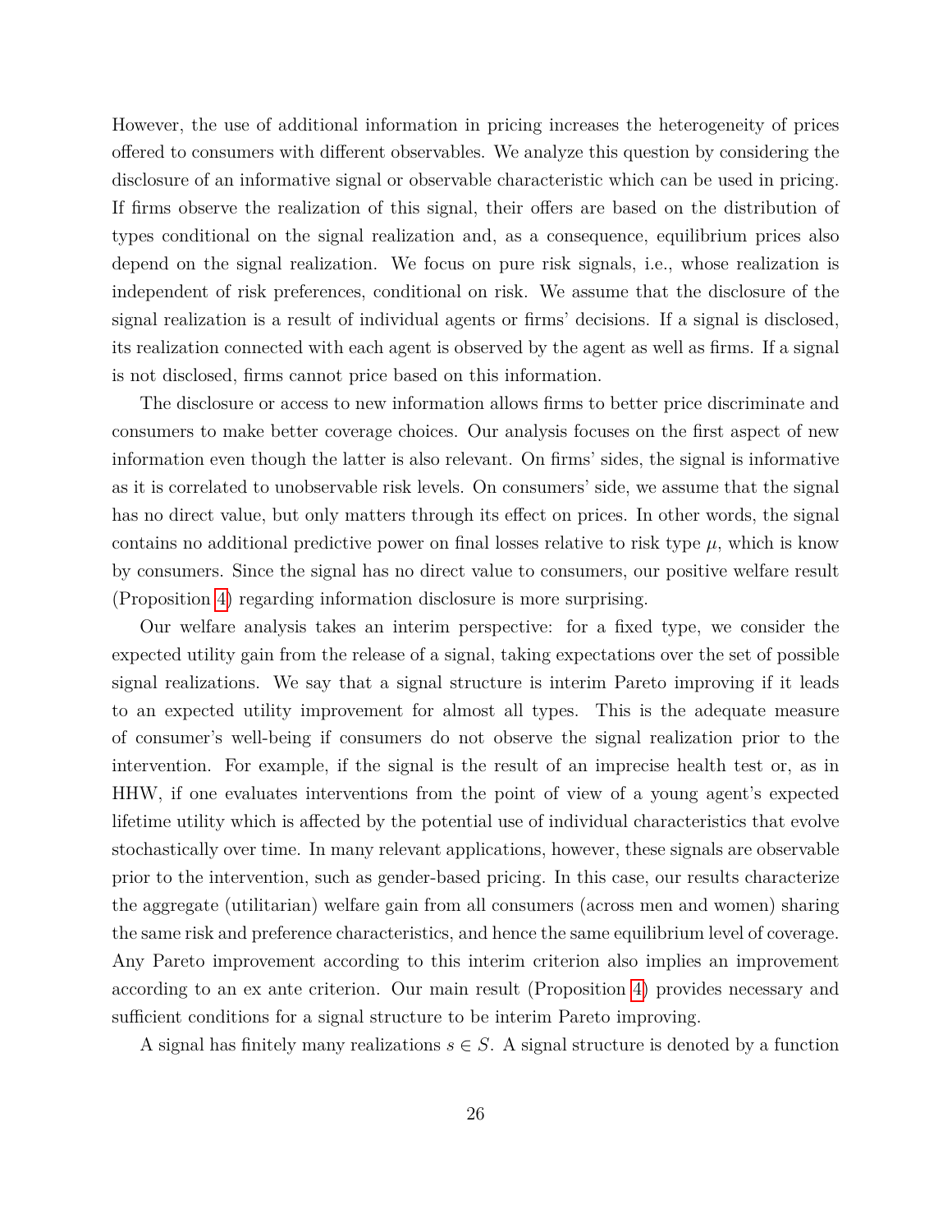However, the use of additional information in pricing increases the heterogeneity of prices offered to consumers with different observables. We analyze this question by considering the disclosure of an informative signal or observable characteristic which can be used in pricing. If firms observe the realization of this signal, their offers are based on the distribution of types conditional on the signal realization and, as a consequence, equilibrium prices also depend on the signal realization. We focus on pure risk signals, i.e., whose realization is independent of risk preferences, conditional on risk. We assume that the disclosure of the signal realization is a result of individual agents or firms' decisions. If a signal is disclosed, its realization connected with each agent is observed by the agent as well as firms. If a signal is not disclosed, firms cannot price based on this information.

The disclosure or access to new information allows firms to better price discriminate and consumers to make better coverage choices. Our analysis focuses on the first aspect of new information even though the latter is also relevant. On firms' sides, the signal is informative as it is correlated to unobservable risk levels. On consumers' side, we assume that the signal has no direct value, but only matters through its effect on prices. In other words, the signal contains no additional predictive power on final losses relative to risk type $\mu$, which is know by consumers. Since the signal has no direct value to consumers, our positive welfare result (Proposition 4) regarding information disclosure is more surprising.

Our welfare analysis takes an interim perspective: for a fixed type, we consider the expected utility gain from the release of a signal, taking expectations over the set of possible signal realizations. We say that a signal structure is interim Pareto improving if it leads to an expected utility improvement for almost all types. This is the adequate measure of consumer's well-being if consumers do not observe the signal realization prior to the intervention. For example, if the signal is the result of an imprecise health test or, as in HHW, if one evaluates interventions from the point of view of a young agent's expected lifetime utility which is affected by the potential use of individual characteristics that evolve stochastically over time. In many relevant applications, however, these signals are observable prior to the intervention, such as gender-based pricing. In this case, our results characterize the aggregate (utilitarian) welfare gain from all consumers (across men and women) sharing the same risk and preference characteristics, and hence the same equilibrium level of coverage. Any Pareto improvement according to this interim criterion also implies an improvement according to an ex ante criterion. Our main result (Proposition 4) provides necessary and sufficient conditions for a signal structure to be interim Pareto improving.

A signal has finitely many realizations $s \in S$. A signal structure is denoted by a function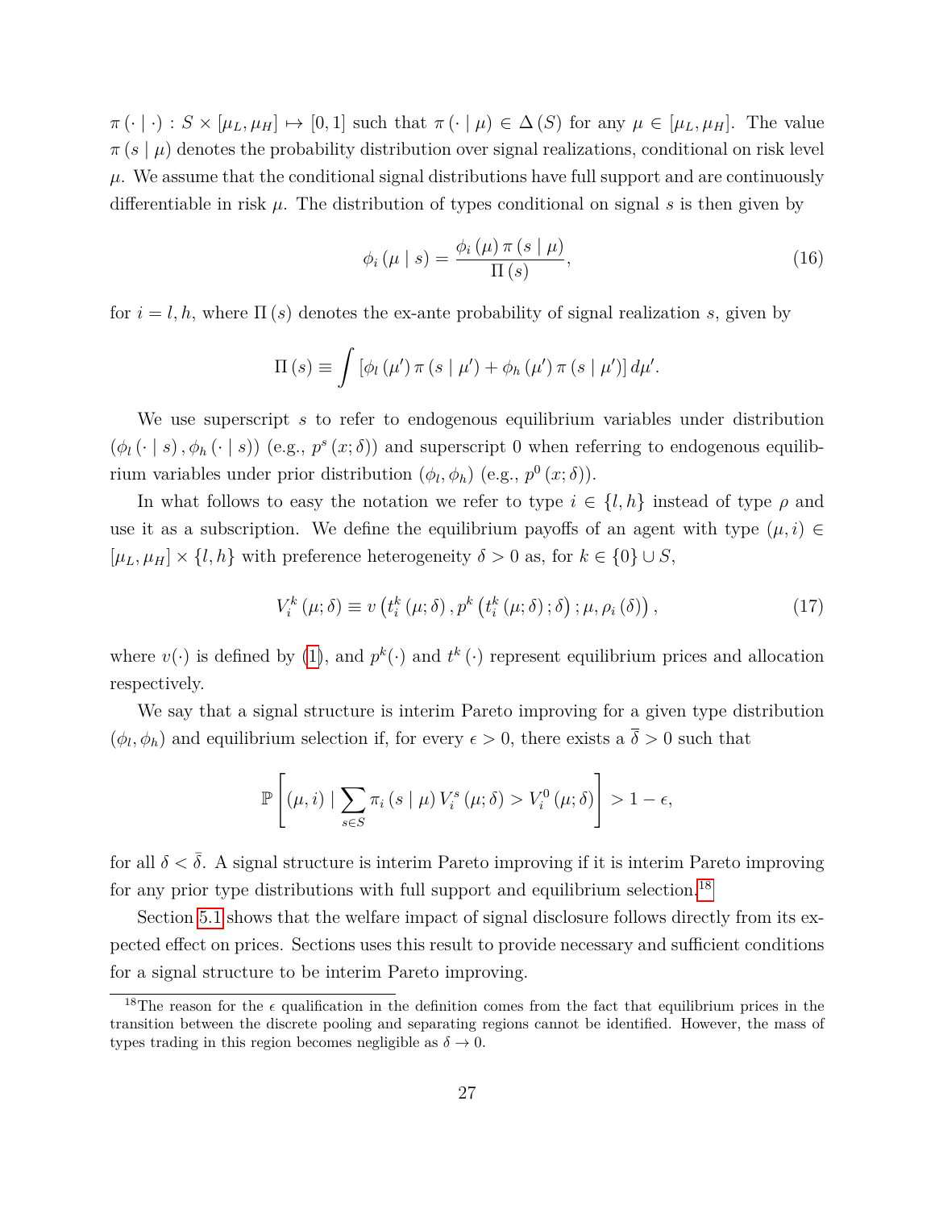$\pi(\cdot \mid \cdot) : S \times [\mu_L, \mu_H] \mapsto [0,1]$ such that $\pi(\cdot \mid \mu) \in \Delta(S)$ for any $\mu \in [\mu_L, \mu_H]$. The value $\pi(s \mid \mu)$ denotes the probability distribution over signal realizations, conditional on risk level $\mu$. We assume that the conditional signal distributions have full support and are continuously differentiable in risk $\mu$. The distribution of types conditional on signal $s$ is then given by

$$\phi_i(\mu \mid s) = \frac{\phi_i(\mu)\, \pi(s \mid \mu)}{\Pi(s)}, \tag{16}$$

for $i = l, h$, where $\Pi(s)$ denotes the ex-ante probability of signal realization $s$, given by

$$\Pi(s) \equiv \int \left[\phi_l(\mu')\, \pi(s \mid \mu') + \phi_h(\mu')\, \pi(s \mid \mu')\right] d\mu'.$$

We use superscript $s$ to refer to endogenous equilibrium variables under distribution $(\phi_l(\cdot \mid s), \phi_h(\cdot \mid s))$ (e.g., $p^s(x;\delta)$) and superscript 0 when referring to endogenous equilibrium variables under prior distribution $(\phi_l, \phi_h)$ (e.g., $p^0(x;\delta)$).

In what follows to easy the notation we refer to type $i \in \{l, h\}$ instead of type $\rho$ and use it as a subscription. We define the equilibrium payoffs of an agent with type $(\mu, i) \in [\mu_L, \mu_H] \times \{l, h\}$ with preference heterogeneity $\delta > 0$ as, for $k \in \{0\} \cup S$,

$$V_i^k(\mu;\delta) \equiv v\left(t_i^k(\mu;\delta), p^k\left(t_i^k(\mu;\delta);\delta\right); \mu, \rho_i(\delta)\right), \tag{17}$$

where $v(\cdot)$ is defined by (1), and $p^k(\cdot)$ and $t^k(\cdot)$ represent equilibrium prices and allocation respectively.

We say that a signal structure is interim Pareto improving for a given type distribution $(\phi_l, \phi_h)$ and equilibrium selection if, for every $\epsilon > 0$, there exists a $\overline{\delta} > 0$ such that

$$\mathbb{P}\left[(\mu, i) \mid \sum_{s \in S} \pi_i(s \mid \mu)\, V_i^s(\mu;\delta) > V_i^0(\mu;\delta)\right] > 1 - \epsilon,$$

for all $\delta < \bar{\delta}$. A signal structure is interim Pareto improving if it is interim Pareto improving for any prior type distributions with full support and equilibrium selection.[18]

Section 5.1 shows that the welfare impact of signal disclosure follows directly from its expected effect on prices. Sections uses this result to provide necessary and sufficient conditions for a signal structure to be interim Pareto improving.

[18] The reason for the $\epsilon$ qualification in the definition comes from the fact that equilibrium prices in the transition between the discrete pooling and separating regions cannot be identified. However, the mass of types trading in this region becomes negligible as $\delta \to 0$.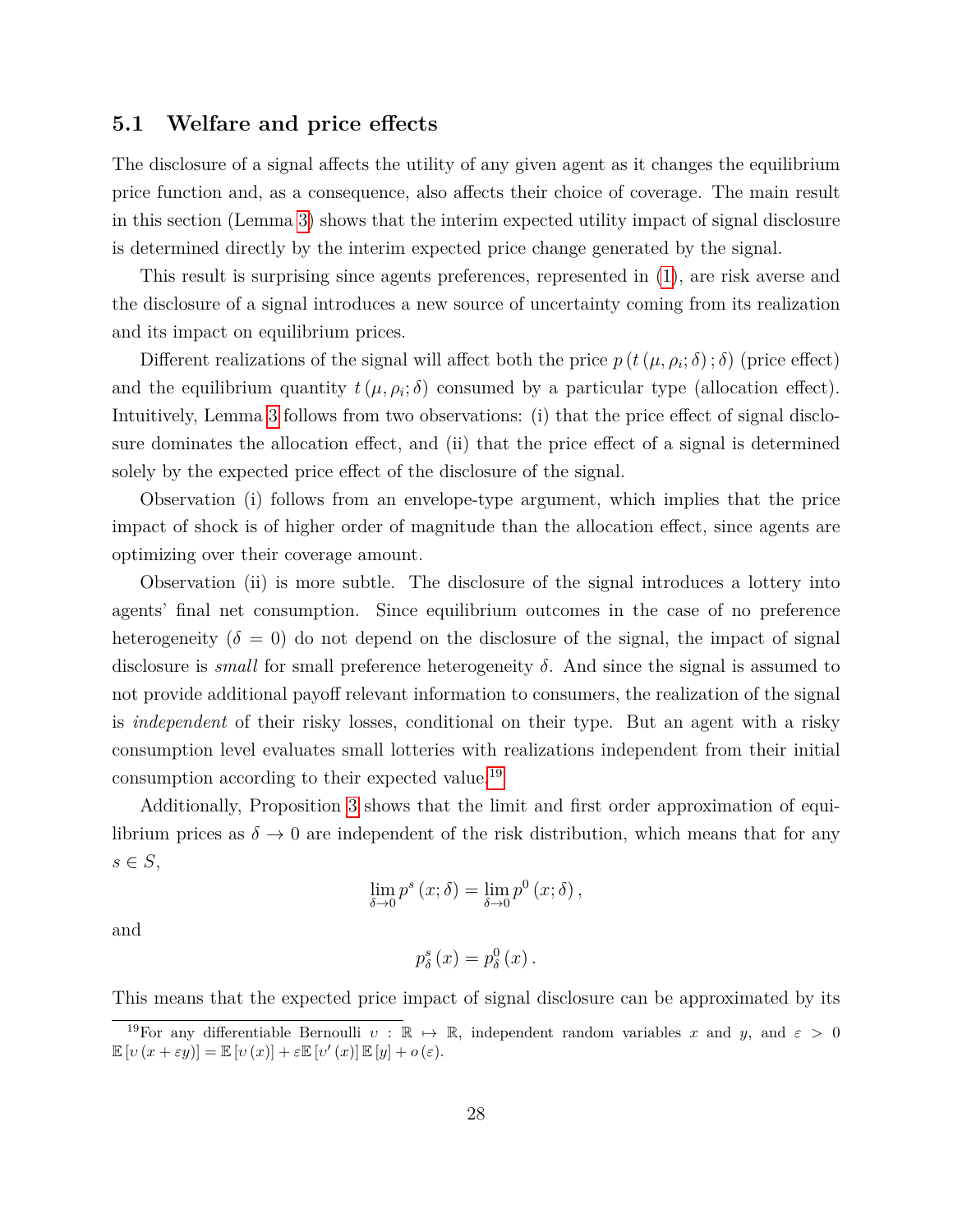### 5.1 Welfare and price effects

The disclosure of a signal affects the utility of any given agent as it changes the equilibrium price function and, as a consequence, also affects their choice of coverage. The main result in this section (Lemma 3) shows that the interim expected utility impact of signal disclosure is determined directly by the interim expected price change generated by the signal.

This result is surprising since agents preferences, represented in (1), are risk averse and the disclosure of a signal introduces a new source of uncertainty coming from its realization and its impact on equilibrium prices.

Different realizations of the signal will affect both the price $p(t(\mu, \rho_i; \delta); \delta)$ (price effect) and the equilibrium quantity $t(\mu, \rho_i; \delta)$ consumed by a particular type (allocation effect). Intuitively, Lemma 3 follows from two observations: (i) that the price effect of signal disclosure dominates the allocation effect, and (ii) that the price effect of a signal is determined solely by the expected price effect of the disclosure of the signal.

Observation (i) follows from an envelope-type argument, which implies that the price impact of shock is of higher order of magnitude than the allocation effect, since agents are optimizing over their coverage amount.

Observation (ii) is more subtle. The disclosure of the signal introduces a lottery into agents' final net consumption. Since equilibrium outcomes in the case of no preference heterogeneity ($\delta = 0$) do not depend on the disclosure of the signal, the impact of signal disclosure is *small* for small preference heterogeneity $\delta$. And since the signal is assumed to not provide additional payoff relevant information to consumers, the realization of the signal is *independent* of their risky losses, conditional on their type. But an agent with a risky consumption level evaluates small lotteries with realizations independent from their initial consumption according to their expected value.[19]

Additionally, Proposition 3 shows that the limit and first order approximation of equilibrium prices as $\delta \to 0$ are independent of the risk distribution, which means that for any $s \in S$,

$$\lim_{\delta \to 0} p^s(x; \delta) = \lim_{\delta \to 0} p^0(x; \delta),$$

and

$$p^s_\delta(x) = p^0_\delta(x).$$

This means that the expected price impact of signal disclosure can be approximated by its

[19] For any differentiable Bernoulli $\upsilon : \mathbb{R} \mapsto \mathbb{R}$, independent random variables $x$ and $y$, and $\varepsilon > 0$ $\mathbb{E}[\upsilon(x + \varepsilon y)] = \mathbb{E}[\upsilon(x)] + \varepsilon \mathbb{E}[\upsilon'(x)] \mathbb{E}[y] + o(\varepsilon)$.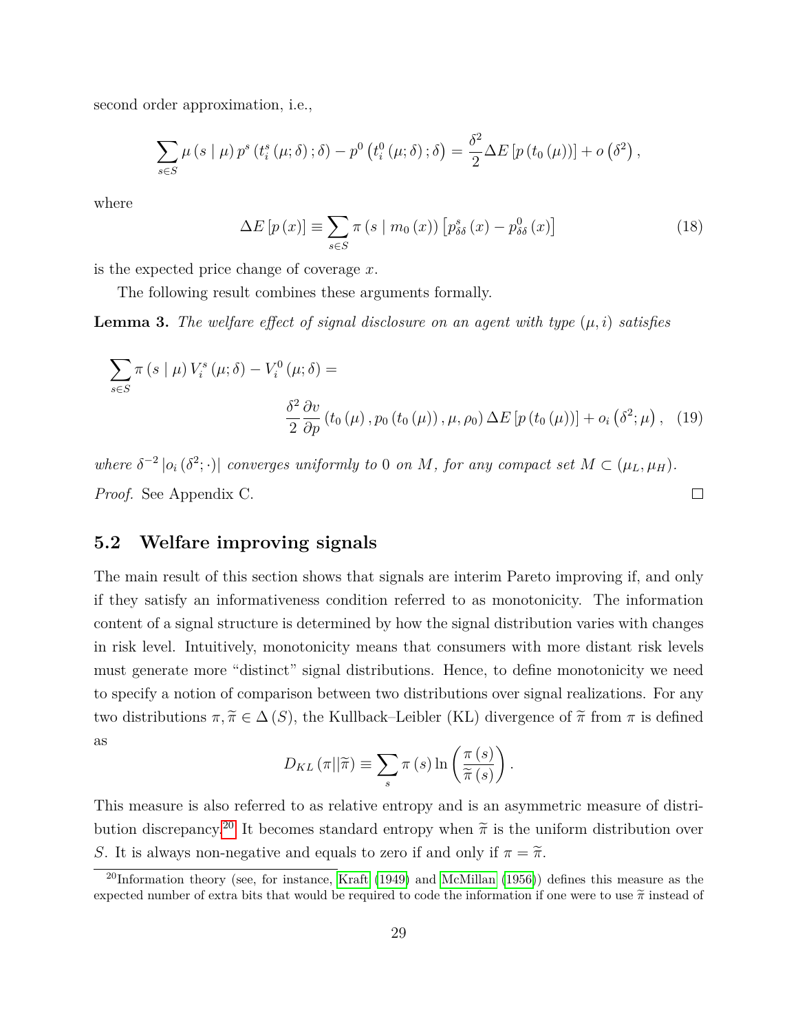second order approximation, i.e.,

$$\sum_{s\in S} \mu\left(s \mid \mu\right) p^{s}\left(t_{i}^{s}\left(\mu;\delta\right);\delta\right) - p^{0}\left(t_{i}^{0}\left(\mu;\delta\right);\delta\right) = \frac{\delta^{2}}{2}\Delta E\left[p\left(t_{0}\left(\mu\right)\right)\right] + o\left(\delta^{2}\right),$$

where

$$\Delta E\left[p\left(x\right)\right] \equiv \sum_{s\in S} \pi\left(s \mid m_{0}\left(x\right)\right)\left[p_{\delta\delta}^{s}\left(x\right) - p_{\delta\delta}^{0}\left(x\right)\right] \tag{18}$$

is the expected price change of coverage $x$.

The following result combines these arguments formally.

**Lemma 3.** *The welfare effect of signal disclosure on an agent with type $(\mu, i)$ satisfies*

$$\sum_{s\in S} \pi\left(s \mid \mu\right) V_{i}^{s}\left(\mu;\delta\right) - V_{i}^{0}\left(\mu;\delta\right) = \frac{\delta^{2}}{2}\frac{\partial v}{\partial p}\left(t_{0}\left(\mu\right), p_{0}\left(t_{0}\left(\mu\right)\right), \mu, \rho_{0}\right)\Delta E\left[p\left(t_{0}\left(\mu\right)\right)\right] + o_{i}\left(\delta^{2};\mu\right), \tag{19}$$

*where $\delta^{-2}\left|o_{i}\left(\delta^{2};\cdot\right)\right|$ converges uniformly to 0 on $M$, for any compact set $M \subset (\mu_L, \mu_H)$.*

*Proof.* See Appendix C. □

## 5.2 Welfare improving signals

The main result of this section shows that signals are interim Pareto improving if, and only if they satisfy an informativeness condition referred to as monotonicity. The information content of a signal structure is determined by how the signal distribution varies with changes in risk level. Intuitively, monotonicity means that consumers with more distant risk levels must generate more "distinct" signal distributions. Hence, to define monotonicity we need to specify a notion of comparison between two distributions over signal realizations. For any two distributions $\pi, \widetilde{\pi} \in \Delta(S)$, the Kullback–Leibler (KL) divergence of $\widetilde{\pi}$ from $\pi$ is defined as

$$D_{KL}\left(\pi || \widetilde{\pi}\right) \equiv \sum_{s} \pi\left(s\right) \ln\left(\frac{\pi\left(s\right)}{\widetilde{\pi}\left(s\right)}\right).$$

This measure is also referred to as relative entropy and is an asymmetric measure of distribution discrepancy.[20] It becomes standard entropy when $\widetilde{\pi}$ is the uniform distribution over $S$. It is always non-negative and equals to zero if and only if $\pi = \widetilde{\pi}$.

[20]Information theory (see, for instance, Kraft (1949) and McMillan (1956)) defines this measure as the expected number of extra bits that would be required to code the information if one were to use $\widetilde{\pi}$ instead of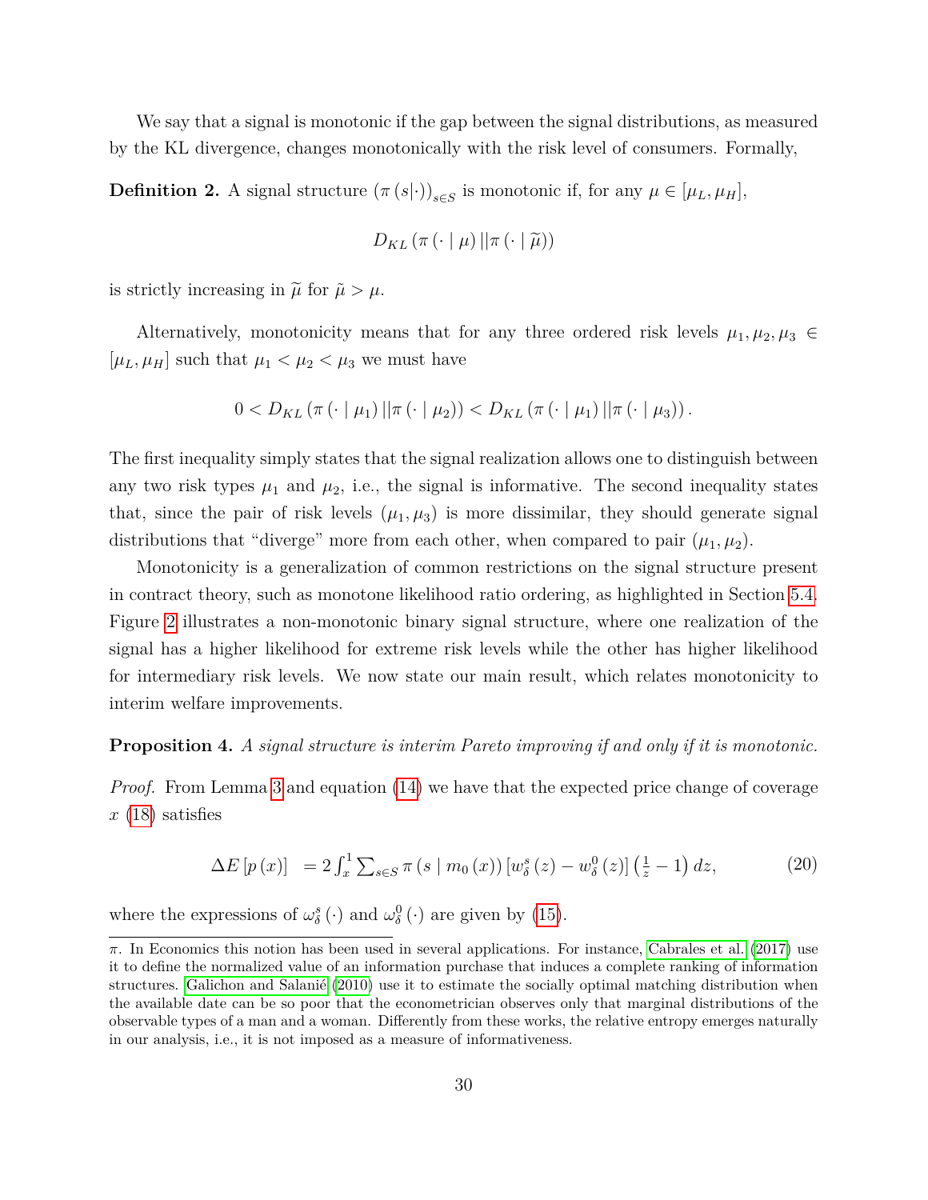We say that a signal is monotonic if the gap between the signal distributions, as measured by the KL divergence, changes monotonically with the risk level of consumers. Formally,

**Definition 2.** A signal structure $(\pi(s|\cdot))_{s\in S}$ is monotonic if, for any $\mu \in [\mu_L, \mu_H]$,

$$D_{KL}(\pi(\cdot \mid \mu) || \pi(\cdot \mid \widetilde{\mu}))$$

is strictly increasing in $\widetilde{\mu}$ for $\tilde{\mu} > \mu$.

Alternatively, monotonicity means that for any three ordered risk levels $\mu_1, \mu_2, \mu_3 \in [\mu_L, \mu_H]$ such that $\mu_1 < \mu_2 < \mu_3$ we must have

$$0 < D_{KL}(\pi(\cdot \mid \mu_1) || \pi(\cdot \mid \mu_2)) < D_{KL}(\pi(\cdot \mid \mu_1) || \pi(\cdot \mid \mu_3)).$$

The first inequality simply states that the signal realization allows one to distinguish between any two risk types $\mu_1$ and $\mu_2$, i.e., the signal is informative. The second inequality states that, since the pair of risk levels $(\mu_1, \mu_3)$ is more dissimilar, they should generate signal distributions that "diverge" more from each other, when compared to pair $(\mu_1, \mu_2)$.

Monotonicity is a generalization of common restrictions on the signal structure present in contract theory, such as monotone likelihood ratio ordering, as highlighted in Section 5.4. Figure 2 illustrates a non-monotonic binary signal structure, where one realization of the signal has a higher likelihood for extreme risk levels while the other has higher likelihood for intermediary risk levels. We now state our main result, which relates monotonicity to interim welfare improvements.

**Proposition 4.** *A signal structure is interim Pareto improving if and only if it is monotonic.*

*Proof.* From Lemma 3 and equation (14) we have that the expected price change of coverage $x$ (18) satisfies

$$\Delta E[p(x)] \quad = 2\int_x^1 \sum_{s\in S} \pi(s \mid m_0(x)) \left[w_\delta^s(z) - w_\delta^0(z)\right] \left(\tfrac{1}{z} - 1\right) dz, \tag{20}$$

where the expressions of $\omega_\delta^s(\cdot)$ and $\omega_\delta^0(\cdot)$ are given by (15).

---

$\pi$. In Economics this notion has been used in several applications. For instance, Cabrales et al. (2017) use it to define the normalized value of an information purchase that induces a complete ranking of information structures. Galichon and Salanié (2010) use it to estimate the socially optimal matching distribution when the available date can be so poor that the econometrician observes only that marginal distributions of the observable types of a man and a woman. Differently from these works, the relative entropy emerges naturally in our analysis, i.e., it is not imposed as a measure of informativeness.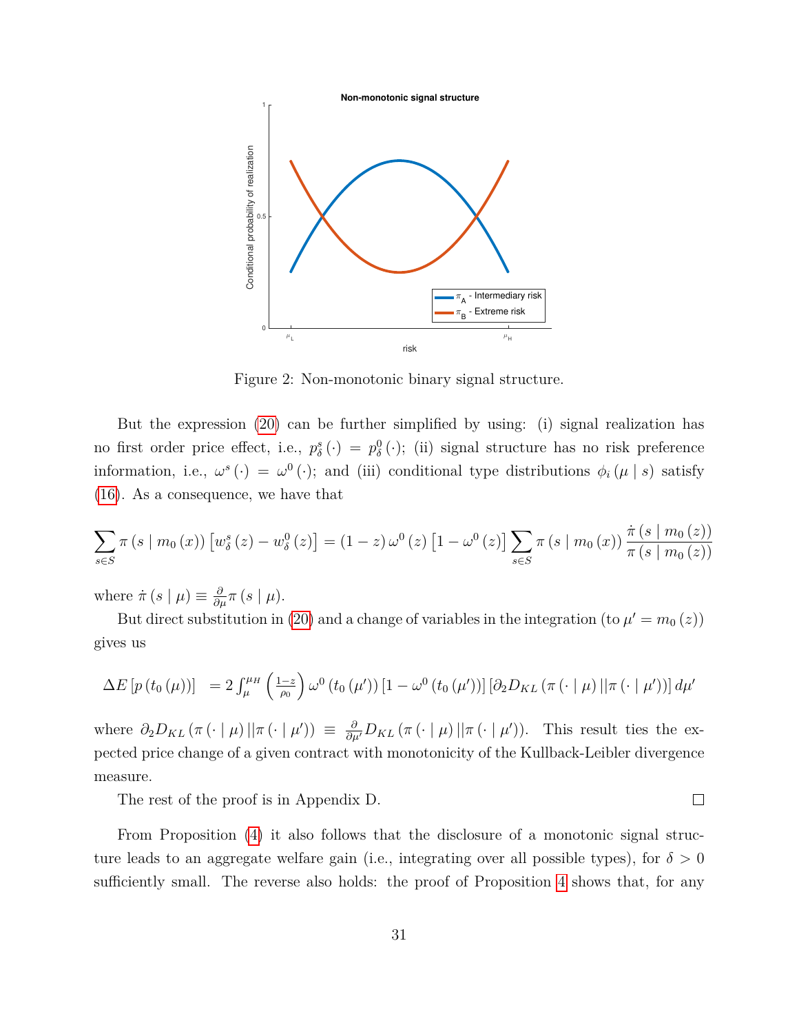Non-monotonic signal structure

Conditional probability of realization

1

0.5

0

$\pi_A$ - Intermediary risk

$\pi_B$ - Extreme risk

$\mu_L$

$\mu_H$

risk

Figure 2: Non-monotonic binary signal structure.

But the expression (20) can be further simplified by using: (i) signal realization has no first order price effect, i.e., $p^s_\delta(\cdot) = p^0_\delta(\cdot)$; (ii) signal structure has no risk preference information, i.e., $\omega^s(\cdot) = \omega^0(\cdot)$; and (iii) conditional type distributions $\phi_i(\mu \mid s)$ satisfy (16). As a consequence, we have that

$$\sum_{s \in S} \pi(s \mid m_0(x)) \left[w^s_\delta(z) - w^0_\delta(z)\right] = (1 - z)\,\omega^0(z)\left[1 - \omega^0(z)\right] \sum_{s \in S} \pi(s \mid m_0(x)) \frac{\dot{\pi}(s \mid m_0(z))}{\pi(s \mid m_0(z))}$$

where $\dot{\pi}(s \mid \mu) \equiv \frac{\partial}{\partial \mu}\pi(s \mid \mu)$.

But direct substitution in (20) and a change of variables in the integration (to $\mu' = m_0(z)$) gives us

$$\Delta E\left[p(t_0(\mu))\right] \;\; = 2\int_{\mu}^{\mu_H} \left(\frac{1-z}{\rho_0}\right) \omega^0(t_0(\mu'))\left[1 - \omega^0(t_0(\mu'))\right]\left[\partial_2 D_{KL}(\pi(\cdot \mid \mu) \,||\pi(\cdot \mid \mu'))\right] d\mu'$$

where $\partial_2 D_{KL}(\pi(\cdot \mid \mu) \,||\pi(\cdot \mid \mu')) \equiv \frac{\partial}{\partial \mu'} D_{KL}(\pi(\cdot \mid \mu) \,||\pi(\cdot \mid \mu'))$. This result ties the expected price change of a given contract with monotonicity of the Kullback-Leibler divergence measure.

The rest of the proof is in Appendix D. □

From Proposition (4) it also follows that the disclosure of a monotonic signal structure leads to an aggregate welfare gain (i.e., integrating over all possible types), for $\delta > 0$ sufficiently small. The reverse also holds: the proof of Proposition 4 shows that, for any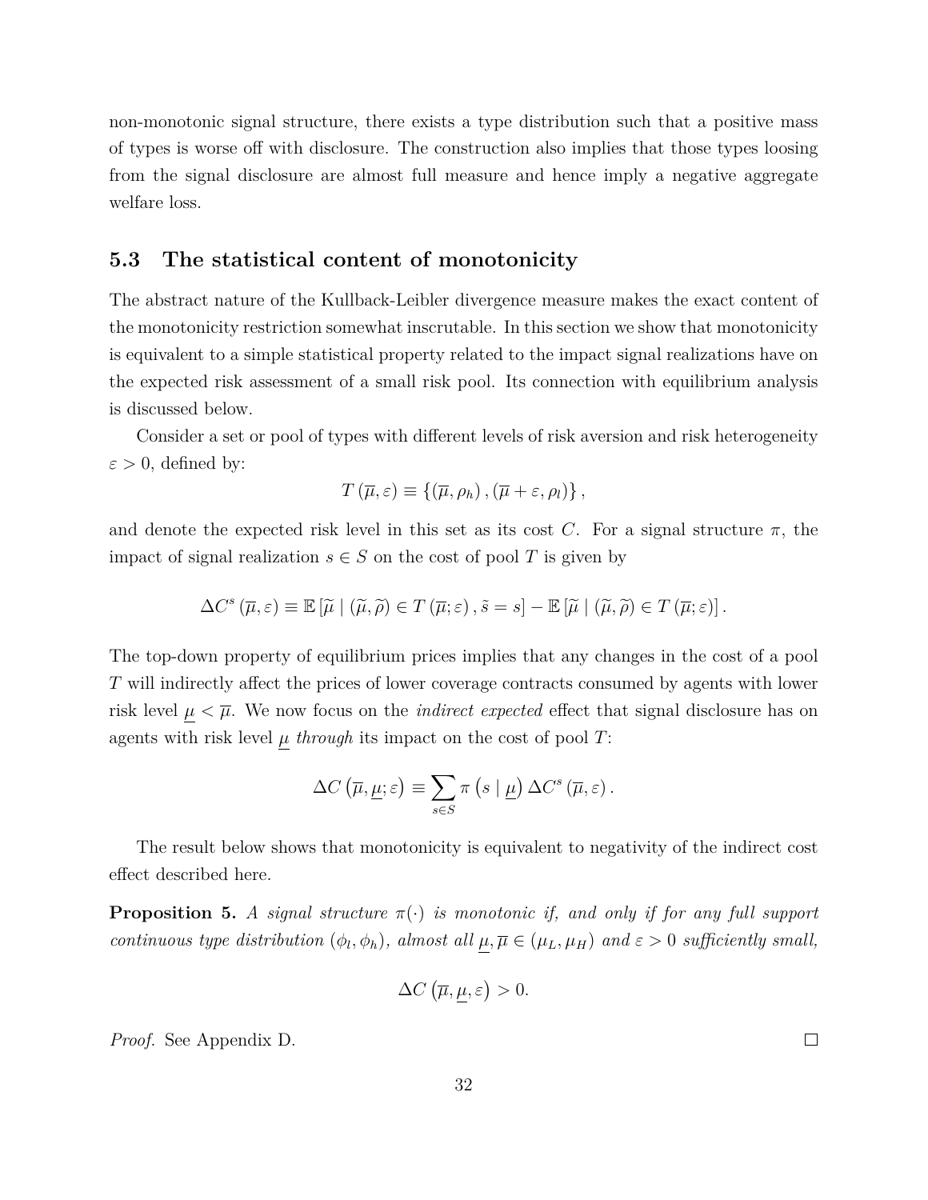non-monotonic signal structure, there exists a type distribution such that a positive mass of types is worse off with disclosure. The construction also implies that those types loosing from the signal disclosure are almost full measure and hence imply a negative aggregate welfare loss.

## 5.3 The statistical content of monotonicity

The abstract nature of the Kullback-Leibler divergence measure makes the exact content of the monotonicity restriction somewhat inscrutable. In this section we show that monotonicity is equivalent to a simple statistical property related to the impact signal realizations have on the expected risk assessment of a small risk pool. Its connection with equilibrium analysis is discussed below.

Consider a set or pool of types with different levels of risk aversion and risk heterogeneity $\varepsilon > 0$, defined by:

$$T(\overline{\mu}, \varepsilon) \equiv \{(\overline{\mu}, \rho_h), (\overline{\mu} + \varepsilon, \rho_l)\},$$

and denote the expected risk level in this set as its cost $C$. For a signal structure $\pi$, the impact of signal realization $s \in S$ on the cost of pool $T$ is given by

$$\Delta C^s(\overline{\mu}, \varepsilon) \equiv \mathbb{E}[\widetilde{\mu} \mid (\widetilde{\mu}, \widetilde{\rho}) \in T(\overline{\mu}; \varepsilon), \tilde{s} = s] - \mathbb{E}[\widetilde{\mu} \mid (\widetilde{\mu}, \widetilde{\rho}) \in T(\overline{\mu}; \varepsilon)].$$

The top-down property of equilibrium prices implies that any changes in the cost of a pool $T$ will indirectly affect the prices of lower coverage contracts consumed by agents with lower risk level $\underline{\mu} < \overline{\mu}$. We now focus on the *indirect expected* effect that signal disclosure has on agents with risk level $\underline{\mu}$ *through* its impact on the cost of pool $T$:

$$\Delta C(\overline{\mu}, \underline{\mu}; \varepsilon) \equiv \sum_{s \in S} \pi(s \mid \underline{\mu}) \Delta C^s(\overline{\mu}, \varepsilon).$$

The result below shows that monotonicity is equivalent to negativity of the indirect cost effect described here.

**Proposition 5.** *A signal structure $\pi(\cdot)$ is monotonic if, and only if for any full support continuous type distribution $(\phi_l, \phi_h)$, almost all $\underline{\mu}, \overline{\mu} \in (\mu_L, \mu_H)$ and $\varepsilon > 0$ sufficiently small,*

$$\Delta C(\overline{\mu}, \underline{\mu}, \varepsilon) > 0.$$

*Proof.* See Appendix D. □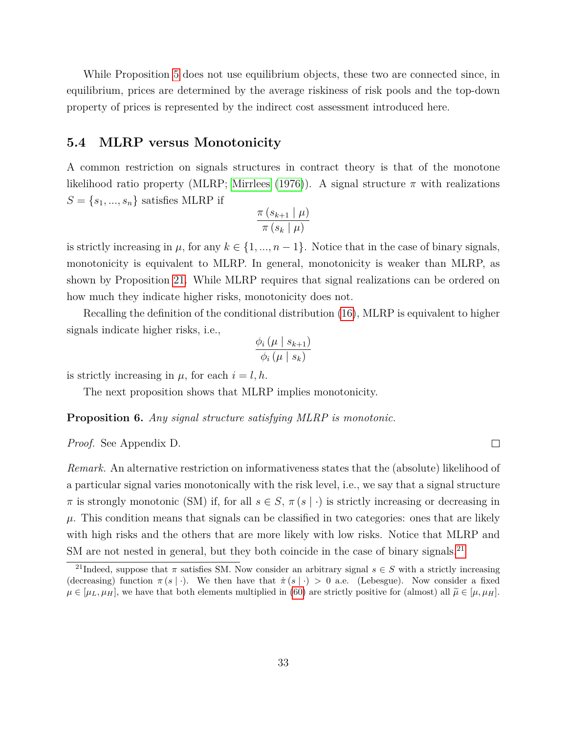While Proposition 5 does not use equilibrium objects, these two are connected since, in equilibrium, prices are determined by the average riskiness of risk pools and the top-down property of prices is represented by the indirect cost assessment introduced here.

### 5.4 MLRP versus Monotonicity

A common restriction on signals structures in contract theory is that of the monotone likelihood ratio property (MLRP; Mirrlees (1976)). A signal structure $\pi$ with realizations $S = \{s_1, ..., s_n\}$ satisfies MLRP if

$$\frac{\pi(s_{k+1} \mid \mu)}{\pi(s_k \mid \mu)}$$

is strictly increasing in $\mu$, for any $k \in \{1, ..., n-1\}$. Notice that in the case of binary signals, monotonicity is equivalent to MLRP. In general, monotonicity is weaker than MLRP, as shown by Proposition 21. While MLRP requires that signal realizations can be ordered on how much they indicate higher risks, monotonicity does not.

Recalling the definition of the conditional distribution (16), MLRP is equivalent to higher signals indicate higher risks, i.e.,

$$\frac{\phi_i(\mu \mid s_{k+1})}{\phi_i(\mu \mid s_k)}$$

is strictly increasing in $\mu$, for each $i = l, h$.

The next proposition shows that MLRP implies monotonicity.

**Proposition 6.** *Any signal structure satisfying MLRP is monotonic.*

*Proof.* See Appendix D. □

*Remark.* An alternative restriction on informativeness states that the (absolute) likelihood of a particular signal varies monotonically with the risk level, i.e., we say that a signal structure $\pi$ is strongly monotonic (SM) if, for all $s \in S$, $\pi(s \mid \cdot)$ is strictly increasing or decreasing in $\mu$. This condition means that signals can be classified in two categories: ones that are likely with high risks and the others that are more likely with low risks. Notice that MLRP and SM are not nested in general, but they both coincide in the case of binary signals.[21]

[21] Indeed, suppose that $\pi$ satisfies SM. Now consider an arbitrary signal $s \in S$ with a strictly increasing (decreasing) function $\pi(s \mid \cdot)$. We then have that $\dot{\pi}(s \mid \cdot) > 0$ a.e. (Lebesgue). Now consider a fixed $\mu \in [\mu_L, \mu_H]$, we have that both elements multiplied in (60) are strictly positive for (almost) all $\widetilde{\mu} \in [\mu, \mu_H]$.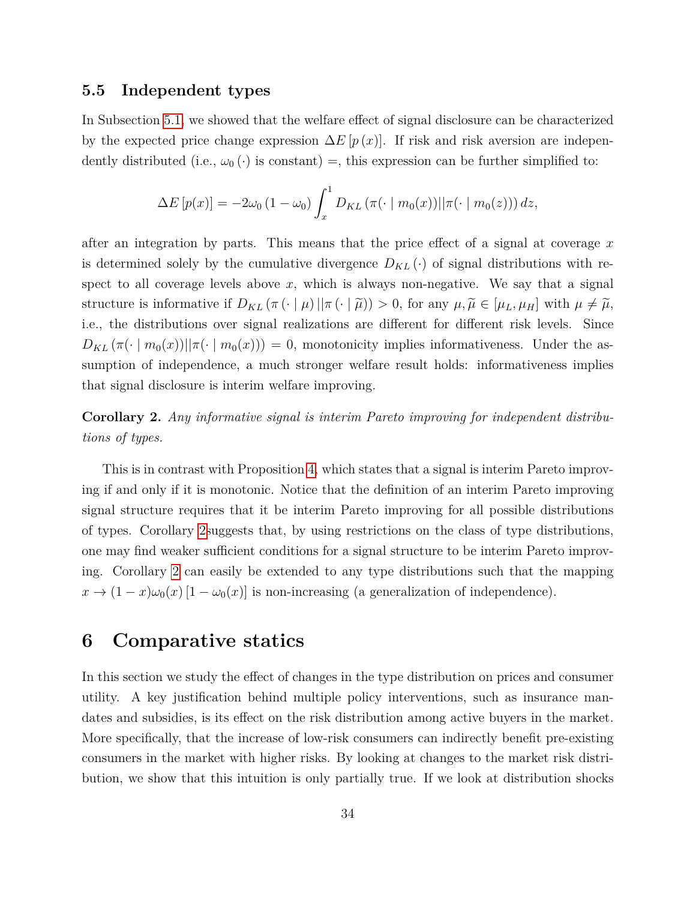### 5.5 Independent types

In Subsection 5.1, we showed that the welfare effect of signal disclosure can be characterized by the expected price change expression $\Delta E\left[p\left(x\right)\right]$. If risk and risk aversion are independently distributed (i.e., $\omega_0\left(\cdot\right)$ is constant) =, this expression can be further simplified to:

$$\Delta E\left[p(x)\right] = -2\omega_0\left(1-\omega_0\right)\int_x^1 D_{KL}\left(\pi(\cdot \mid m_0(x))||\pi(\cdot \mid m_0(z))\right)dz,$$

after an integration by parts. This means that the price effect of a signal at coverage $x$ is determined solely by the cumulative divergence $D_{KL}\left(\cdot\right)$ of signal distributions with respect to all coverage levels above $x$, which is always non-negative. We say that a signal structure is informative if $D_{KL}\left(\pi\left(\cdot \mid \mu\right)||\pi\left(\cdot \mid \widetilde{\mu}\right)\right) > 0$, for any $\mu, \widetilde{\mu} \in [\mu_L, \mu_H]$ with $\mu \neq \widetilde{\mu}$, i.e., the distributions over signal realizations are different for different risk levels. Since $D_{KL}\left(\pi(\cdot \mid m_0(x))||\pi(\cdot \mid m_0(x))\right) = 0$, monotonicity implies informativeness. Under the assumption of independence, a much stronger welfare result holds: informativeness implies that signal disclosure is interim welfare improving.

**Corollary 2.** *Any informative signal is interim Pareto improving for independent distributions of types.*

This is in contrast with Proposition 4, which states that a signal is interim Pareto improving if and only if it is monotonic. Notice that the definition of an interim Pareto improving signal structure requires that it be interim Pareto improving for all possible distributions of types. Corollary 2suggests that, by using restrictions on the class of type distributions, one may find weaker sufficient conditions for a signal structure to be interim Pareto improving. Corollary 2 can easily be extended to any type distributions such that the mapping $x \to (1-x)\omega_0(x)\left[1-\omega_0(x)\right]$ is non-increasing (a generalization of independence).

# 6 Comparative statics

In this section we study the effect of changes in the type distribution on prices and consumer utility. A key justification behind multiple policy interventions, such as insurance mandates and subsidies, is its effect on the risk distribution among active buyers in the market. More specifically, that the increase of low-risk consumers can indirectly benefit pre-existing consumers in the market with higher risks. By looking at changes to the market risk distribution, we show that this intuition is only partially true. If we look at distribution shocks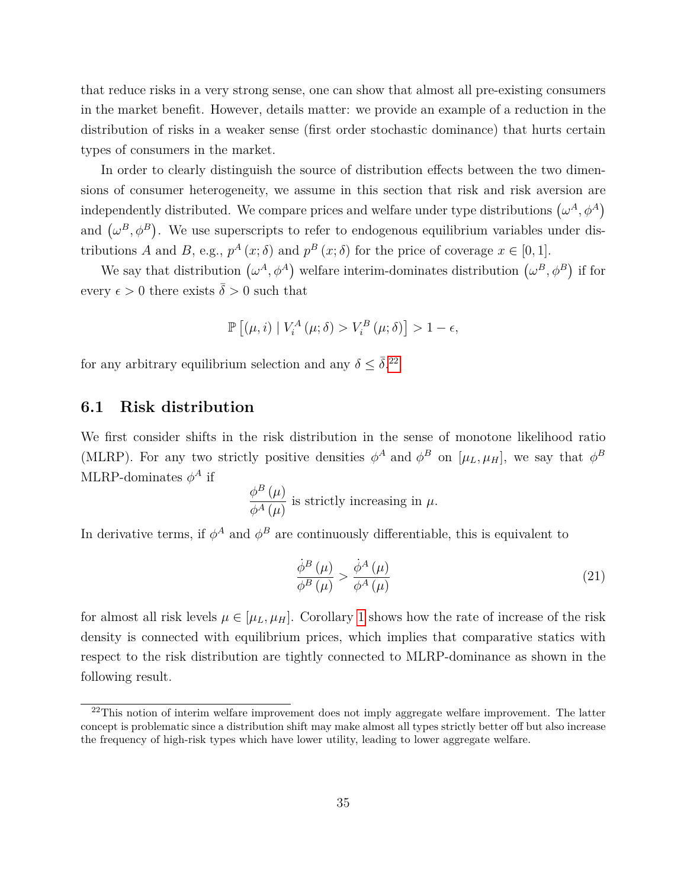that reduce risks in a very strong sense, one can show that almost all pre-existing consumers in the market benefit. However, details matter: we provide an example of a reduction in the distribution of risks in a weaker sense (first order stochastic dominance) that hurts certain types of consumers in the market.

In order to clearly distinguish the source of distribution effects between the two dimensions of consumer heterogeneity, we assume in this section that risk and risk aversion are independently distributed. We compare prices and welfare under type distributions $\left(\omega^A, \phi^A\right)$ and $\left(\omega^B, \phi^B\right)$. We use superscripts to refer to endogenous equilibrium variables under distributions $A$ and $B$, e.g., $p^A\left(x; \delta\right)$ and $p^B\left(x; \delta\right)$ for the price of coverage $x \in [0, 1]$.

We say that distribution $\left(\omega^A, \phi^A\right)$ welfare interim-dominates distribution $\left(\omega^B, \phi^B\right)$ if for every $\epsilon > 0$ there exists $\bar{\delta} > 0$ such that

$$\mathbb{P}\left[(\mu, i) \mid V_i^A\left(\mu; \delta\right) > V_i^B\left(\mu; \delta\right)\right] > 1 - \epsilon,$$

for any arbitrary equilibrium selection and any $\delta \leq \bar{\delta}$.[22]

## 6.1 Risk distribution

We first consider shifts in the risk distribution in the sense of monotone likelihood ratio (MLRP). For any two strictly positive densities $\phi^A$ and $\phi^B$ on $[\mu_L, \mu_H]$, we say that $\phi^B$ MLRP-dominates $\phi^A$ if

$$\frac{\phi^B\left(\mu\right)}{\phi^A\left(\mu\right)} \text{ is strictly increasing in } \mu.$$

In derivative terms, if $\phi^A$ and $\phi^B$ are continuously differentiable, this is equivalent to

$$\frac{\dot{\phi}^B\left(\mu\right)}{\phi^B\left(\mu\right)} > \frac{\dot{\phi}^A\left(\mu\right)}{\phi^A\left(\mu\right)} \tag{21}$$

for almost all risk levels $\mu \in [\mu_L, \mu_H]$. Corollary 1 shows how the rate of increase of the risk density is connected with equilibrium prices, which implies that comparative statics with respect to the risk distribution are tightly connected to MLRP-dominance as shown in the following result.

[22] This notion of interim welfare improvement does not imply aggregate welfare improvement. The latter concept is problematic since a distribution shift may make almost all types strictly better off but also increase the frequency of high-risk types which have lower utility, leading to lower aggregate welfare.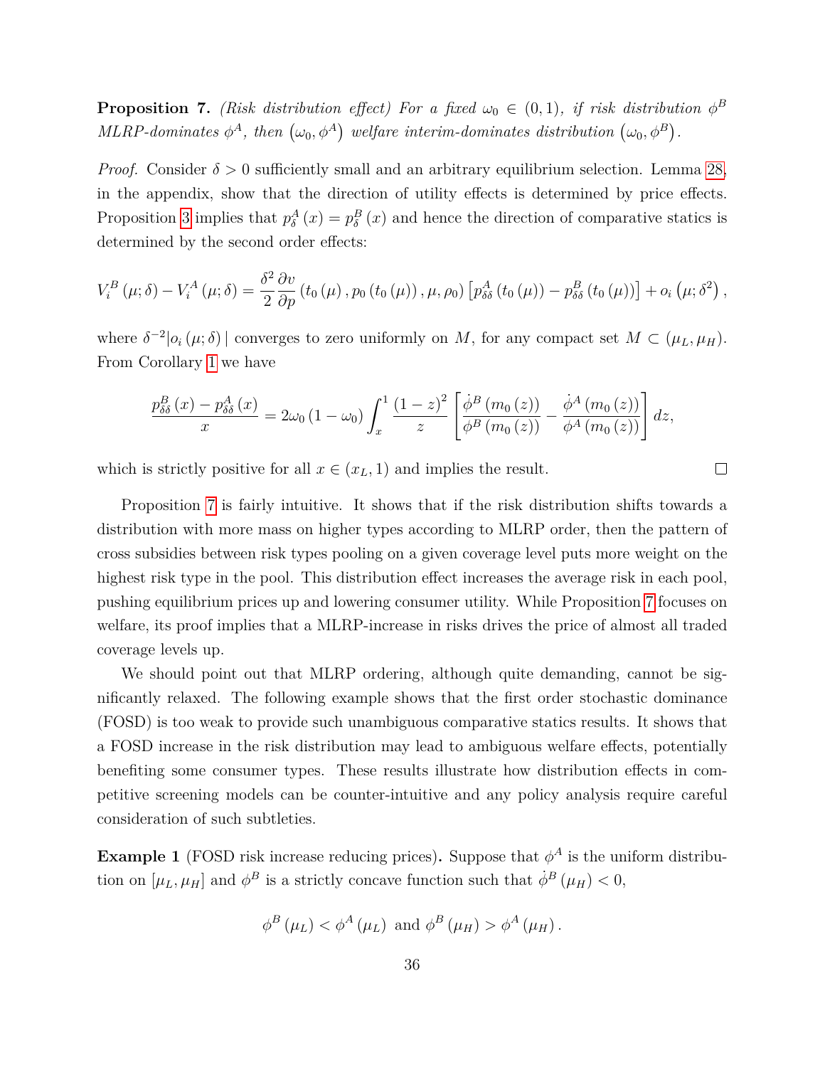**Proposition 7.** *(Risk distribution effect) For a fixed $\omega_0 \in (0,1)$, if risk distribution $\phi^B$ MLRP-dominates $\phi^A$, then $(\omega_0, \phi^A)$ welfare interim-dominates distribution $(\omega_0, \phi^B)$.*

*Proof.* Consider $\delta > 0$ sufficiently small and an arbitrary equilibrium selection. Lemma 28, in the appendix, show that the direction of utility effects is determined by price effects. Proposition 3 implies that $p^A_\delta(x) = p^B_\delta(x)$ and hence the direction of comparative statics is determined by the second order effects:

$$V_i^B(\mu;\delta) - V_i^A(\mu;\delta) = \frac{\delta^2}{2}\frac{\partial v}{\partial p}\left(t_0(\mu), p_0(t_0(\mu)), \mu, \rho_0\right)\left[p^A_{\delta\delta}(t_0(\mu)) - p^B_{\delta\delta}(t_0(\mu))\right] + o_i\left(\mu;\delta^2\right),$$

where $\delta^{-2}|o_i(\mu;\delta)|$ converges to zero uniformly on $M$, for any compact set $M \subset (\mu_L, \mu_H)$. From Corollary 1 we have

$$\frac{p^B_{\delta\delta}(x) - p^A_{\delta\delta}(x)}{x} = 2\omega_0(1-\omega_0)\int_x^1 \frac{(1-z)^2}{z}\left[\frac{\dot{\phi}^B(m_0(z))}{\phi^B(m_0(z))} - \frac{\dot{\phi}^A(m_0(z))}{\phi^A(m_0(z))}\right]dz,$$

which is strictly positive for all $x \in (x_L, 1)$ and implies the result. □

Proposition 7 is fairly intuitive. It shows that if the risk distribution shifts towards a distribution with more mass on higher types according to MLRP order, then the pattern of cross subsidies between risk types pooling on a given coverage level puts more weight on the highest risk type in the pool. This distribution effect increases the average risk in each pool, pushing equilibrium prices up and lowering consumer utility. While Proposition 7 focuses on welfare, its proof implies that a MLRP-increase in risks drives the price of almost all traded coverage levels up.

We should point out that MLRP ordering, although quite demanding, cannot be significantly relaxed. The following example shows that the first order stochastic dominance (FOSD) is too weak to provide such unambiguous comparative statics results. It shows that a FOSD increase in the risk distribution may lead to ambiguous welfare effects, potentially benefiting some consumer types. These results illustrate how distribution effects in competitive screening models can be counter-intuitive and any policy analysis require careful consideration of such subtleties.

**Example 1** (FOSD risk increase reducing prices)**.** Suppose that $\phi^A$ is the uniform distribution on $[\mu_L, \mu_H]$ and $\phi^B$ is a strictly concave function such that $\dot{\phi}^B(\mu_H) < 0$,

$$\phi^B(\mu_L) < \phi^A(\mu_L) \text{ and } \phi^B(\mu_H) > \phi^A(\mu_H).$$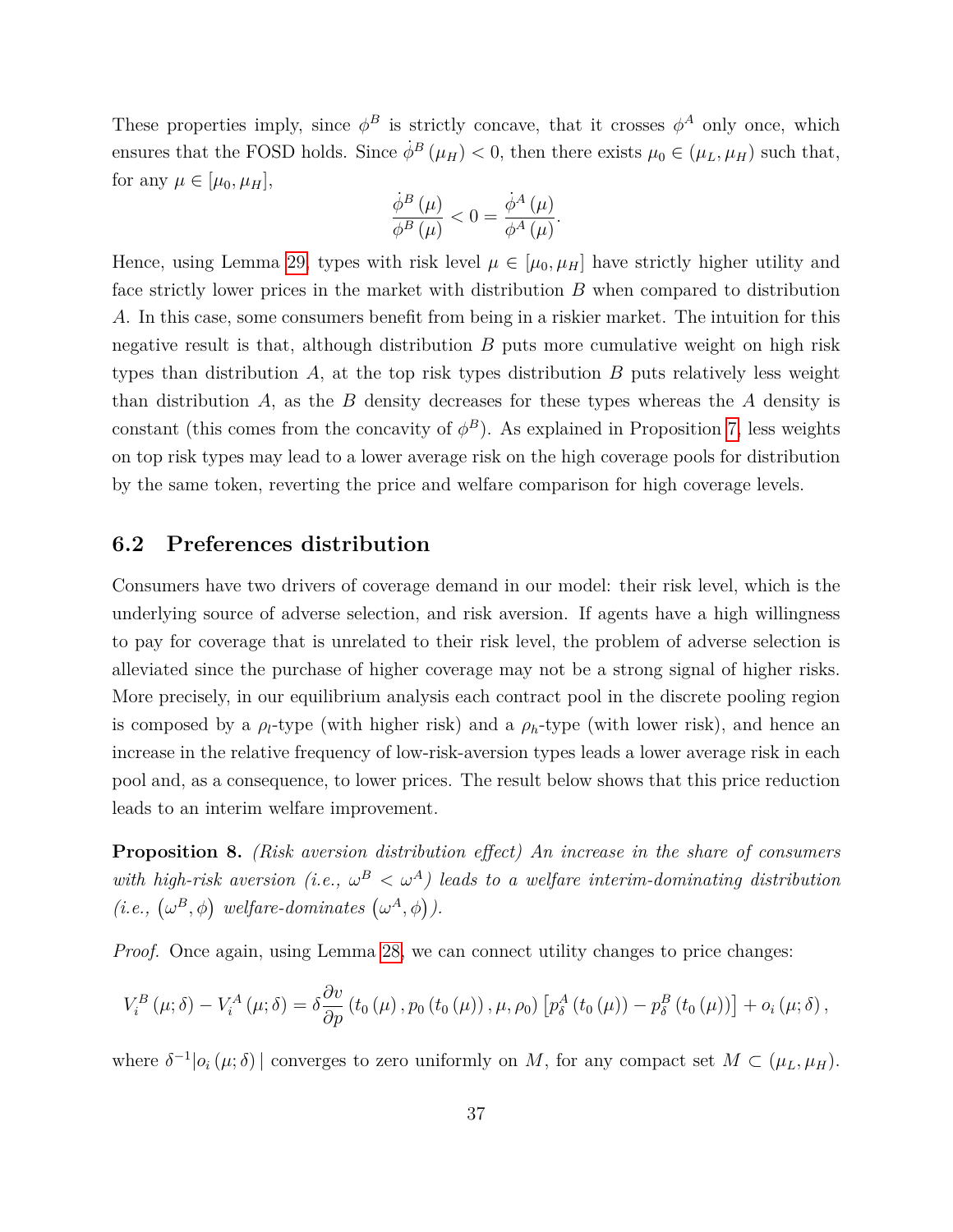These properties imply, since $\phi^B$ is strictly concave, that it crosses $\phi^A$ only once, which ensures that the FOSD holds. Since $\dot{\phi}^B(\mu_H) < 0$, then there exists $\mu_0 \in (\mu_L, \mu_H)$ such that, for any $\mu \in [\mu_0, \mu_H]$,

$$\frac{\dot{\phi}^B(\mu)}{\phi^B(\mu)} < 0 = \frac{\dot{\phi}^A(\mu)}{\phi^A(\mu)}.$$

Hence, using Lemma 29, types with risk level $\mu \in [\mu_0, \mu_H]$ have strictly higher utility and face strictly lower prices in the market with distribution $B$ when compared to distribution $A$. In this case, some consumers benefit from being in a riskier market. The intuition for this negative result is that, although distribution $B$ puts more cumulative weight on high risk types than distribution $A$, at the top risk types distribution $B$ puts relatively less weight than distribution $A$, as the $B$ density decreases for these types whereas the $A$ density is constant (this comes from the concavity of $\phi^B$). As explained in Proposition 7, less weights on top risk types may lead to a lower average risk on the high coverage pools for distribution by the same token, reverting the price and welfare comparison for high coverage levels.

## 6.2 Preferences distribution

Consumers have two drivers of coverage demand in our model: their risk level, which is the underlying source of adverse selection, and risk aversion. If agents have a high willingness to pay for coverage that is unrelated to their risk level, the problem of adverse selection is alleviated since the purchase of higher coverage may not be a strong signal of higher risks. More precisely, in our equilibrium analysis each contract pool in the discrete pooling region is composed by a $\rho_l$-type (with higher risk) and a $\rho_h$-type (with lower risk), and hence an increase in the relative frequency of low-risk-aversion types leads a lower average risk in each pool and, as a consequence, to lower prices. The result below shows that this price reduction leads to an interim welfare improvement.

**Proposition 8.** *(Risk aversion distribution effect) An increase in the share of consumers with high-risk aversion (i.e., $\omega^B < \omega^A$) leads to a welfare interim-dominating distribution (i.e., $(\omega^B, \phi)$ welfare-dominates $(\omega^A, \phi)$).*

*Proof.* Once again, using Lemma 28, we can connect utility changes to price changes:

$$V_i^B(\mu;\delta) - V_i^A(\mu;\delta) = \delta \frac{\partial v}{\partial p}(t_0(\mu), p_0(t_0(\mu)), \mu, \rho_0)\left[p_\delta^A(t_0(\mu)) - p_\delta^B(t_0(\mu))\right] + o_i(\mu;\delta),$$

where $\delta^{-1}|o_i(\mu;\delta)|$ converges to zero uniformly on $M$, for any compact set $M \subset (\mu_L, \mu_H)$.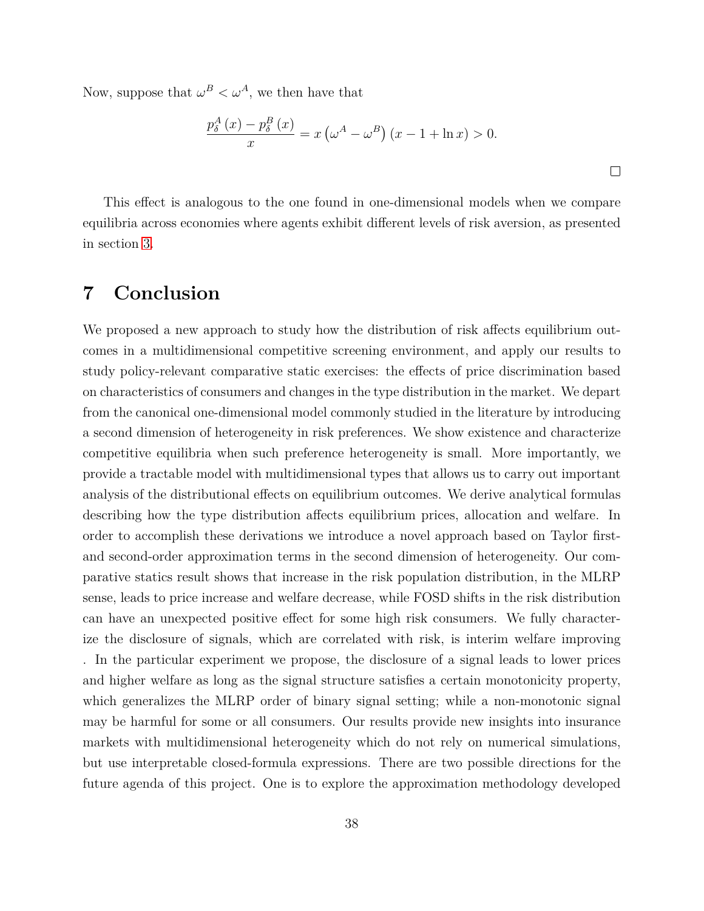Now, suppose that $\omega^B < \omega^A$, we then have that

$$\frac{p_\delta^A(x) - p_\delta^B(x)}{x} = x\left(\omega^A - \omega^B\right)(x - 1 + \ln x) > 0.$$

□

This effect is analogous to the one found in one-dimensional models when we compare equilibria across economies where agents exhibit different levels of risk aversion, as presented in section 3.

# 7 Conclusion

We proposed a new approach to study how the distribution of risk affects equilibrium outcomes in a multidimensional competitive screening environment, and apply our results to study policy-relevant comparative static exercises: the effects of price discrimination based on characteristics of consumers and changes in the type distribution in the market. We depart from the canonical one-dimensional model commonly studied in the literature by introducing a second dimension of heterogeneity in risk preferences. We show existence and characterize competitive equilibria when such preference heterogeneity is small. More importantly, we provide a tractable model with multidimensional types that allows us to carry out important analysis of the distributional effects on equilibrium outcomes. We derive analytical formulas describing how the type distribution affects equilibrium prices, allocation and welfare. In order to accomplish these derivations we introduce a novel approach based on Taylor first- and second-order approximation terms in the second dimension of heterogeneity. Our comparative statics result shows that increase in the risk population distribution, in the MLRP sense, leads to price increase and welfare decrease, while FOSD shifts in the risk distribution can have an unexpected positive effect for some high risk consumers. We fully characterize the disclosure of signals, which are correlated with risk, is interim welfare improving . In the particular experiment we propose, the disclosure of a signal leads to lower prices and higher welfare as long as the signal structure satisfies a certain monotonicity property, which generalizes the MLRP order of binary signal setting; while a non-monotonic signal may be harmful for some or all consumers. Our results provide new insights into insurance markets with multidimensional heterogeneity which do not rely on numerical simulations, but use interpretable closed-formula expressions. There are two possible directions for the future agenda of this project. One is to explore the approximation methodology developed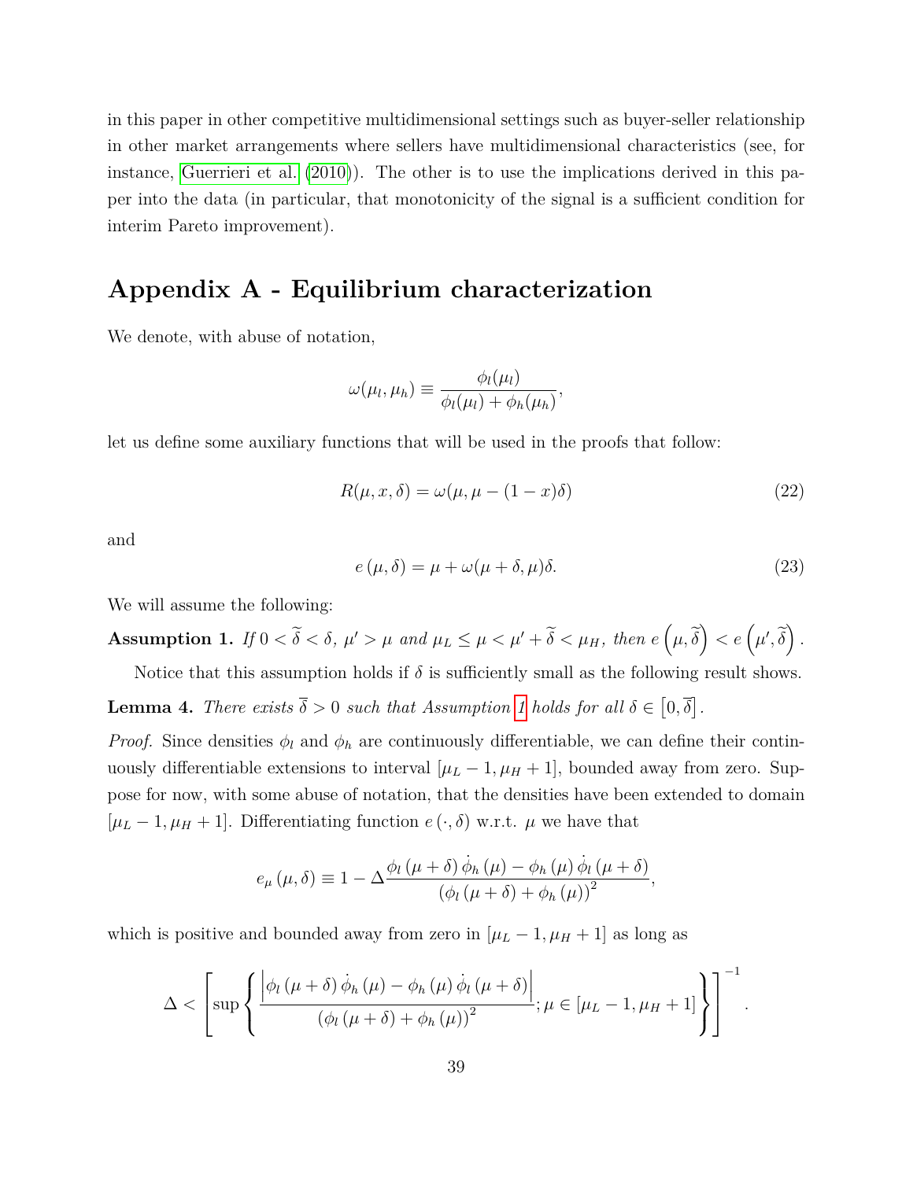in this paper in other competitive multidimensional settings such as buyer-seller relationship in other market arrangements where sellers have multidimensional characteristics (see, for instance, Guerrieri et al. (2010)). The other is to use the implications derived in this paper into the data (in particular, that monotonicity of the signal is a sufficient condition for interim Pareto improvement).

# Appendix A - Equilibrium characterization

We denote, with abuse of notation,

$$\omega(\mu_l, \mu_h) \equiv \frac{\phi_l(\mu_l)}{\phi_l(\mu_l) + \phi_h(\mu_h)},$$

let us define some auxiliary functions that will be used in the proofs that follow:

$$R(\mu, x, \delta) = \omega(\mu, \mu - (1-x)\delta) \tag{22}$$

and

$$e(\mu, \delta) = \mu + \omega(\mu + \delta, \mu)\delta. \tag{23}$$

We will assume the following:

**Assumption 1.** *If $0 < \widetilde{\delta} < \delta$, $\mu' > \mu$ and $\mu_L \leq \mu < \mu' + \widetilde{\delta} < \mu_H$, then $e\left(\mu, \widetilde{\delta}\right) < e\left(\mu', \widetilde{\delta}\right)$.*

Notice that this assumption holds if $\delta$ is sufficiently small as the following result shows.

**Lemma 4.** *There exists $\overline{\delta} > 0$ such that Assumption 1 holds for all $\delta \in \left[0, \overline{\delta}\right]$.*

*Proof.* Since densities $\phi_l$ and $\phi_h$ are continuously differentiable, we can define their continuously differentiable extensions to interval $[\mu_L - 1, \mu_H + 1]$, bounded away from zero. Suppose for now, with some abuse of notation, that the densities have been extended to domain $[\mu_L - 1, \mu_H + 1]$. Differentiating function $e(\cdot, \delta)$ w.r.t. $\mu$ we have that

$$e_\mu(\mu, \delta) \equiv 1 - \Delta \frac{\phi_l(\mu + \delta)\dot{\phi}_h(\mu) - \phi_h(\mu)\dot{\phi}_l(\mu + \delta)}{\left(\phi_l(\mu + \delta) + \phi_h(\mu)\right)^2},$$

which is positive and bounded away from zero in $[\mu_L - 1, \mu_H + 1]$ as long as

$$\Delta < \left[\sup\left\{\frac{\left|\phi_l(\mu + \delta)\dot{\phi}_h(\mu) - \phi_h(\mu)\dot{\phi}_l(\mu + \delta)\right|}{\left(\phi_l(\mu + \delta) + \phi_h(\mu)\right)^2}; \mu \in [\mu_L - 1, \mu_H + 1]\right\}\right]^{-1}.$$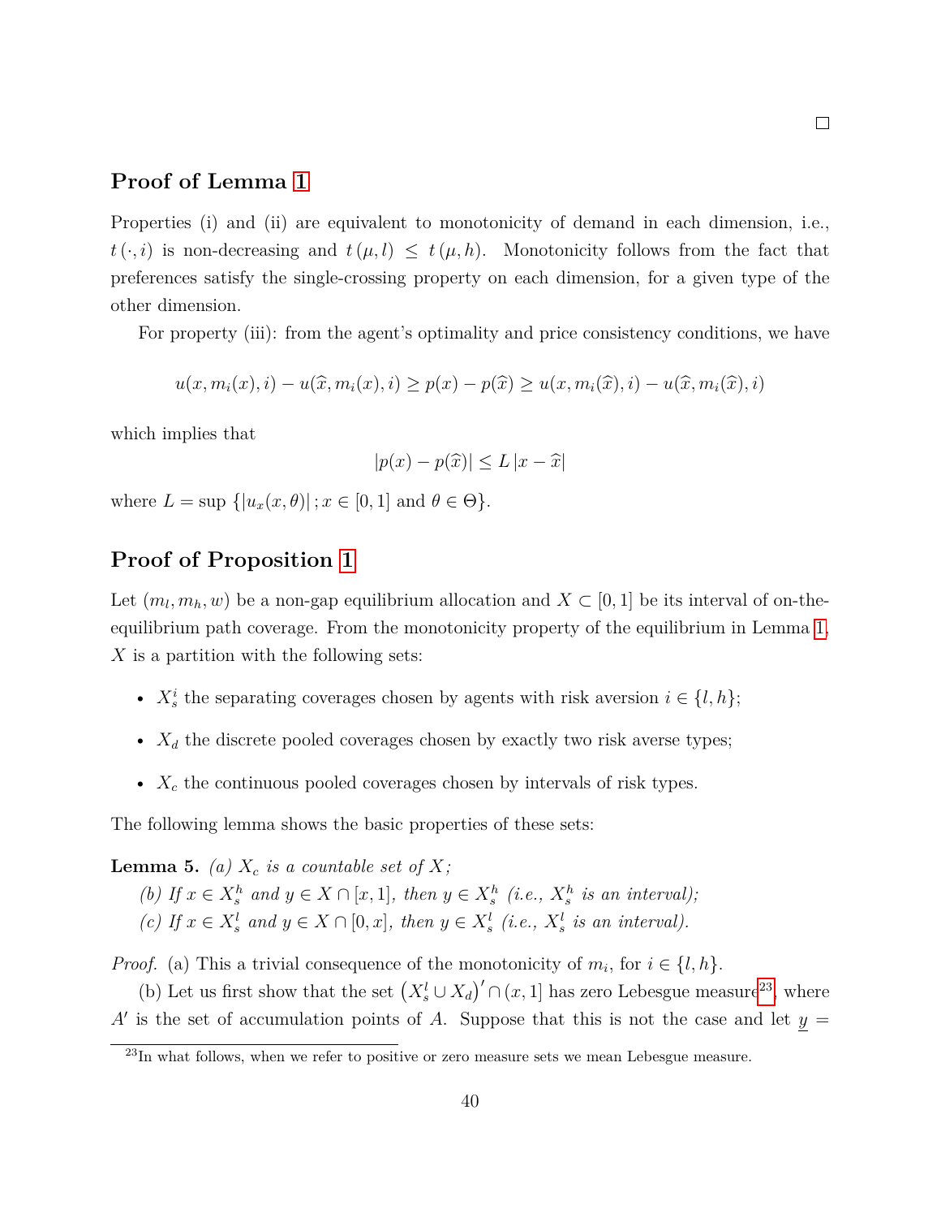□

## Proof of Lemma 1

Properties (i) and (ii) are equivalent to monotonicity of demand in each dimension, i.e., $t(\cdot, i)$ is non-decreasing and $t(\mu, l) \leq t(\mu, h)$. Monotonicity follows from the fact that preferences satisfy the single-crossing property on each dimension, for a given type of the other dimension.

For property (iii): from the agent's optimality and price consistency conditions, we have

$$u(x, m_i(x), i) - u(\widehat{x}, m_i(x), i) \geq p(x) - p(\widehat{x}) \geq u(x, m_i(\widehat{x}), i) - u(\widehat{x}, m_i(\widehat{x}), i)$$

which implies that

$$|p(x) - p(\widehat{x})| \leq L\,|x - \widehat{x}|$$

where $L = \sup\{|u_x(x, \theta)|\,; x \in [0,1] \text{ and } \theta \in \Theta\}$.

## Proof of Proposition 1

Let $(m_l, m_h, w)$ be a non-gap equilibrium allocation and $X \subset [0,1]$ be its interval of on-the-equilibrium path coverage. From the monotonicity property of the equilibrium in Lemma 1, $X$ is a partition with the following sets:

- $X_s^i$ the separating coverages chosen by agents with risk aversion $i \in \{l, h\}$;
- $X_d$ the discrete pooled coverages chosen by exactly two risk averse types;
- $X_c$ the continuous pooled coverages chosen by intervals of risk types.

The following lemma shows the basic properties of these sets:

**Lemma 5.** *(a) $X_c$ is a countable set of $X$;*

*(b) If $x \in X_s^h$ and $y \in X \cap [x, 1]$, then $y \in X_s^h$ (i.e., $X_s^h$ is an interval);*

*(c) If $x \in X_s^l$ and $y \in X \cap [0, x]$, then $y \in X_s^l$ (i.e., $X_s^l$ is an interval).*

*Proof.* (a) This a trivial consequence of the monotonicity of $m_i$, for $i \in \{l, h\}$.

(b) Let us first show that the set $\left(X_s^l \cup X_d\right)' \cap (x, 1]$ has zero Lebesgue measure[23], where $A'$ is the set of accumulation points of $A$. Suppose that this is not the case and let $\underline{y} =$

[23] In what follows, when we refer to positive or zero measure sets we mean Lebesgue measure.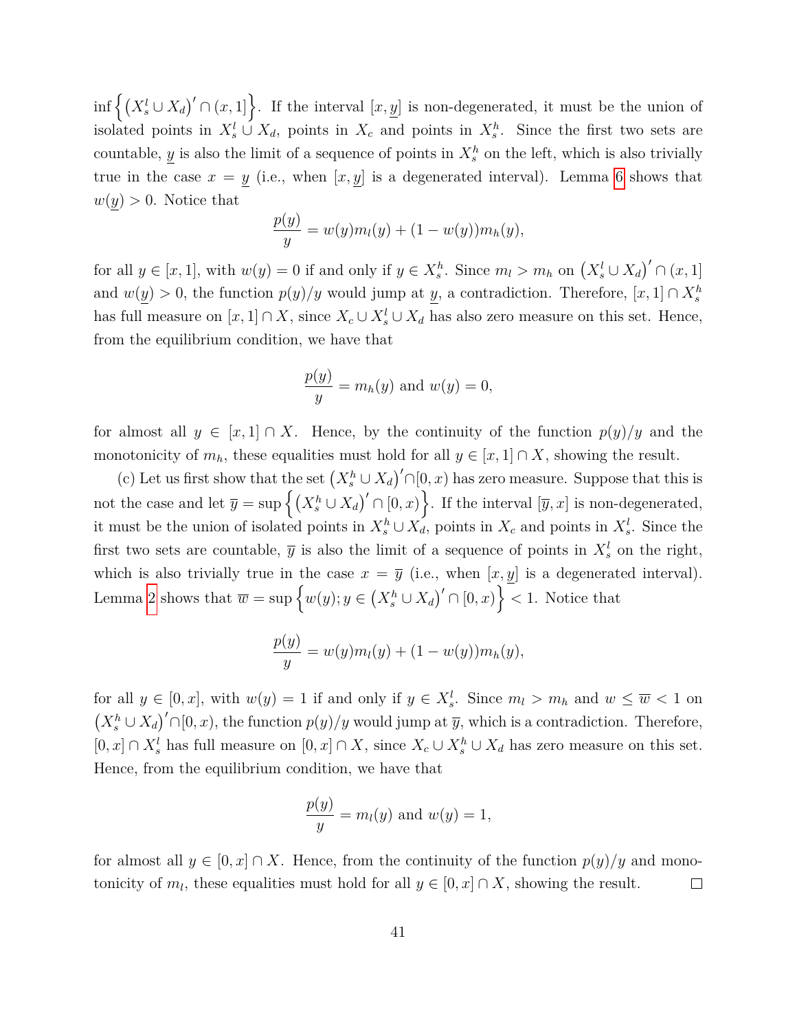$\inf\left\{\left(X_s^l \cup X_d\right)' \cap (x,1]\right\}$. If the interval $[x, \underline{y}]$ is non-degenerated, it must be the union of isolated points in $X_s^l \cup X_d$, points in $X_c$ and points in $X_s^h$. Since the first two sets are countable, $\underline{y}$ is also the limit of a sequence of points in $X_s^h$ on the left, which is also trivially true in the case $x = \underline{y}$ (i.e., when $[x, \underline{y}]$ is a degenerated interval). Lemma 6 shows that $w(\underline{y}) > 0$. Notice that

$$\frac{p(y)}{y} = w(y)m_l(y) + (1 - w(y))m_h(y),$$

for all $y \in [x, 1]$, with $w(y) = 0$ if and only if $y \in X_s^h$. Since $m_l > m_h$ on $\left(X_s^l \cup X_d\right)' \cap (x, 1]$ and $w(\underline{y}) > 0$, the function $p(y)/y$ would jump at $\underline{y}$, a contradiction. Therefore, $[x, 1] \cap X_s^h$ has full measure on $[x, 1] \cap X$, since $X_c \cup X_s^l \cup X_d$ has also zero measure on this set. Hence, from the equilibrium condition, we have that

$$\frac{p(y)}{y} = m_h(y) \text{ and } w(y) = 0,$$

for almost all $y \in [x, 1] \cap X$. Hence, by the continuity of the function $p(y)/y$ and the monotonicity of $m_h$, these equalities must hold for all $y \in [x, 1] \cap X$, showing the result.

(c) Let us first show that the set $\left(X_s^h \cup X_d\right)' \cap [0, x)$ has zero measure. Suppose that this is not the case and let $\overline{y} = \sup\left\{\left(X_s^h \cup X_d\right)' \cap [0, x)\right\}$. If the interval $[\overline{y}, x]$ is non-degenerated, it must be the union of isolated points in $X_s^h \cup X_d$, points in $X_c$ and points in $X_s^l$. Since the first two sets are countable, $\overline{y}$ is also the limit of a sequence of points in $X_s^l$ on the right, which is also trivially true in the case $x = \overline{y}$ (i.e., when $[x, \underline{y}]$ is a degenerated interval). Lemma 2 shows that $\overline{w} = \sup\left\{w(y); y \in \left(X_s^h \cup X_d\right)' \cap [0, x)\right\} < 1$. Notice that

$$\frac{p(y)}{y} = w(y)m_l(y) + (1 - w(y))m_h(y),$$

for all $y \in [0, x]$, with $w(y) = 1$ if and only if $y \in X_s^l$. Since $m_l > m_h$ and $w \leq \overline{w} < 1$ on $\left(X_s^h \cup X_d\right)' \cap [0, x)$, the function $p(y)/y$ would jump at $\overline{y}$, which is a contradiction. Therefore, $[0, x] \cap X_s^l$ has full measure on $[0, x] \cap X$, since $X_c \cup X_s^h \cup X_d$ has zero measure on this set. Hence, from the equilibrium condition, we have that

$$\frac{p(y)}{y} = m_l(y) \text{ and } w(y) = 1,$$

for almost all $y \in [0, x] \cap X$. Hence, from the continuity of the function $p(y)/y$ and monotonicity of $m_l$, these equalities must hold for all $y \in [0, x] \cap X$, showing the result. $\square$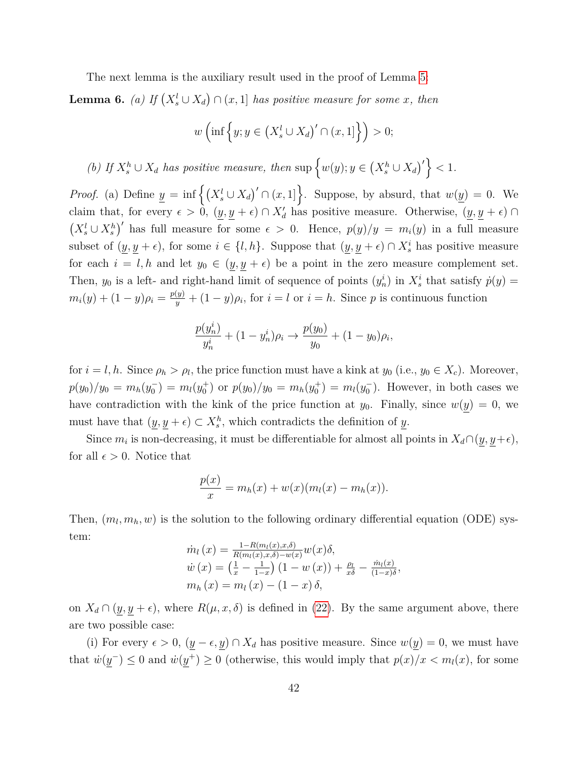The next lemma is the auxiliary result used in the proof of Lemma 5:

**Lemma 6.** *(a) If $\left(X_s^l \cup X_d\right) \cap (x, 1]$ has positive measure for some $x$, then*

$$w\left(\inf\left\{y; y \in \left(X_s^l \cup X_d\right)' \cap (x, 1]\right\}\right) > 0;$$

*(b) If $X_s^h \cup X_d$ has positive measure, then* $\sup\left\{w(y); y \in \left(X_s^h \cup X_d\right)'\right\} < 1$.

*Proof.* (a) Define $\underline{y} = \inf\left\{\left(X_s^l \cup X_d\right)' \cap (x, 1]\right\}$. Suppose, by absurd, that $w(\underline{y}) = 0$. We claim that, for every $\epsilon > 0$, $(\underline{y}, \underline{y} + \epsilon) \cap X_d'$ has positive measure. Otherwise, $(\underline{y}, \underline{y} + \epsilon) \cap \left(X_s^l \cup X_s^h\right)'$ has full measure for some $\epsilon > 0$. Hence, $p(y)/y = m_i(y)$ in a full measure subset of $(\underline{y}, \underline{y} + \epsilon)$, for some $i \in \{l, h\}$. Suppose that $(\underline{y}, \underline{y} + \epsilon) \cap X_s^i$ has positive measure for each $i = l, h$ and let $y_0 \in (\underline{y}, \underline{y} + \epsilon)$ be a point in the zero measure complement set. Then, $y_0$ is a left- and right-hand limit of sequence of points $(y_n^i)$ in $X_s^i$ that satisfy $\dot{p}(y) = m_i(y) + (1 - y)\rho_i = \frac{p(y)}{y} + (1 - y)\rho_i$, for $i = l$ or $i = h$. Since $p$ is continuous function

$$\frac{p(y_n^i)}{y_n^i} + (1 - y_n^i)\rho_i \to \frac{p(y_0)}{y_0} + (1 - y_0)\rho_i,$$

for $i = l, h$. Since $\rho_h > \rho_l$, the price function must have a kink at $y_0$ (i.e., $y_0 \in X_c$). Moreover, $p(y_0)/y_0 = m_h(y_0^-) = m_l(y_0^+)$ or $p(y_0)/y_0 = m_h(y_0^+) = m_l(y_0^-)$. However, in both cases we have contradiction with the kink of the price function at $y_0$. Finally, since $w(\underline{y}) = 0$, we must have that $(\underline{y}, \underline{y} + \epsilon) \subset X_s^h$, which contradicts the definition of $\underline{y}$.

Since $m_i$ is non-decreasing, it must be differentiable for almost all points in $X_d \cap (\underline{y}, \underline{y} + \epsilon)$, for all $\epsilon > 0$. Notice that

$$\frac{p(x)}{x} = m_h(x) + w(x)(m_l(x) - m_h(x)).$$

Then, $(m_l, m_h, w)$ is the solution to the following ordinary differential equation (ODE) system:

$$\begin{aligned}
&\dot{m}_l(x) = \tfrac{1 - R(m_l(x), x, \delta)}{R(m_l(x), x, \delta) - w(x)} w(x)\delta, \\
&\dot{w}(x) = \left(\tfrac{1}{x} - \tfrac{1}{1-x}\right)(1 - w(x)) + \tfrac{\rho_l}{x\delta} - \tfrac{\dot{m}_l(x)}{(1-x)\delta}, \\
&m_h(x) = m_l(x) - (1 - x)\delta,
\end{aligned}$$

on $X_d \cap (\underline{y}, \underline{y} + \epsilon)$, where $R(\mu, x, \delta)$ is defined in (22). By the same argument above, there are two possible case:

(i) For every $\epsilon > 0$, $(\underline{y} - \epsilon, \underline{y}) \cap X_d$ has positive measure. Since $w(\underline{y}) = 0$, we must have that $\dot{w}(\underline{y}^-) \leq 0$ and $\dot{w}(\underline{y}^+) \geq 0$ (otherwise, this would imply that $p(x)/x < m_l(x)$, for some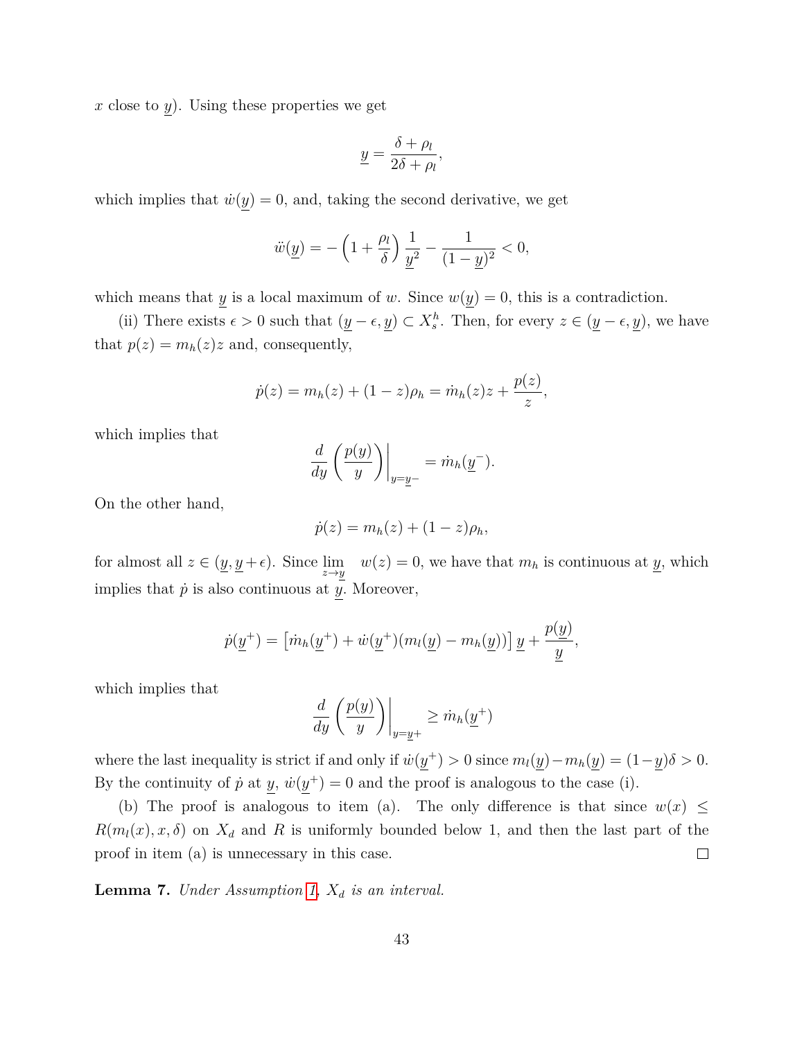$x$ close to $\underline{y}$). Using these properties we get

$$\underline{y} = \frac{\delta + \rho_l}{2\delta + \rho_l},$$

which implies that $\dot{w}(\underline{y}) = 0$, and, taking the second derivative, we get

$$\ddot{w}(\underline{y}) = -\left(1 + \frac{\rho_l}{\delta}\right)\frac{1}{\underline{y}^2} - \frac{1}{(1-\underline{y})^2} < 0,$$

which means that $\underline{y}$ is a local maximum of $w$. Since $w(\underline{y}) = 0$, this is a contradiction.

(ii) There exists $\epsilon > 0$ such that $(\underline{y} - \epsilon, \underline{y}) \subset X_s^h$. Then, for every $z \in (\underline{y} - \epsilon, \underline{y})$, we have that $p(z) = m_h(z)z$ and, consequently,

$$\dot{p}(z) = m_h(z) + (1 - z)\rho_h = \dot{m}_h(z)z + \frac{p(z)}{z},$$

which implies that

$$\left.\frac{d}{dy}\left(\frac{p(y)}{y}\right)\right|_{y=\underline{y}-} = \dot{m}_h(\underline{y}^-).$$

On the other hand,

$$\dot{p}(z) = m_h(z) + (1 - z)\rho_h,$$

for almost all $z \in (\underline{y}, \underline{y}+\epsilon)$. Since $\lim_{z\to\underline{y}} w(z) = 0$, we have that $m_h$ is continuous at $\underline{y}$, which implies that $\dot{p}$ is also continuous at $\underline{y}$. Moreover,

$$\dot{p}(\underline{y}^+) = \left[\dot{m}_h(\underline{y}^+) + \dot{w}(\underline{y}^+)(m_l(\underline{y}) - m_h(\underline{y}))\right]\underline{y} + \frac{p(\underline{y})}{\underline{y}},$$

which implies that

$$\left.\frac{d}{dy}\left(\frac{p(y)}{y}\right)\right|_{y=\underline{y}+} \geq \dot{m}_h(\underline{y}^+)$$

where the last inequality is strict if and only if $\dot{w}(\underline{y}^+) > 0$ since $m_l(\underline{y}) - m_h(\underline{y}) = (1-\underline{y})\delta > 0$. By the continuity of $\dot{p}$ at $\underline{y}$, $\dot{w}(\underline{y}^+) = 0$ and the proof is analogous to the case (i).

(b) The proof is analogous to item (a). The only difference is that since $w(x) \leq R(m_l(x), x, \delta)$ on $X_d$ and $R$ is uniformly bounded below 1, and then the last part of the proof in item (a) is unnecessary in this case. ◻

**Lemma 7.** *Under Assumption 1, $X_d$ is an interval.*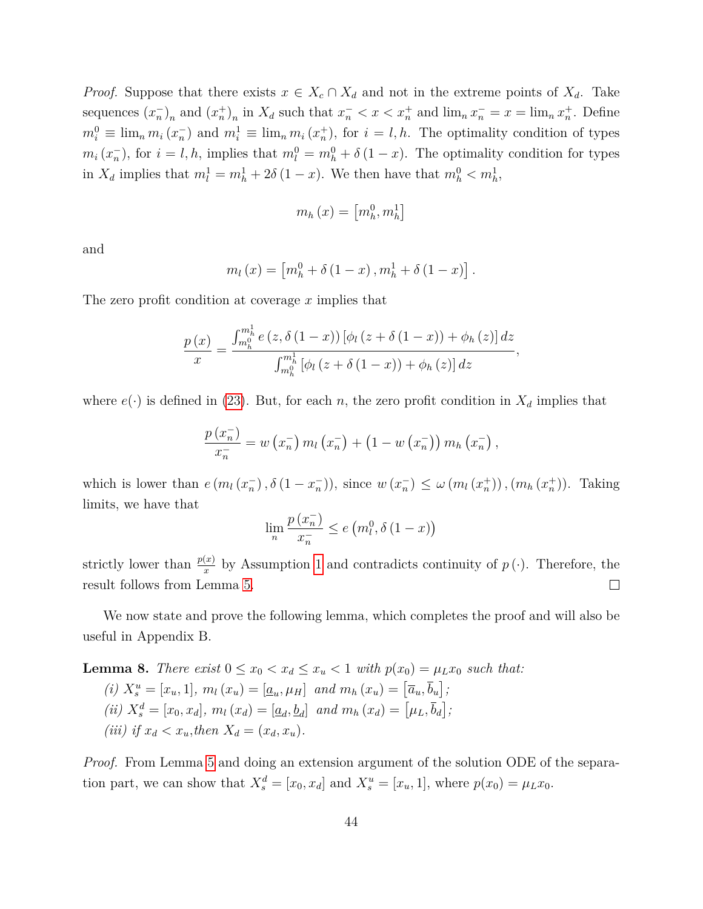*Proof.* Suppose that there exists $x \in X_c \cap X_d$ and not in the extreme points of $X_d$. Take sequences $(x_n^-)_n$ and $(x_n^+)_n$ in $X_d$ such that $x_n^- < x < x_n^+$ and $\lim_n x_n^- = x = \lim_n x_n^+$. Define $m_i^0 \equiv \lim_n m_i(x_n^-)$ and $m_i^1 \equiv \lim_n m_i(x_n^+)$, for $i = l, h$. The optimality condition of types $m_i(x_n^-)$, for $i = l, h$, implies that $m_l^0 = m_h^0 + \delta(1-x)$. The optimality condition for types in $X_d$ implies that $m_l^1 = m_h^1 + 2\delta(1-x)$. We then have that $m_h^0 < m_h^1$,

$$m_h(x) = \left[m_h^0, m_h^1\right]$$

and

$$m_l(x) = \left[m_h^0 + \delta(1-x), m_h^1 + \delta(1-x)\right].$$

The zero profit condition at coverage $x$ implies that

$$\frac{p(x)}{x} = \frac{\int_{m_h^0}^{m_h^1} e(z, \delta(1-x))\left[\phi_l(z + \delta(1-x)) + \phi_h(z)\right] dz}{\int_{m_h^0}^{m_h^1} \left[\phi_l(z + \delta(1-x)) + \phi_h(z)\right] dz},$$

where $e(\cdot)$ is defined in (23). But, for each $n$, the zero profit condition in $X_d$ implies that

$$\frac{p(x_n^-)}{x_n^-} = w(x_n^-)\, m_l(x_n^-) + \left(1 - w(x_n^-)\right) m_h(x_n^-),$$

which is lower than $e(m_l(x_n^-), \delta(1 - x_n^-))$, since $w(x_n^-) \leq \omega(m_l(x_n^+)), (m_h(x_n^+))$. Taking limits, we have that

$$\lim_n \frac{p(x_n^-)}{x_n^-} \leq e\left(m_l^0, \delta(1-x)\right)$$

strictly lower than $\frac{p(x)}{x}$ by Assumption 1 and contradicts continuity of $p(\cdot)$. Therefore, the result follows from Lemma 5. □

We now state and prove the following lemma, which completes the proof and will also be useful in Appendix B.

**Lemma 8.** *There exist $0 \leq x_0 < x_d \leq x_u < 1$ with $p(x_0) = \mu_L x_0$ such that:*
*(i) $X_s^u = [x_u, 1]$, $m_l(x_u) = [\underline{a}_u, \mu_H]$ and $m_h(x_u) = \left[\overline{a}_u, \overline{b}_u\right]$;*
*(ii) $X_s^d = [x_0, x_d]$, $m_l(x_d) = [\underline{a}_d, \underline{b}_d]$ and $m_h(x_d) = \left[\mu_L, \overline{b}_d\right]$;*
*(iii) if $x_d < x_u$, then $X_d = (x_d, x_u)$.*

*Proof.* From Lemma 5 and doing an extension argument of the solution ODE of the separation part, we can show that $X_s^d = [x_0, x_d]$ and $X_s^u = [x_u, 1]$, where $p(x_0) = \mu_L x_0$.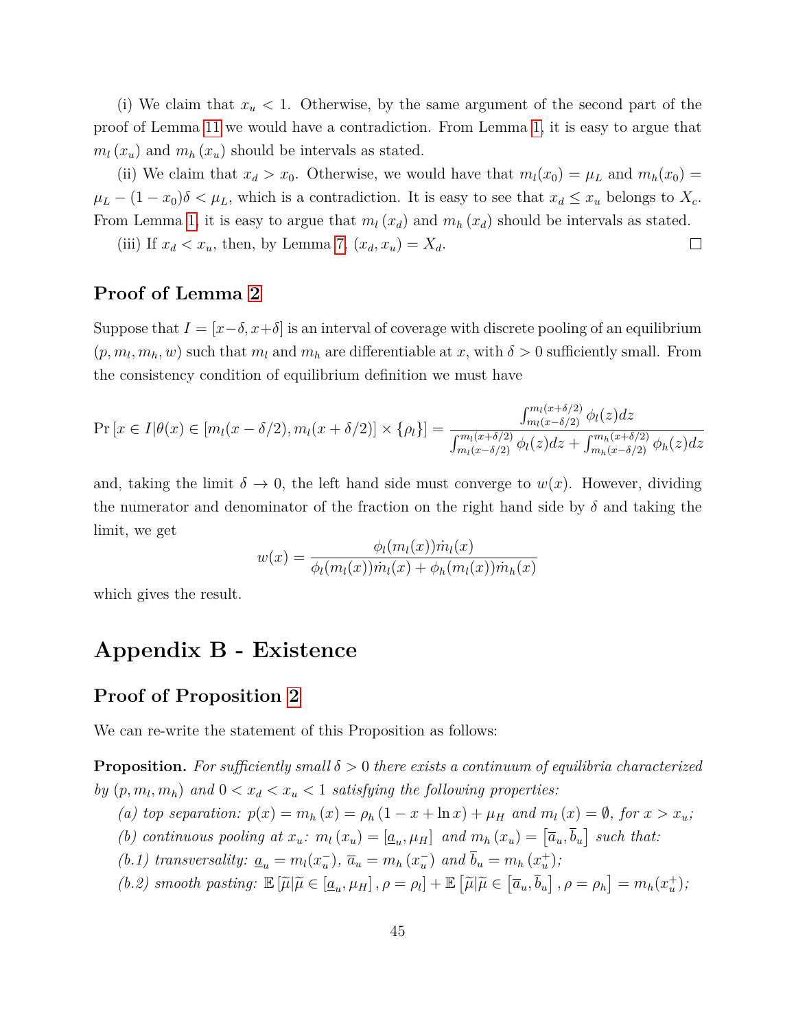(i) We claim that $x_u < 1$. Otherwise, by the same argument of the second part of the proof of Lemma 11 we would have a contradiction. From Lemma 1, it is easy to argue that $m_l(x_u)$ and $m_h(x_u)$ should be intervals as stated.

(ii) We claim that $x_d > x_0$. Otherwise, we would have that $m_l(x_0) = \mu_L$ and $m_h(x_0) = \mu_L - (1 - x_0)\delta < \mu_L$, which is a contradiction. It is easy to see that $x_d \leq x_u$ belongs to $X_c$. From Lemma 1, it is easy to argue that $m_l(x_d)$ and $m_h(x_d)$ should be intervals as stated.

(iii) If $x_d < x_u$, then, by Lemma 7, $(x_d, x_u) = X_d$. □

## Proof of Lemma 2

Suppose that $I = [x-\delta, x+\delta]$ is an interval of coverage with discrete pooling of an equilibrium $(p, m_l, m_h, w)$ such that $m_l$ and $m_h$ are differentiable at $x$, with $\delta > 0$ sufficiently small. From the consistency condition of equilibrium definition we must have

$$\Pr\left[x \in I | \theta(x) \in [m_l(x-\delta/2), m_l(x+\delta/2)] \times \{\rho_l\}\right] = \frac{\int_{m_l(x-\delta/2)}^{m_l(x+\delta/2)} \phi_l(z)dz}{\int_{m_l(x-\delta/2)}^{m_l(x+\delta/2)} \phi_l(z)dz + \int_{m_h(x-\delta/2)}^{m_h(x+\delta/2)} \phi_h(z)dz}$$

and, taking the limit $\delta \to 0$, the left hand side must converge to $w(x)$. However, dividing the numerator and denominator of the fraction on the right hand side by $\delta$ and taking the limit, we get

$$w(x) = \frac{\phi_l(m_l(x))\dot{m}_l(x)}{\phi_l(m_l(x))\dot{m}_l(x) + \phi_h(m_l(x))\dot{m}_h(x)}$$

which gives the result.

# Appendix B - Existence

## Proof of Proposition 2

We can re-write the statement of this Proposition as follows:

**Proposition.** *For sufficiently small $\delta > 0$ there exists a continuum of equilibria characterized by $(p, m_l, m_h)$ and $0 < x_d < x_u < 1$ satisfying the following properties:*

*(a) top separation: $p(x) = m_h(x) = \rho_h(1 - x + \ln x) + \mu_H$ and $m_l(x) = \emptyset$, for $x > x_u$;*

*(b) continuous pooling at $x_u$: $m_l(x_u) = [\underline{a}_u, \mu_H]$ and $m_h(x_u) = [\overline{a}_u, \overline{b}_u]$ such that:*

*(b.1) transversality: $\underline{a}_u = m_l(x_u^-)$, $\overline{a}_u = m_h(x_u^-)$ and $\overline{b}_u = m_h(x_u^+)$;*

*(b.2) smooth pasting: $\mathbb{E}\left[\widetilde{\mu}|\widetilde{\mu} \in [\underline{a}_u, \mu_H], \rho = \rho_l\right] + \mathbb{E}\left[\widetilde{\mu}|\widetilde{\mu} \in [\overline{a}_u, \overline{b}_u], \rho = \rho_h\right] = m_h(x_u^+)$;*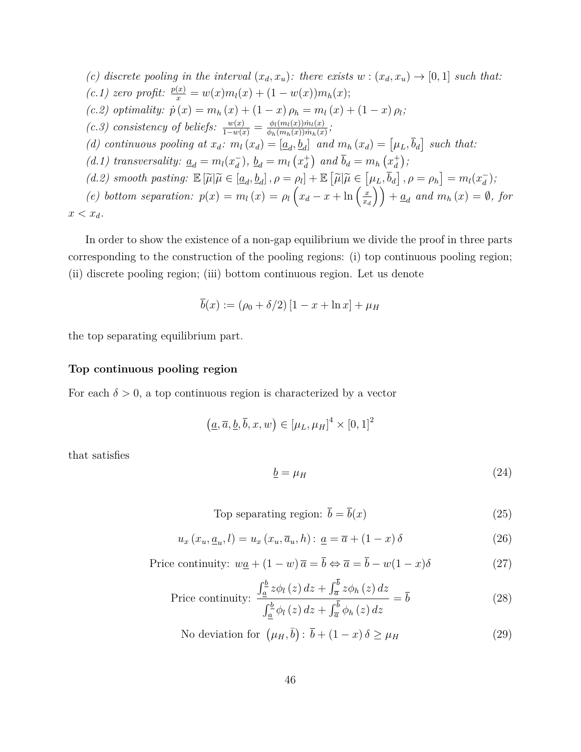*(c) discrete pooling in the interval $(x_d, x_u)$: there exists $w : (x_d, x_u) \to [0,1]$ such that:*

*(c.1) zero profit:* $\frac{p(x)}{x} = w(x) m_l(x) + (1 - w(x)) m_h(x)$;

*(c.2) optimality:* $\dot{p}(x) = m_h(x) + (1-x)\rho_h = m_l(x) + (1-x)\rho_l$;

*(c.3) consistency of beliefs:* $\frac{w(x)}{1-w(x)} = \frac{\phi_l(m_l(x))\dot{m}_l(x)}{\phi_h(m_h(x))\dot{m}_h(x)}$;

*(d) continuous pooling at $x_d$:* $m_l(x_d) = [\underline{a}_d, \underline{b}_d]$ *and* $m_h(x_d) = [\mu_L, \overline{b}_d]$ *such that:*

*(d.1) transversality:* $\underline{a}_d = m_l(x_d^-)$, $\underline{b}_d = m_l(x_d^+)$ *and* $\overline{b}_d = m_h(x_d^+)$;

*(d.2) smooth pasting:* $\mathbb{E}[\widetilde{\mu}|\widetilde{\mu} \in [\underline{a}_d, \underline{b}_d], \rho = \rho_l] + \mathbb{E}[\widetilde{\mu}|\widetilde{\mu} \in [\mu_L, \overline{b}_d], \rho = \rho_h] = m_l(x_d^-)$;

*(e) bottom separation:* $p(x) = m_l(x) = \rho_l\left(x_d - x + \ln\left(\frac{x}{x_d}\right)\right) + \underline{a}_d$ *and* $m_h(x) = \emptyset$, *for* $x < x_d$.

In order to show the existence of a non-gap equilibrium we divide the proof in three parts corresponding to the construction of the pooling regions: (i) top continuous pooling region; (ii) discrete pooling region; (iii) bottom continuous region. Let us denote

$$\overline{b}(x) := (\rho_0 + \delta/2)[1 - x + \ln x] + \mu_H$$

the top separating equilibrium part.

**Top continuous pooling region**

For each $\delta > 0$, a top continuous region is characterized by a vector

$$(\underline{a}, \overline{a}, \underline{b}, \overline{b}, x, w) \in [\mu_L, \mu_H]^4 \times [0,1]^2$$

that satisfies

$$\underline{b} = \mu_H \tag{24}$$

$$\text{Top separating region: } \overline{b} = \overline{b}(x) \tag{25}$$

$$u_x(x_u, \underline{a}_u, l) = u_x(x_u, \overline{a}_u, h) : \ \underline{a} = \overline{a} + (1-x)\delta \tag{26}$$

$$\text{Price continuity: } w\underline{a} + (1-w)\overline{a} = \overline{b} \Leftrightarrow \overline{a} = \overline{b} - w(1-x)\delta \tag{27}$$

$$\text{Price continuity: } \frac{\int_{\underline{a}}^{\underline{b}} z\phi_l(z)\,dz + \int_{\overline{a}}^{\overline{b}} z\phi_h(z)\,dz}{\int_{\underline{a}}^{\underline{b}} \phi_l(z)\,dz + \int_{\overline{a}}^{\overline{b}} \phi_h(z)\,dz} = \overline{b} \tag{28}$$

$$\text{No deviation for } (\mu_H, \bar{b}) : \ \overline{b} + (1-x)\delta \geq \mu_H \tag{29}$$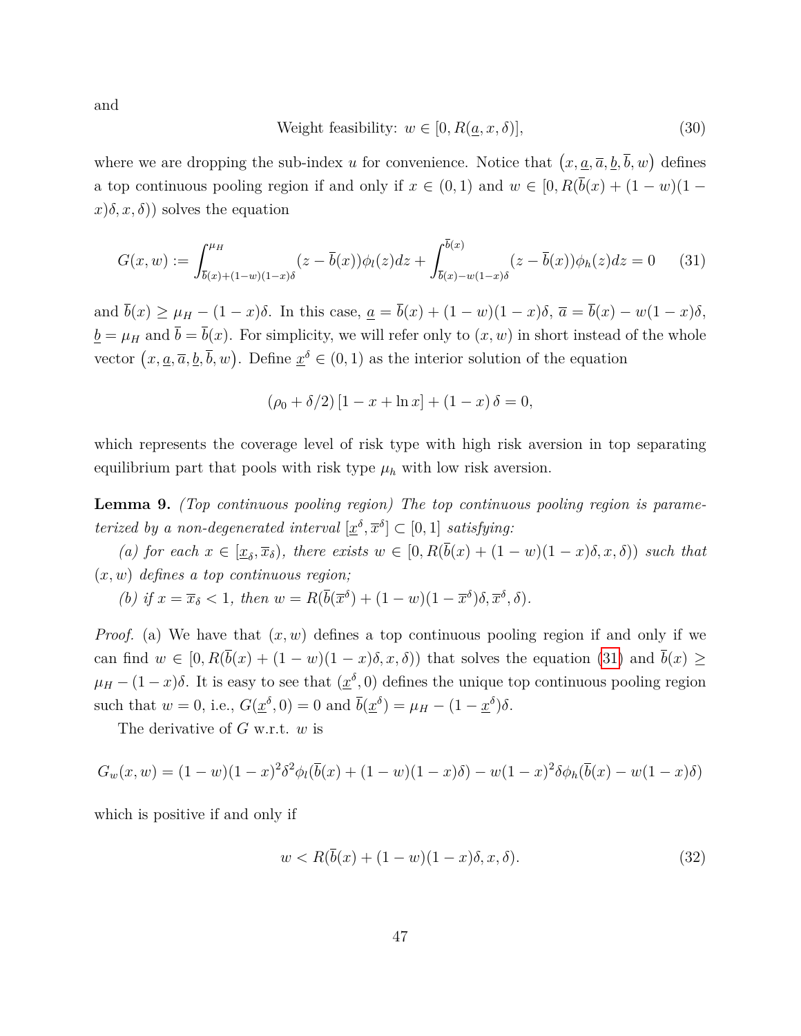and

$$\text{Weight feasibility: } w \in [0, R(\underline{a}, x, \delta)], \tag{30}$$

where we are dropping the sub-index $u$ for convenience. Notice that $\left(x, \underline{a}, \overline{a}, \underline{b}, \overline{b}, w\right)$ defines a top continuous pooling region if and only if $x \in (0,1)$ and $w \in [0, R(\overline{b}(x) + (1-w)(1-x)\delta, x, \delta))$ solves the equation

$$G(x,w) := \int_{\overline{b}(x)+(1-w)(1-x)\delta}^{\mu_H} (z - \overline{b}(x))\phi_l(z)dz + \int_{\overline{b}(x)-w(1-x)\delta}^{\overline{b}(x)} (z - \overline{b}(x))\phi_h(z)dz = 0 \tag{31}$$

and $\overline{b}(x) \geq \mu_H - (1-x)\delta$. In this case, $\underline{a} = \overline{b}(x) + (1-w)(1-x)\delta$, $\overline{a} = \overline{b}(x) - w(1-x)\delta$, $\underline{b} = \mu_H$ and $\overline{b} = \overline{b}(x)$. For simplicity, we will refer only to $(x,w)$ in short instead of the whole vector $\left(x, \underline{a}, \overline{a}, \underline{b}, \overline{b}, w\right)$. Define $\underline{x}^\delta \in (0,1)$ as the interior solution of the equation

$$(\rho_0 + \delta/2)\left[1 - x + \ln x\right] + (1-x)\,\delta = 0,$$

which represents the coverage level of risk type with high risk aversion in top separating equilibrium part that pools with risk type $\mu_h$ with low risk aversion.

**Lemma 9.** *(Top continuous pooling region) The top continuous pooling region is parameterized by a non-degenerated interval* $[\underline{x}^\delta, \overline{x}^\delta] \subset [0,1]$ *satisfying:*

*(a) for each* $x \in [\underline{x}_\delta, \overline{x}_\delta)$*, there exists* $w \in [0, R(\overline{b}(x) + (1-w)(1-x)\delta, x, \delta))$ *such that* $(x,w)$ *defines a top continuous region;*

*(b) if* $x = \overline{x}_\delta < 1$*, then* $w = R(\overline{b}(\overline{x}^\delta) + (1-w)(1-\overline{x}^\delta)\delta, \overline{x}^\delta, \delta)$*.*

*Proof.* (a) We have that $(x,w)$ defines a top continuous pooling region if and only if we can find $w \in [0, R(\overline{b}(x) + (1-w)(1-x)\delta, x, \delta))$ that solves the equation (31) and $\overline{b}(x) \geq \mu_H - (1-x)\delta$. It is easy to see that $(\underline{x}^\delta, 0)$ defines the unique top continuous pooling region such that $w = 0$, i.e., $G(\underline{x}^\delta, 0) = 0$ and $\overline{b}(\underline{x}^\delta) = \mu_H - (1-\underline{x}^\delta)\delta$.

The derivative of $G$ w.r.t. $w$ is

$$G_w(x,w) = (1-w)(1-x)^2\delta^2\phi_l(\overline{b}(x) + (1-w)(1-x)\delta) - w(1-x)^2\delta\phi_h(\overline{b}(x) - w(1-x)\delta)$$

which is positive if and only if

$$w < R(\overline{b}(x) + (1-w)(1-x)\delta, x, \delta). \tag{32}$$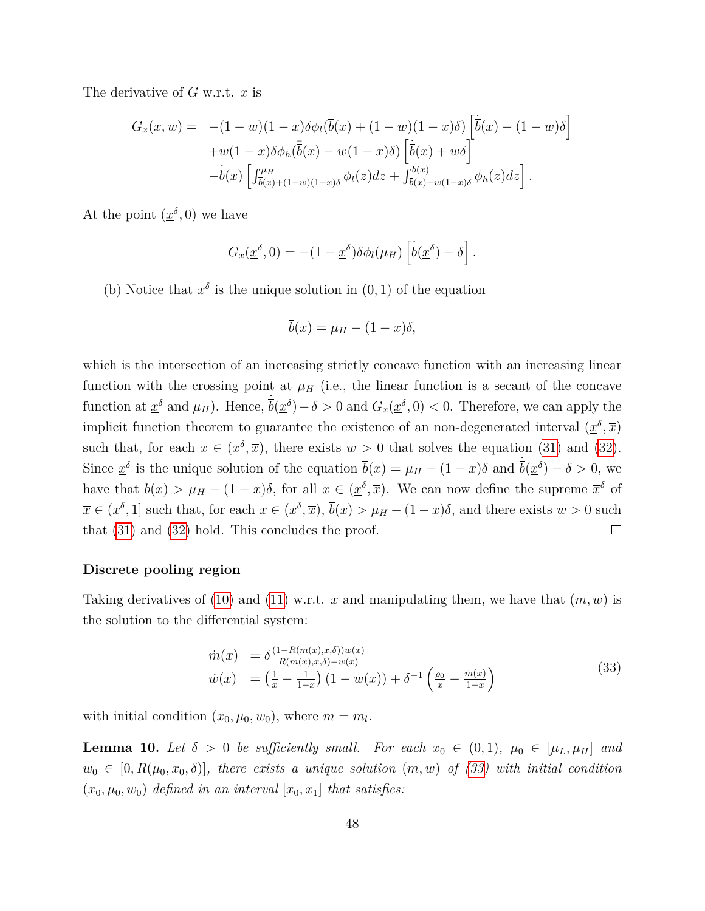The derivative of $G$ w.r.t. $x$ is

$$
\begin{aligned}
G_x(x,w) = \;& -(1-w)(1-x)\delta\phi_l(\overline{b}(x)+(1-w)(1-x)\delta)\left[\dot{\overline{b}}(x)-(1-w)\delta\right] \\
& +w(1-x)\delta\phi_h(\overline{b}(x)-w(1-x)\delta)\left[\dot{\overline{b}}(x)+w\delta\right] \\
& -\dot{\overline{b}}(x)\left[\int_{\overline{b}(x)+(1-w)(1-x)\delta}^{\mu_H}\phi_l(z)dz+\int_{\overline{b}(x)-w(1-x)\delta}^{\overline{b}(x)}\phi_h(z)dz\right].
\end{aligned}
$$

At the point $(\underline{x}^\delta, 0)$ we have

$$
G_x(\underline{x}^\delta,0) = -(1-\underline{x}^\delta)\delta\phi_l(\mu_H)\left[\dot{\overline{b}}(\underline{x}^\delta)-\delta\right].
$$

(b) Notice that $\underline{x}^\delta$ is the unique solution in $(0,1)$ of the equation

$$
\overline{b}(x) = \mu_H - (1-x)\delta,
$$

which is the intersection of an increasing strictly concave function with an increasing linear function with the crossing point at $\mu_H$ (i.e., the linear function is a secant of the concave function at $\underline{x}^\delta$ and $\mu_H$). Hence, $\dot{\overline{b}}(\underline{x}^\delta)-\delta>0$ and $G_x(\underline{x}^\delta,0)<0$. Therefore, we can apply the implicit function theorem to guarantee the existence of an non-degenerated interval $(\underline{x}^\delta,\overline{x})$ such that, for each $x\in(\underline{x}^\delta,\overline{x})$, there exists $w>0$ that solves the equation (31) and (32). Since $\underline{x}^\delta$ is the unique solution of the equation $\overline{b}(x)=\mu_H-(1-x)\delta$ and $\dot{\overline{b}}(\underline{x}^\delta)-\delta>0$, we have that $\overline{b}(x)>\mu_H-(1-x)\delta$, for all $x\in(\underline{x}^\delta,\overline{x})$. We can now define the supreme $\overline{x}^\delta$ of $\overline{x}\in(\underline{x}^\delta,1]$ such that, for each $x\in(\underline{x}^\delta,\overline{x})$, $\overline{b}(x)>\mu_H-(1-x)\delta$, and there exists $w>0$ such that (31) and (32) hold. This concludes the proof. $\square$

**Discrete pooling region**

Taking derivatives of (10) and (11) w.r.t. $x$ and manipulating them, we have that $(m,w)$ is the solution to the differential system:

$$
\begin{aligned}
\dot{m}(x) &= \delta\frac{(1-R(m(x),x,\delta))w(x)}{R(m(x),x,\delta)-w(x)} \\
\dot{w}(x) &= \left(\frac{1}{x}-\frac{1}{1-x}\right)(1-w(x))+\delta^{-1}\left(\frac{\rho_0}{x}-\frac{\dot{m}(x)}{1-x}\right)
\end{aligned}
\tag{33}
$$

with initial condition $(x_0,\mu_0,w_0)$, where $m=m_l$.

**Lemma 10.** *Let $\delta>0$ be sufficiently small. For each $x_0\in(0,1)$, $\mu_0\in[\mu_L,\mu_H]$ and $w_0\in[0,R(\mu_0,x_0,\delta)]$, there exists a unique solution $(m,w)$ of (33) with initial condition $(x_0,\mu_0,w_0)$ defined in an interval $[x_0,x_1]$ that satisfies:*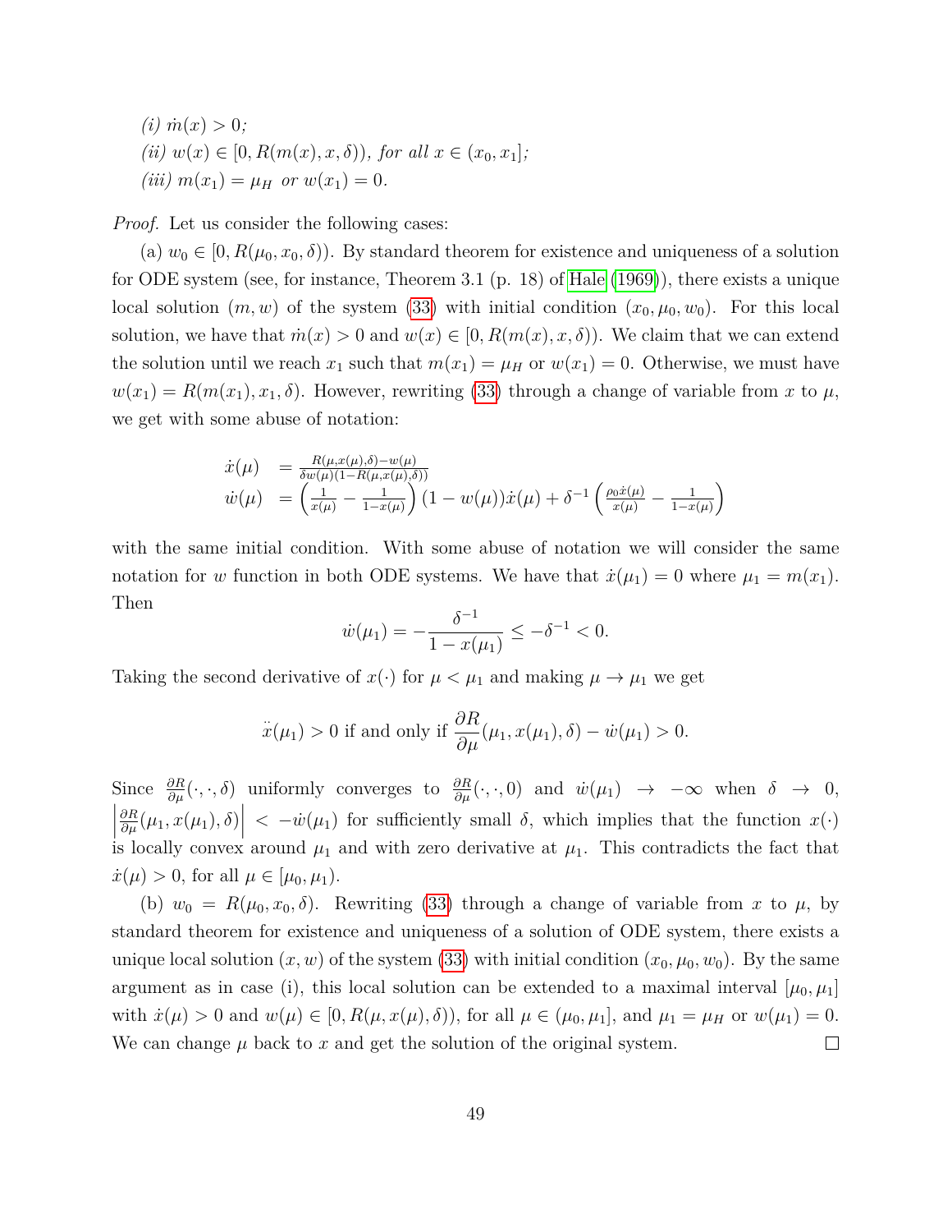*(i)* $\dot{m}(x) > 0$*;*

*(ii)* $w(x) \in [0, R(m(x), x, \delta))$*, for all* $x \in (x_0, x_1]$*;*

*(iii)* $m(x_1) = \mu_H$ *or* $w(x_1) = 0$*.*

*Proof.* Let us consider the following cases:

(a) $w_0 \in [0, R(\mu_0, x_0, \delta))$. By standard theorem for existence and uniqueness of a solution for ODE system (see, for instance, Theorem 3.1 (p. 18) of Hale (1969)), there exists a unique local solution $(m, w)$ of the system (33) with initial condition $(x_0, \mu_0, w_0)$. For this local solution, we have that $\dot{m}(x) > 0$ and $w(x) \in [0, R(m(x), x, \delta))$. We claim that we can extend the solution until we reach $x_1$ such that $m(x_1) = \mu_H$ or $w(x_1) = 0$. Otherwise, we must have $w(x_1) = R(m(x_1), x_1, \delta)$. However, rewriting (33) through a change of variable from $x$ to $\mu$, we get with some abuse of notation:

$$
\begin{aligned}
\dot{x}(\mu) &= \frac{R(\mu, x(\mu), \delta) - w(\mu)}{\delta w(\mu)(1 - R(\mu, x(\mu), \delta))} \\
\dot{w}(\mu) &= \left(\frac{1}{x(\mu)} - \frac{1}{1 - x(\mu)}\right)(1 - w(\mu))\dot{x}(\mu) + \delta^{-1}\left(\frac{\rho_0 \dot{x}(\mu)}{x(\mu)} - \frac{1}{1 - x(\mu)}\right)
\end{aligned}
$$

with the same initial condition. With some abuse of notation we will consider the same notation for $w$ function in both ODE systems. We have that $\dot{x}(\mu_1) = 0$ where $\mu_1 = m(x_1)$. Then

$$
\dot{w}(\mu_1) = -\frac{\delta^{-1}}{1 - x(\mu_1)} \leq -\delta^{-1} < 0.
$$

Taking the second derivative of $x(\cdot)$ for $\mu < \mu_1$ and making $\mu \to \mu_1$ we get

$$
\ddot{x}(\mu_1) > 0 \text{ if and only if } \frac{\partial R}{\partial \mu}(\mu_1, x(\mu_1), \delta) - \dot{w}(\mu_1) > 0.
$$

Since $\frac{\partial R}{\partial \mu}(\cdot, \cdot, \delta)$ uniformly converges to $\frac{\partial R}{\partial \mu}(\cdot, \cdot, 0)$ and $\dot{w}(\mu_1) \to -\infty$ when $\delta \to 0$, $\left|\frac{\partial R}{\partial \mu}(\mu_1, x(\mu_1), \delta)\right| < -\dot{w}(\mu_1)$ for sufficiently small $\delta$, which implies that the function $x(\cdot)$ is locally convex around $\mu_1$ and with zero derivative at $\mu_1$. This contradicts the fact that $\dot{x}(\mu) > 0$, for all $\mu \in [\mu_0, \mu_1)$.

(b) $w_0 = R(\mu_0, x_0, \delta)$. Rewriting (33) through a change of variable from $x$ to $\mu$, by standard theorem for existence and uniqueness of a solution of ODE system, there exists a unique local solution $(x, w)$ of the system (33) with initial condition $(x_0, \mu_0, w_0)$. By the same argument as in case (i), this local solution can be extended to a maximal interval $[\mu_0, \mu_1]$ with $\dot{x}(\mu) > 0$ and $w(\mu) \in [0, R(\mu, x(\mu), \delta))$, for all $\mu \in (\mu_0, \mu_1]$, and $\mu_1 = \mu_H$ or $w(\mu_1) = 0$. We can change $\mu$ back to $x$ and get the solution of the original system. $\square$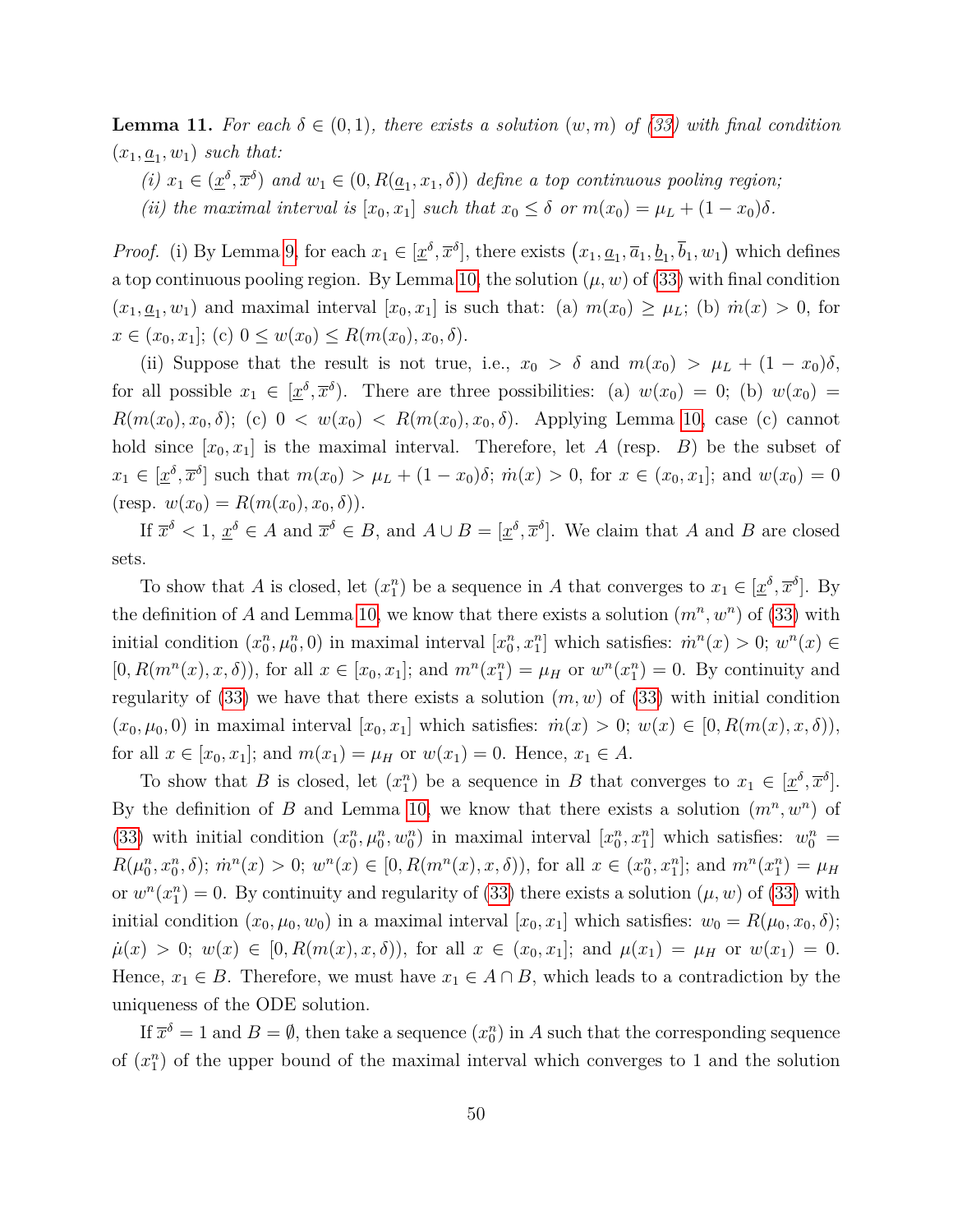**Lemma 11.** *For each $\delta \in (0,1)$, there exists a solution $(w,m)$ of (33) with final condition $(x_1, \underline{a}_1, w_1)$ such that:*

*(i) $x_1 \in (\underline{x}^\delta, \overline{x}^\delta)$ and $w_1 \in (0, R(\underline{a}_1, x_1, \delta))$ define a top continuous pooling region;*

*(ii) the maximal interval is $[x_0, x_1]$ such that $x_0 \le \delta$ or $m(x_0) = \mu_L + (1-x_0)\delta$.*

*Proof.* (i) By Lemma 9, for each $x_1 \in [\underline{x}^\delta, \overline{x}^\delta]$, there exists $\left(x_1, \underline{a}_1, \overline{a}_1, \underline{b}_1, \overline{b}_1, w_1\right)$ which defines a top continuous pooling region. By Lemma 10, the solution $(\mu, w)$ of (33) with final condition $(x_1, \underline{a}_1, w_1)$ and maximal interval $[x_0, x_1]$ is such that: (a) $m(x_0) \ge \mu_L$; (b) $\dot{m}(x) > 0$, for $x \in (x_0, x_1]$; (c) $0 \le w(x_0) \le R(m(x_0), x_0, \delta)$.

(ii) Suppose that the result is not true, i.e., $x_0 > \delta$ and $m(x_0) > \mu_L + (1-x_0)\delta$, for all possible $x_1 \in [\underline{x}^\delta, \overline{x}^\delta)$. There are three possibilities: (a) $w(x_0) = 0$; (b) $w(x_0) = R(m(x_0), x_0, \delta)$; (c) $0 < w(x_0) < R(m(x_0), x_0, \delta)$. Applying Lemma 10, case (c) cannot hold since $[x_0, x_1]$ is the maximal interval. Therefore, let $A$ (resp. $B$) be the subset of $x_1 \in [\underline{x}^\delta, \overline{x}^\delta]$ such that $m(x_0) > \mu_L + (1-x_0)\delta$; $\dot{m}(x) > 0$, for $x \in (x_0, x_1]$; and $w(x_0) = 0$ (resp. $w(x_0) = R(m(x_0), x_0, \delta)$).

If $\overline{x}^\delta < 1$, $\underline{x}^\delta \in A$ and $\overline{x}^\delta \in B$, and $A \cup B = [\underline{x}^\delta, \overline{x}^\delta]$. We claim that $A$ and $B$ are closed sets.

To show that $A$ is closed, let $(x_1^n)$ be a sequence in $A$ that converges to $x_1 \in [\underline{x}^\delta, \overline{x}^\delta]$. By the definition of $A$ and Lemma 10, we know that there exists a solution $(m^n, w^n)$ of (33) with initial condition $(x_0^n, \mu_0^n, 0)$ in maximal interval $[x_0^n, x_1^n]$ which satisfies: $\dot{m}^n(x) > 0$; $w^n(x) \in [0, R(m^n(x), x, \delta))$, for all $x \in [x_0, x_1]$; and $m^n(x_1^n) = \mu_H$ or $w^n(x_1^n) = 0$. By continuity and regularity of (33) we have that there exists a solution $(m, w)$ of (33) with initial condition $(x_0, \mu_0, 0)$ in maximal interval $[x_0, x_1]$ which satisfies: $\dot{m}(x) > 0$; $w(x) \in [0, R(m(x), x, \delta))$, for all $x \in [x_0, x_1]$; and $m(x_1) = \mu_H$ or $w(x_1) = 0$. Hence, $x_1 \in A$.

To show that $B$ is closed, let $(x_1^n)$ be a sequence in $B$ that converges to $x_1 \in [\underline{x}^\delta, \overline{x}^\delta]$. By the definition of $B$ and Lemma 10, we know that there exists a solution $(m^n, w^n)$ of (33) with initial condition $(x_0^n, \mu_0^n, w_0^n)$ in maximal interval $[x_0^n, x_1^n]$ which satisfies: $w_0^n = R(\mu_0^n, x_0^n, \delta)$; $\dot{m}^n(x) > 0$; $w^n(x) \in [0, R(m^n(x), x, \delta))$, for all $x \in (x_0^n, x_1^n]$; and $m^n(x_1^n) = \mu_H$ or $w^n(x_1^n) = 0$. By continuity and regularity of (33) there exists a solution $(\mu, w)$ of (33) with initial condition $(x_0, \mu_0, w_0)$ in a maximal interval $[x_0, x_1]$ which satisfies: $w_0 = R(\mu_0, x_0, \delta)$; $\dot{\mu}(x) > 0$; $w(x) \in [0, R(m(x), x, \delta))$, for all $x \in (x_0, x_1]$; and $\mu(x_1) = \mu_H$ or $w(x_1) = 0$. Hence, $x_1 \in B$. Therefore, we must have $x_1 \in A \cap B$, which leads to a contradiction by the uniqueness of the ODE solution.

If $\overline{x}^\delta = 1$ and $B = \emptyset$, then take a sequence $(x_0^n)$ in $A$ such that the corresponding sequence of $(x_1^n)$ of the upper bound of the maximal interval which converges to 1 and the solution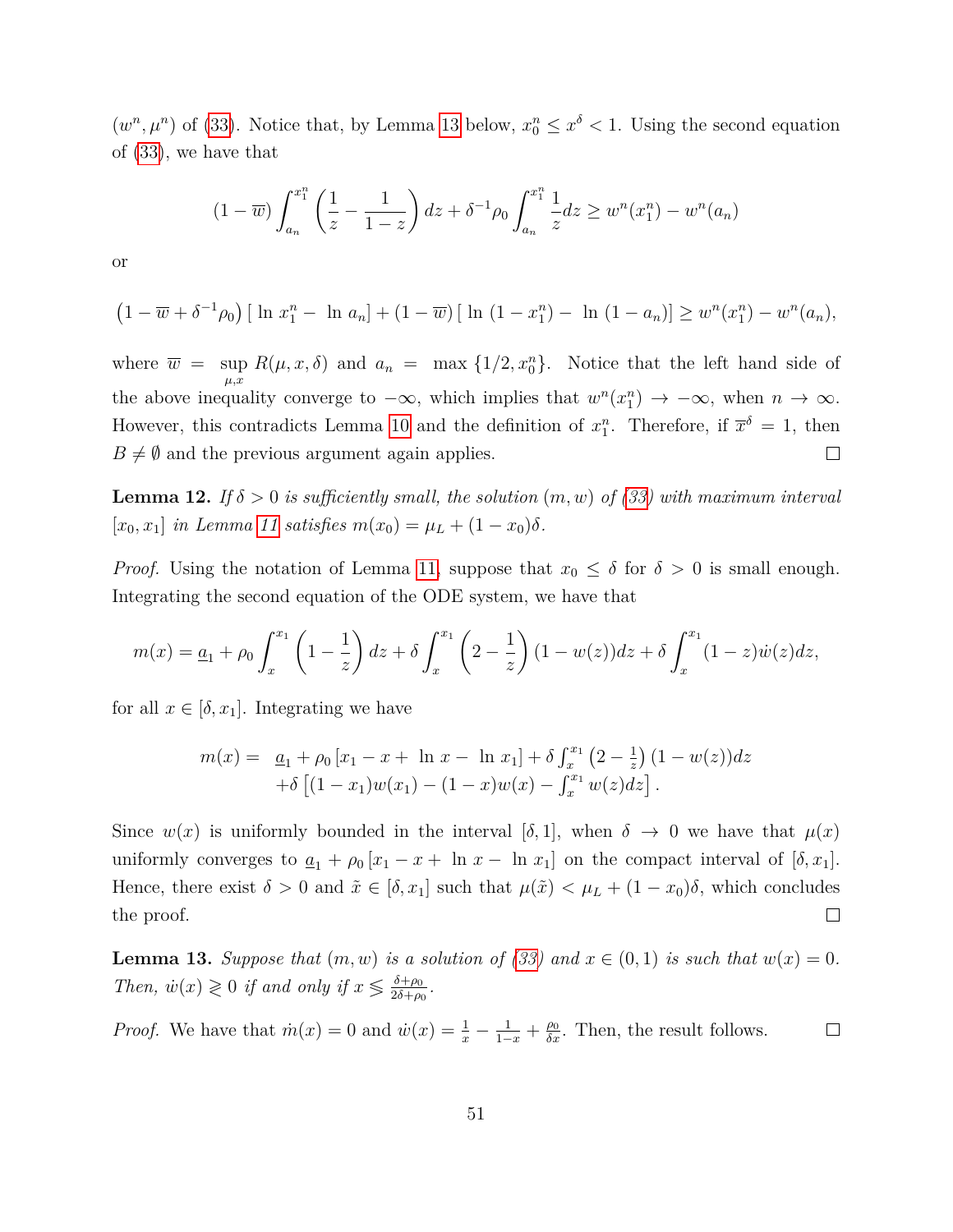$(w^n, \mu^n)$ of (33). Notice that, by Lemma 13 below, $x_0^n \le x^\delta < 1$. Using the second equation of (33), we have that

$$(1-\overline{w})\int_{a_n}^{x_1^n}\left(\frac{1}{z}-\frac{1}{1-z}\right)dz + \delta^{-1}\rho_0\int_{a_n}^{x_1^n}\frac{1}{z}dz \ge w^n(x_1^n) - w^n(a_n)$$

or

$$\left(1-\overline{w}+\delta^{-1}\rho_0\right)[\ln x_1^n - \ln a_n] + (1-\overline{w})[\ln(1-x_1^n) - \ln(1-a_n)] \ge w^n(x_1^n) - w^n(a_n),$$

where $\overline{w} = \sup_{\mu,x} R(\mu,x,\delta)$ and $a_n = \max\{1/2, x_0^n\}$. Notice that the left hand side of the above inequality converge to $-\infty$, which implies that $w^n(x_1^n) \to -\infty$, when $n \to \infty$. However, this contradicts Lemma 10 and the definition of $x_1^n$. Therefore, if $\overline{x}^\delta = 1$, then $B \neq \emptyset$ and the previous argument again applies. $\square$

**Lemma 12.** *If $\delta > 0$ is sufficiently small, the solution $(m, w)$ of (33) with maximum interval $[x_0, x_1]$ in Lemma 11 satisfies $m(x_0) = \mu_L + (1-x_0)\delta$.*

*Proof.* Using the notation of Lemma 11, suppose that $x_0 \le \delta$ for $\delta > 0$ is small enough. Integrating the second equation of the ODE system, we have that

$$m(x) = \underline{a}_1 + \rho_0\int_x^{x_1}\left(1-\frac{1}{z}\right)dz + \delta\int_x^{x_1}\left(2-\frac{1}{z}\right)(1-w(z))dz + \delta\int_x^{x_1}(1-z)\dot{w}(z)dz,$$

for all $x \in [\delta, x_1]$. Integrating we have

$$\begin{aligned} m(x) = \; & \underline{a}_1 + \rho_0[x_1 - x + \ln x - \ln x_1] + \delta\int_x^{x_1}\left(2-\tfrac{1}{z}\right)(1-w(z))dz \\ & + \delta\left[(1-x_1)w(x_1) - (1-x)w(x) - \int_x^{x_1} w(z)dz\right]. \end{aligned}$$

Since $w(x)$ is uniformly bounded in the interval $[\delta, 1]$, when $\delta \to 0$ we have that $\mu(x)$ uniformly converges to $\underline{a}_1 + \rho_0[x_1 - x + \ln x - \ln x_1]$ on the compact interval of $[\delta, x_1]$. Hence, there exist $\delta > 0$ and $\tilde{x} \in [\delta, x_1]$ such that $\mu(\tilde{x}) < \mu_L + (1-x_0)\delta$, which concludes the proof. $\square$

**Lemma 13.** *Suppose that $(m, w)$ is a solution of (33) and $x \in (0,1)$ is such that $w(x) = 0$. Then, $\dot{w}(x) \gtreqless 0$ if and only if $x \lesseqgtr \frac{\delta+\rho_0}{2\delta+\rho_0}$.*

*Proof.* We have that $\dot{m}(x) = 0$ and $\dot{w}(x) = \frac{1}{x} - \frac{1}{1-x} + \frac{\rho_0}{\delta x}$. Then, the result follows. $\square$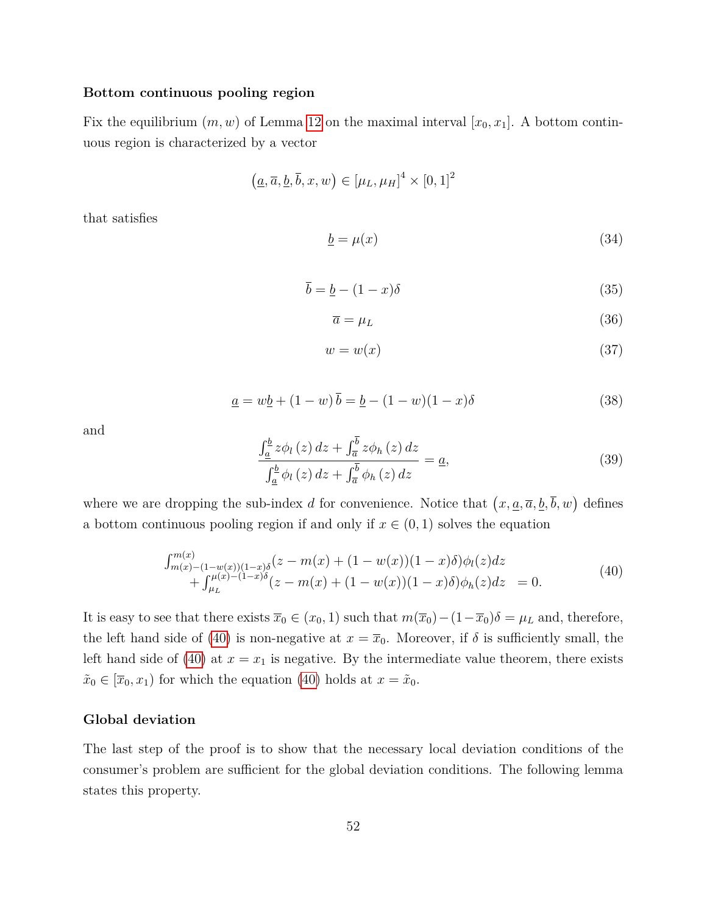**Bottom continuous pooling region**

Fix the equilibrium $(m, w)$ of Lemma 12 on the maximal interval $[x_0, x_1]$. A bottom continuous region is characterized by a vector

$$\left(\underline{a}, \overline{a}, \underline{b}, \overline{b}, x, w\right) \in [\mu_L, \mu_H]^4 \times [0,1]^2$$

that satisfies

$$\underline{b} = \mu(x) \tag{34}$$

$$\overline{b} = \underline{b} - (1-x)\delta \tag{35}$$

$$\overline{a} = \mu_L \tag{36}$$

$$w = w(x) \tag{37}$$

$$\underline{a} = w\underline{b} + (1-w)\,\overline{b} = \underline{b} - (1-w)(1-x)\delta \tag{38}$$

and

$$\frac{\int_{\underline{a}}^{\underline{b}} z\phi_l\left(z\right)dz + \int_{\overline{a}}^{\overline{b}} z\phi_h\left(z\right)dz}{\int_{\underline{a}}^{\underline{b}} \phi_l\left(z\right)dz + \int_{\overline{a}}^{\overline{b}} \phi_h\left(z\right)dz} = \underline{a}, \tag{39}$$

where we are dropping the sub-index $d$ for convenience. Notice that $\left(x, \underline{a}, \overline{a}, \underline{b}, \overline{b}, w\right)$ defines a bottom continuous pooling region if and only if $x \in (0,1)$ solves the equation

$$\begin{aligned}\int_{m(x)-(1-w(x))(1-x)\delta}^{m(x)} &(z - m(x) + (1-w(x))(1-x)\delta)\phi_l(z)dz \\ + \int_{\mu_L}^{\mu(x)-(1-x)\delta} &(z - m(x) + (1-w(x))(1-x)\delta)\phi_h(z)dz \quad = 0.\end{aligned} \tag{40}$$

It is easy to see that there exists $\overline{x}_0 \in (x_0, 1)$ such that $m(\overline{x}_0) - (1-\overline{x}_0)\delta = \mu_L$ and, therefore, the left hand side of (40) is non-negative at $x = \overline{x}_0$. Moreover, if $\delta$ is sufficiently small, the left hand side of (40) at $x = x_1$ is negative. By the intermediate value theorem, there exists $\tilde{x}_0 \in [\overline{x}_0, x_1)$ for which the equation (40) holds at $x = \tilde{x}_0$.

**Global deviation**

The last step of the proof is to show that the necessary local deviation conditions of the consumer's problem are sufficient for the global deviation conditions. The following lemma states this property.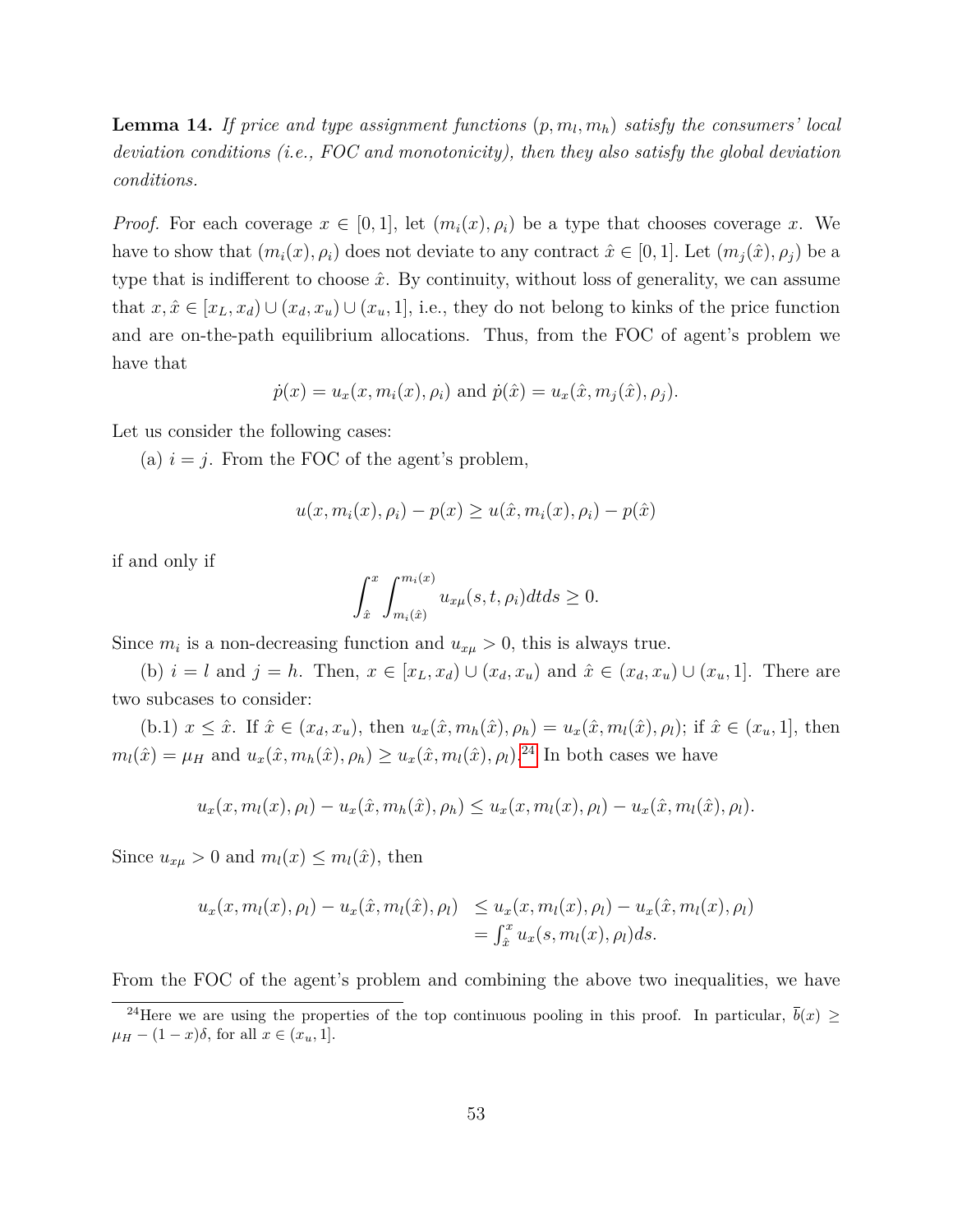**Lemma 14.** *If price and type assignment functions $(p, m_l, m_h)$ satisfy the consumers' local deviation conditions (i.e., FOC and monotonicity), then they also satisfy the global deviation conditions.*

*Proof.* For each coverage $x \in [0,1]$, let $(m_i(x), \rho_i)$ be a type that chooses coverage $x$. We have to show that $(m_i(x), \rho_i)$ does not deviate to any contract $\hat{x} \in [0,1]$. Let $(m_j(\hat{x}), \rho_j)$ be a type that is indifferent to choose $\hat{x}$. By continuity, without loss of generality, we can assume that $x, \hat{x} \in [x_L, x_d) \cup (x_d, x_u) \cup (x_u, 1]$, i.e., they do not belong to kinks of the price function and are on-the-path equilibrium allocations. Thus, from the FOC of agent's problem we have that

$$\dot{p}(x) = u_x(x, m_i(x), \rho_i) \text{ and } \dot{p}(\hat{x}) = u_x(\hat{x}, m_j(\hat{x}), \rho_j).$$

Let us consider the following cases:

(a) $i = j$. From the FOC of the agent's problem,

$$u(x, m_i(x), \rho_i) - p(x) \geq u(\hat{x}, m_i(x), \rho_i) - p(\hat{x})$$

if and only if

$$\int_{\hat{x}}^{x} \int_{m_i(\hat{x})}^{m_i(x)} u_{x\mu}(s, t, \rho_i) dt ds \geq 0.$$

Since $m_i$ is a non-decreasing function and $u_{x\mu} > 0$, this is always true.

(b) $i = l$ and $j = h$. Then, $x \in [x_L, x_d) \cup (x_d, x_u)$ and $\hat{x} \in (x_d, x_u) \cup (x_u, 1]$. There are two subcases to consider:

(b.1) $x \leq \hat{x}$. If $\hat{x} \in (x_d, x_u)$, then $u_x(\hat{x}, m_h(\hat{x}), \rho_h) = u_x(\hat{x}, m_l(\hat{x}), \rho_l)$; if $\hat{x} \in (x_u, 1]$, then $m_l(\hat{x}) = \mu_H$ and $u_x(\hat{x}, m_h(\hat{x}), \rho_h) \geq u_x(\hat{x}, m_l(\hat{x}), \rho_l)$.[24] In both cases we have

$$u_x(x, m_l(x), \rho_l) - u_x(\hat{x}, m_h(\hat{x}), \rho_h) \leq u_x(x, m_l(x), \rho_l) - u_x(\hat{x}, m_l(\hat{x}), \rho_l).$$

Since $u_{x\mu} > 0$ and $m_l(x) \leq m_l(\hat{x})$, then

$$\begin{aligned} u_x(x, m_l(x), \rho_l) - u_x(\hat{x}, m_l(\hat{x}), \rho_l) &\leq u_x(x, m_l(x), \rho_l) - u_x(\hat{x}, m_l(x), \rho_l) \\ &= \int_{\hat{x}}^{x} u_x(s, m_l(x), \rho_l) ds. \end{aligned}$$

From the FOC of the agent's problem and combining the above two inequalities, we have

[24] Here we are using the properties of the top continuous pooling in this proof. In particular, $\bar{b}(x) \geq \mu_H - (1-x)\delta$, for all $x \in (x_u, 1]$.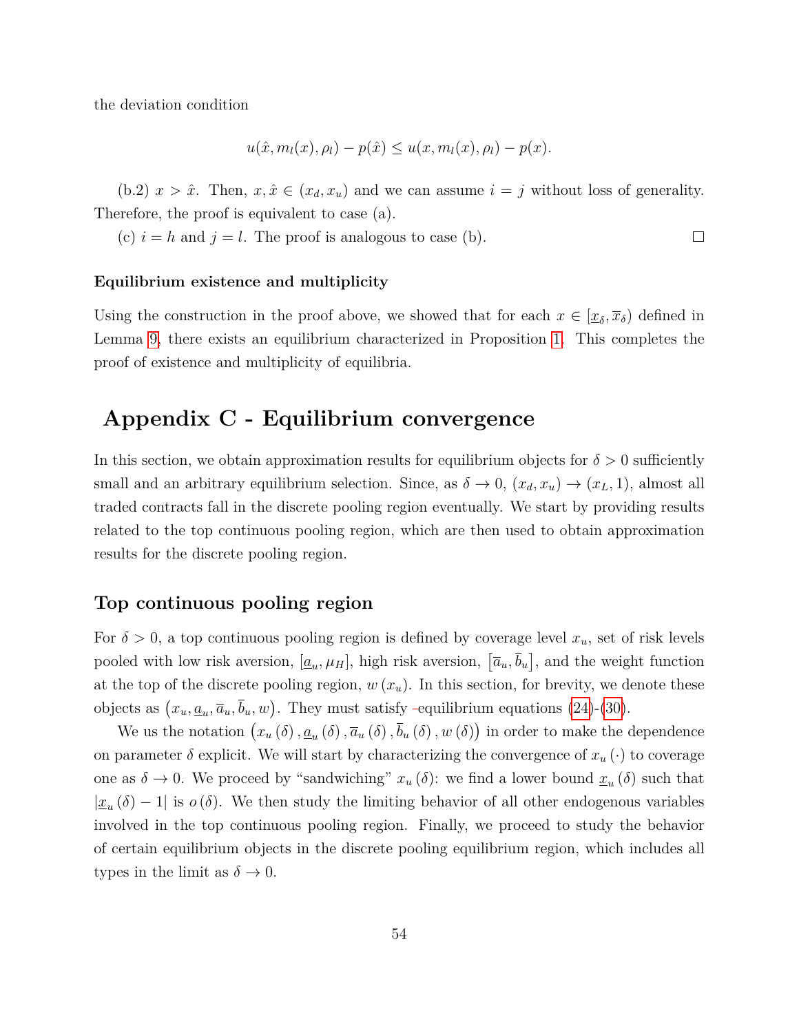the deviation condition

$$u(\hat{x}, m_l(x), \rho_l) - p(\hat{x}) \leq u(x, m_l(x), \rho_l) - p(x).$$

(b.2) $x > \hat{x}$. Then, $x, \hat{x} \in (x_d, x_u)$ and we can assume $i = j$ without loss of generality. Therefore, the proof is equivalent to case (a).

(c) $i = h$ and $j = l$. The proof is analogous to case (b). □

### Equilibrium existence and multiplicity

Using the construction in the proof above, we showed that for each $x \in [\underline{x}_\delta, \overline{x}_\delta)$ defined in Lemma 9, there exists an equilibrium characterized in Proposition 1. This completes the proof of existence and multiplicity of equilibria.

# Appendix C - Equilibrium convergence

In this section, we obtain approximation results for equilibrium objects for $\delta > 0$ sufficiently small and an arbitrary equilibrium selection. Since, as $\delta \to 0$, $(x_d, x_u) \to (x_L, 1)$, almost all traded contracts fall in the discrete pooling region eventually. We start by providing results related to the top continuous pooling region, which are then used to obtain approximation results for the discrete pooling region.

## Top continuous pooling region

For $\delta > 0$, a top continuous pooling region is defined by coverage level $x_u$, set of risk levels pooled with low risk aversion, $[\underline{a}_u, \mu_H]$, high risk aversion, $[\overline{a}_u, \overline{b}_u]$, and the weight function at the top of the discrete pooling region, $w(x_u)$. In this section, for brevity, we denote these objects as $(x_u, \underline{a}_u, \overline{a}_u, \overline{b}_u, w)$. They must satisfy -equilibrium equations (24)-(30).

We us the notation $(x_u(\delta), \underline{a}_u(\delta), \overline{a}_u(\delta), \overline{b}_u(\delta), w(\delta))$ in order to make the dependence on parameter $\delta$ explicit. We will start by characterizing the convergence of $x_u(\cdot)$ to coverage one as $\delta \to 0$. We proceed by "sandwiching" $x_u(\delta)$: we find a lower bound $\underline{x}_u(\delta)$ such that $|\underline{x}_u(\delta) - 1|$ is $o(\delta)$. We then study the limiting behavior of all other endogenous variables involved in the top continuous pooling region. Finally, we proceed to study the behavior of certain equilibrium objects in the discrete pooling equilibrium region, which includes all types in the limit as $\delta \to 0$.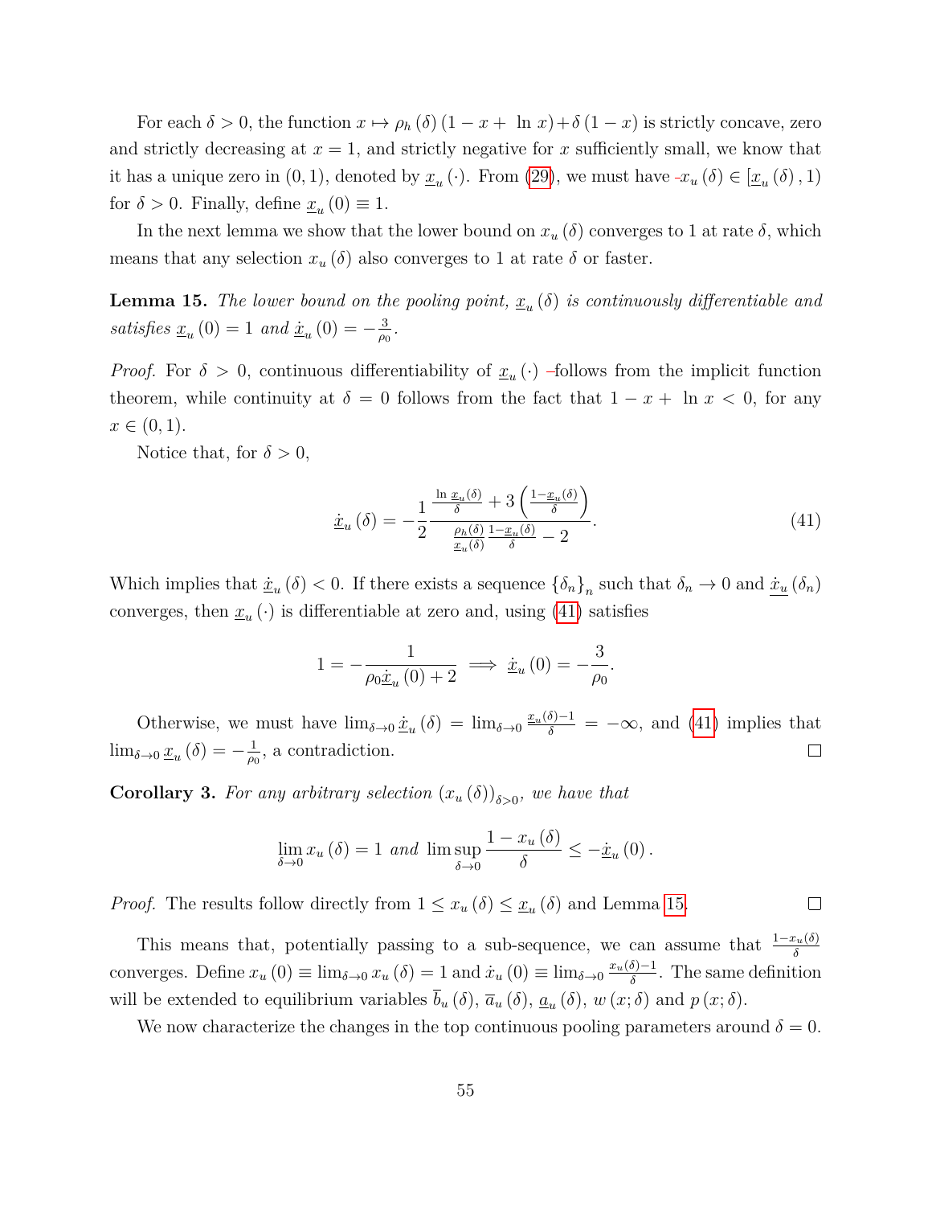For each $\delta > 0$, the function $x \mapsto \rho_h(\delta)(1 - x + \ln x) + \delta(1 - x)$ is strictly concave, zero and strictly decreasing at $x = 1$, and strictly negative for $x$ sufficiently small, we know that it has a unique zero in $(0, 1)$, denoted by $\underline{x}_u(\cdot)$. From (29), we must have $x_u(\delta) \in [\underline{x}_u(\delta), 1)$ for $\delta > 0$. Finally, define $\underline{x}_u(0) \equiv 1$.

In the next lemma we show that the lower bound on $x_u(\delta)$ converges to 1 at rate $\delta$, which means that any selection $x_u(\delta)$ also converges to 1 at rate $\delta$ or faster.

**Lemma 15.** *The lower bound on the pooling point, $\underline{x}_u(\delta)$ is continuously differentiable and satisfies $\underline{x}_u(0) = 1$ and $\dot{\underline{x}}_u(0) = -\frac{3}{\rho_0}$.*

*Proof.* For $\delta > 0$, continuous differentiability of $\underline{x}_u(\cdot)$ follows from the implicit function theorem, while continuity at $\delta = 0$ follows from the fact that $1 - x + \ln x < 0$, for any $x \in (0, 1)$.

Notice that, for $\delta > 0$,

$$\dot{\underline{x}}_u(\delta) = -\frac{1}{2} \frac{\frac{\ln \underline{x}_u(\delta)}{\delta} + 3\left(\frac{1-\underline{x}_u(\delta)}{\delta}\right)}{\frac{\rho_h(\delta)}{\underline{x}_u(\delta)}\frac{1-\underline{x}_u(\delta)}{\delta} - 2}. \tag{41}$$

Which implies that $\dot{\underline{x}}_u(\delta) < 0$. If there exists a sequence $\{\delta_n\}_n$ such that $\delta_n \to 0$ and $\dot{\underline{x}}_u(\delta_n)$ converges, then $\underline{x}_u(\cdot)$ is differentiable at zero and, using (41) satisfies

$$1 = -\frac{1}{\rho_0 \dot{\underline{x}}_u(0) + 2} \implies \dot{\underline{x}}_u(0) = -\frac{3}{\rho_0}.$$

Otherwise, we must have $\lim_{\delta \to 0} \dot{\underline{x}}_u(\delta) = \lim_{\delta \to 0} \frac{\underline{x}_u(\delta) - 1}{\delta} = -\infty$, and (41) implies that $\lim_{\delta \to 0} \underline{x}_u(\delta) = -\frac{1}{\rho_0}$, a contradiction. $\square$

**Corollary 3.** *For any arbitrary selection $(x_u(\delta))_{\delta > 0}$, we have that*

$$\lim_{\delta \to 0} x_u(\delta) = 1 \text{ and } \limsup_{\delta \to 0} \frac{1 - x_u(\delta)}{\delta} \leq -\dot{\underline{x}}_u(0).$$

*Proof.* The results follow directly from $1 \leq x_u(\delta) \leq \underline{x}_u(\delta)$ and Lemma 15. $\square$

This means that, potentially passing to a sub-sequence, we can assume that $\frac{1 - x_u(\delta)}{\delta}$ converges. Define $x_u(0) \equiv \lim_{\delta \to 0} x_u(\delta) = 1$ and $\dot{x}_u(0) \equiv \lim_{\delta \to 0} \frac{x_u(\delta) - 1}{\delta}$. The same definition will be extended to equilibrium variables $\overline{b}_u(\delta)$, $\overline{a}_u(\delta)$, $\underline{a}_u(\delta)$, $w(x; \delta)$ and $p(x; \delta)$.

We now characterize the changes in the top continuous pooling parameters around $\delta = 0$.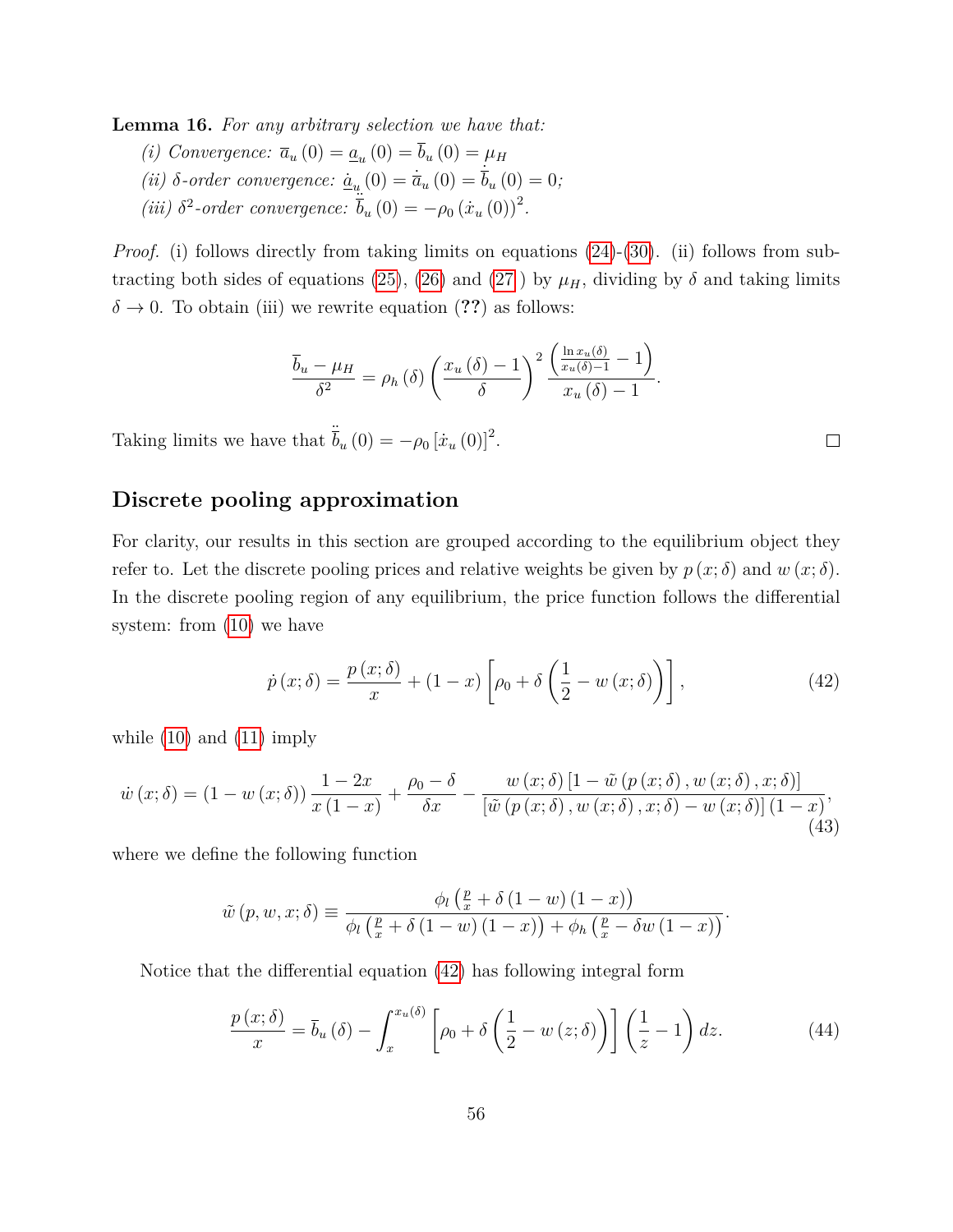**Lemma 16.** *For any arbitrary selection we have that:*

*(i) Convergence:* $\overline{a}_u(0) = \underline{a}_u(0) = \overline{b}_u(0) = \mu_H$

*(ii) $\delta$-order convergence:* $\dot{\underline{a}}_u(0) = \dot{\overline{a}}_u(0) = \dot{\overline{b}}_u(0) = 0$*;*

*(iii) $\delta^2$-order convergence:* $\ddot{\overline{b}}_u(0) = -\rho_0 (\dot{x}_u(0))^2$.

*Proof.* (i) follows directly from taking limits on equations (24)-(30). (ii) follows from subtracting both sides of equations (25), (26) and (27 ) by $\mu_H$, dividing by $\delta$ and taking limits $\delta \to 0$. To obtain (iii) we rewrite equation (**??**) as follows:

$$\frac{\overline{b}_u - \mu_H}{\delta^2} = \rho_h(\delta) \left( \frac{x_u(\delta) - 1}{\delta} \right)^2 \frac{\left( \frac{\ln x_u(\delta)}{x_u(\delta)-1} - 1 \right)}{x_u(\delta) - 1}.$$

Taking limits we have that $\ddot{\overline{b}}_u(0) = -\rho_0 [\dot{x}_u(0)]^2$. $\square$

## Discrete pooling approximation

For clarity, our results in this section are grouped according to the equilibrium object they refer to. Let the discrete pooling prices and relative weights be given by $p(x;\delta)$ and $w(x;\delta)$. In the discrete pooling region of any equilibrium, the price function follows the differential system: from (10) we have

$$\dot{p}(x;\delta) = \frac{p(x;\delta)}{x} + (1-x)\left[\rho_0 + \delta\left(\frac{1}{2} - w(x;\delta)\right)\right], \tag{42}$$

while (10) and (11) imply

$$\dot{w}(x;\delta) = (1 - w(x;\delta)) \frac{1-2x}{x(1-x)} + \frac{\rho_0 - \delta}{\delta x} - \frac{w(x;\delta)\left[1 - \tilde{w}(p(x;\delta), w(x;\delta), x;\delta)\right]}{\left[\tilde{w}(p(x;\delta), w(x;\delta), x;\delta) - w(x;\delta)\right](1-x)}, \tag{43}$$

where we define the following function

$$\tilde{w}(p, w, x;\delta) \equiv \frac{\phi_l\left(\frac{p}{x} + \delta(1-w)(1-x)\right)}{\phi_l\left(\frac{p}{x} + \delta(1-w)(1-x)\right) + \phi_h\left(\frac{p}{x} - \delta w(1-x)\right)}.$$

Notice that the differential equation (42) has following integral form

$$\frac{p(x;\delta)}{x} = \overline{b}_u(\delta) - \int_x^{x_u(\delta)} \left[\rho_0 + \delta\left(\frac{1}{2} - w(z;\delta)\right)\right]\left(\frac{1}{z} - 1\right) dz. \tag{44}$$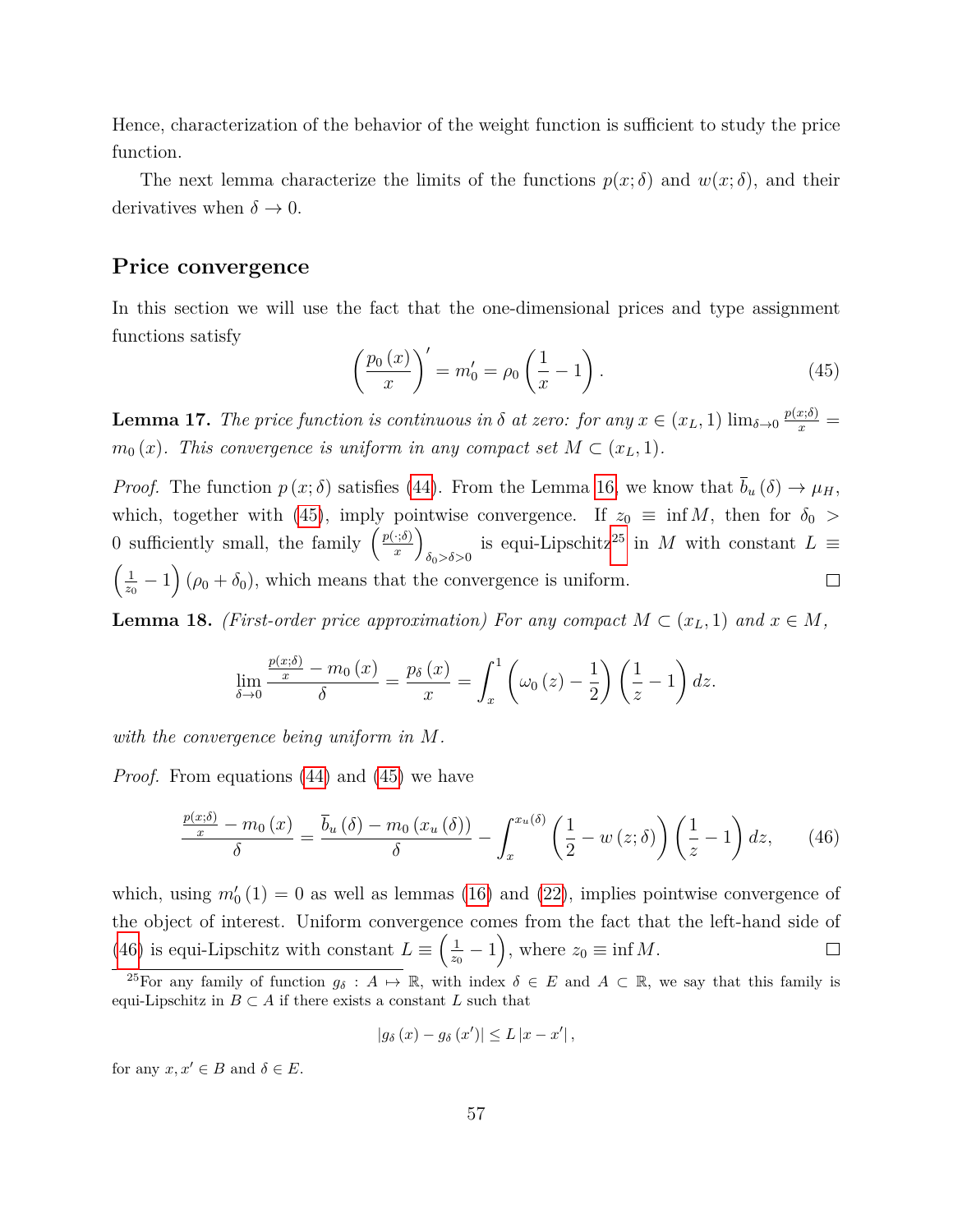Hence, characterization of the behavior of the weight function is sufficient to study the price function.

The next lemma characterize the limits of the functions $p(x;\delta)$ and $w(x;\delta)$, and their derivatives when $\delta \to 0$.

## Price convergence

In this section we will use the fact that the one-dimensional prices and type assignment functions satisfy

$$\left(\frac{p_0(x)}{x}\right)' = m_0' = \rho_0\left(\frac{1}{x} - 1\right). \tag{45}$$

**Lemma 17.** *The price function is continuous in $\delta$ at zero: for any $x \in (x_L, 1)$ $\lim_{\delta\to 0}\frac{p(x;\delta)}{x} = m_0(x)$. This convergence is uniform in any compact set $M \subset (x_L, 1)$.*

*Proof.* The function $p(x;\delta)$ satisfies (44). From the Lemma 16, we know that $\overline{b}_u(\delta) \to \mu_H$, which, together with (45), imply pointwise convergence. If $z_0 \equiv \inf M$, then for $\delta_0 > 0$ sufficiently small, the family $\left(\frac{p(\cdot;\delta)}{x}\right)_{\delta_0>\delta>0}$ is equi-Lipschitz[25] in $M$ with constant $L \equiv \left(\frac{1}{z_0} - 1\right)(\rho_0 + \delta_0)$, which means that the convergence is uniform. □

**Lemma 18.** *(First-order price approximation) For any compact $M \subset (x_L, 1)$ and $x \in M$,*

$$\lim_{\delta\to 0}\frac{\frac{p(x;\delta)}{x} - m_0(x)}{\delta} = \frac{p_\delta(x)}{x} = \int_x^1\left(\omega_0(z) - \frac{1}{2}\right)\left(\frac{1}{z} - 1\right)dz.$$

*with the convergence being uniform in $M$.*

*Proof.* From equations (44) and (45) we have

$$\frac{\frac{p(x;\delta)}{x} - m_0(x)}{\delta} = \frac{\overline{b}_u(\delta) - m_0(x_u(\delta))}{\delta} - \int_x^{x_u(\delta)}\left(\frac{1}{2} - w(z;\delta)\right)\left(\frac{1}{z} - 1\right)dz, \tag{46}$$

which, using $m_0'(1) = 0$ as well as lemmas (16) and (22), implies pointwise convergence of the object of interest. Uniform convergence comes from the fact that the left-hand side of (46) is equi-Lipschitz with constant $L \equiv \left(\frac{1}{z_0} - 1\right)$, where $z_0 \equiv \inf M$. □

[25] For any family of function $g_\delta : A \mapsto \mathbb{R}$, with index $\delta \in E$ and $A \subset \mathbb{R}$, we say that this family is equi-Lipschitz in $B \subset A$ if there exists a constant $L$ such that

$$|g_\delta(x) - g_\delta(x')| \leq L|x - x'|,$$

for any $x, x' \in B$ and $\delta \in E$.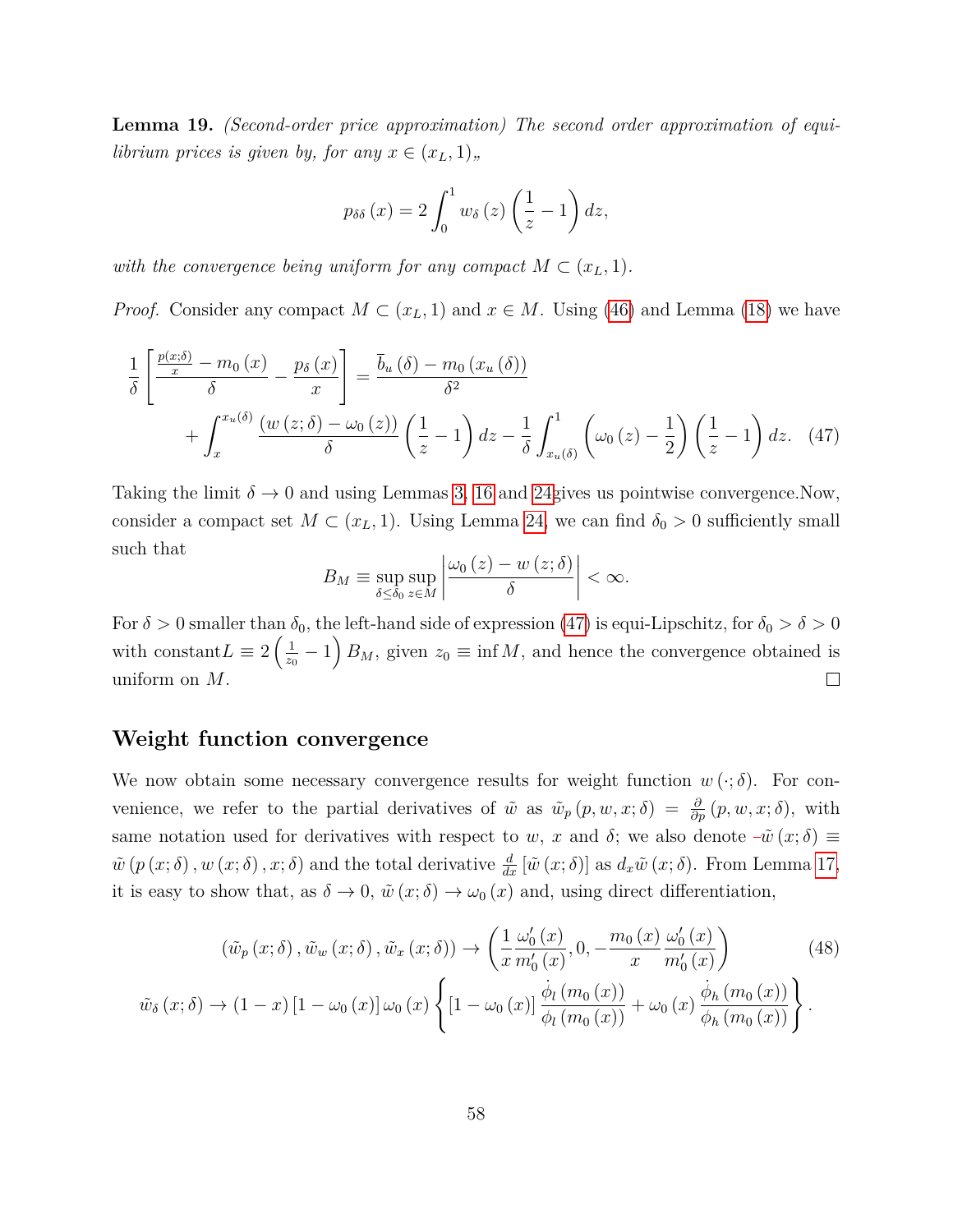**Lemma 19.** *(Second-order price approximation) The second order approximation of equilibrium prices is given by, for any $x \in (x_L, 1)$,,*

$$p_{\delta\delta}(x) = 2\int_0^1 w_\delta(z)\left(\frac{1}{z}-1\right)dz,$$

*with the convergence being uniform for any compact $M \subset (x_L, 1)$.*

*Proof.* Consider any compact $M \subset (x_L, 1)$ and $x \in M$. Using (46) and Lemma (18) we have

$$\frac{1}{\delta}\left[\frac{\frac{p(x;\delta)}{x}-m_0(x)}{\delta}-\frac{p_\delta(x)}{x}\right] = \frac{\overline{b}_u(\delta)-m_0(x_u(\delta))}{\delta^2}$$
$$+\int_x^{x_u(\delta)}\frac{(w(z;\delta)-\omega_0(z))}{\delta}\left(\frac{1}{z}-1\right)dz - \frac{1}{\delta}\int_{x_u(\delta)}^1\left(\omega_0(z)-\frac{1}{2}\right)\left(\frac{1}{z}-1\right)dz. \quad (47)$$

Taking the limit $\delta \to 0$ and using Lemmas 3, 16 and 24gives us pointwise convergence.Now, consider a compact set $M \subset (x_L, 1)$. Using Lemma 24, we can find $\delta_0 > 0$ sufficiently small such that

$$B_M \equiv \sup_{\delta\le\delta_0}\sup_{z\in M}\left|\frac{\omega_0(z)-w(z;\delta)}{\delta}\right| < \infty.$$

For $\delta > 0$ smaller than $\delta_0$, the left-hand side of expression (47) is equi-Lipschitz, for $\delta_0 > \delta > 0$ with constant$L \equiv 2\left(\frac{1}{z_0}-1\right)B_M$, given $z_0 \equiv \inf M$, and hence the convergence obtained is uniform on $M$. □

## Weight function convergence

We now obtain some necessary convergence results for weight function $w(\cdot;\delta)$. For convenience, we refer to the partial derivatives of $\tilde{w}$ as $\tilde{w}_p(p,w,x;\delta) = \frac{\partial}{\partial p}(p,w,x;\delta)$, with same notation used for derivatives with respect to $w$, $x$ and $\delta$; we also denote $\tilde{w}(x;\delta) \equiv \tilde{w}(p(x;\delta), w(x;\delta), x;\delta)$ and the total derivative $\frac{d}{dx}[\tilde{w}(x;\delta)]$ as $d_x\tilde{w}(x;\delta)$. From Lemma 17, it is easy to show that, as $\delta \to 0$, $\tilde{w}(x;\delta) \to \omega_0(x)$ and, using direct differentiation,

$$(\tilde{w}_p(x;\delta), \tilde{w}_w(x;\delta), \tilde{w}_x(x;\delta)) \to \left(\frac{1}{x}\frac{\omega_0'(x)}{m_0'(x)}, 0, -\frac{m_0(x)}{x}\frac{\omega_0'(x)}{m_0'(x)}\right) \quad (48)$$
$$\tilde{w}_\delta(x;\delta) \to (1-x)[1-\omega_0(x)]\omega_0(x)\left\{[1-\omega_0(x)]\frac{\dot{\phi}_l(m_0(x))}{\phi_l(m_0(x))}+\omega_0(x)\frac{\dot{\phi}_h(m_0(x))}{\phi_h(m_0(x))}\right\}.$$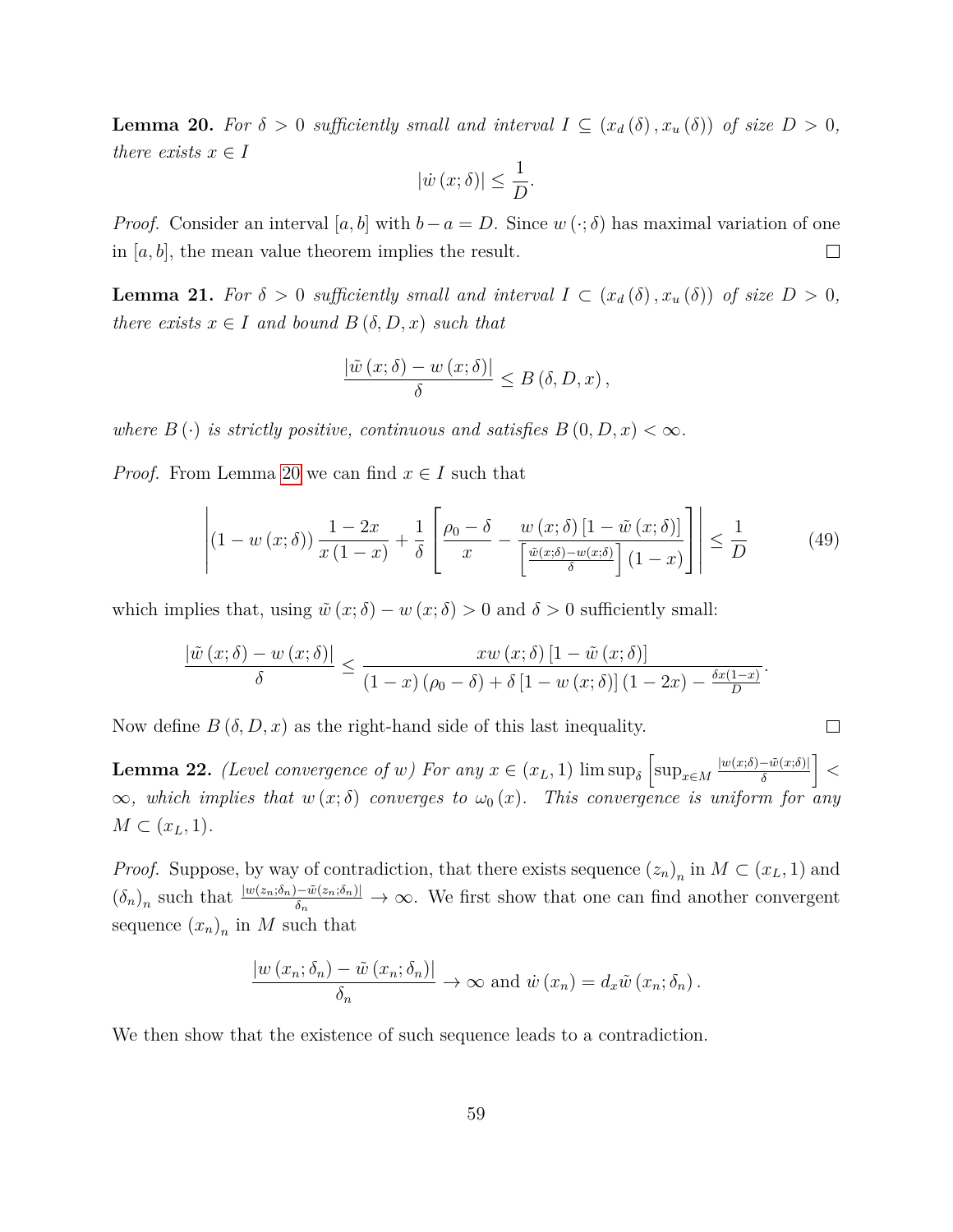**Lemma 20.** *For $\delta > 0$ sufficiently small and interval $I \subseteq (x_d(\delta), x_u(\delta))$ of size $D > 0$, there exists $x \in I$*

$$|\dot{w}(x;\delta)| \leq \frac{1}{D}.$$

*Proof.* Consider an interval $[a,b]$ with $b-a = D$. Since $w(\cdot;\delta)$ has maximal variation of one in $[a,b]$, the mean value theorem implies the result. $\square$

**Lemma 21.** *For $\delta > 0$ sufficiently small and interval $I \subset (x_d(\delta), x_u(\delta))$ of size $D > 0$, there exists $x \in I$ and bound $B(\delta, D, x)$ such that*

$$\frac{|\tilde{w}(x;\delta) - w(x;\delta)|}{\delta} \leq B(\delta, D, x),$$

*where $B(\cdot)$ is strictly positive, continuous and satisfies $B(0, D, x) < \infty$.*

*Proof.* From Lemma 20 we can find $x \in I$ such that

$$\left| (1 - w(x;\delta)) \frac{1-2x}{x(1-x)} + \frac{1}{\delta}\left[ \frac{\rho_0 - \delta}{x} - \frac{w(x;\delta)[1 - \tilde{w}(x;\delta)]}{\left[\frac{\tilde{w}(x;\delta) - w(x;\delta)}{\delta}\right](1-x)} \right] \right| \leq \frac{1}{D} \tag{49}$$

which implies that, using $\tilde{w}(x;\delta) - w(x;\delta) > 0$ and $\delta > 0$ sufficiently small:

$$\frac{|\tilde{w}(x;\delta) - w(x;\delta)|}{\delta} \leq \frac{x w(x;\delta)[1 - \tilde{w}(x;\delta)]}{(1-x)(\rho_0 - \delta) + \delta[1 - w(x;\delta)](1-2x) - \frac{\delta x(1-x)}{D}}.$$

Now define $B(\delta, D, x)$ as the right-hand side of this last inequality. $\square$

**Lemma 22.** *(Level convergence of $w$) For any $x \in (x_L, 1)$ $\limsup_\delta \left[\sup_{x \in M} \frac{|w(x;\delta) - \tilde{w}(x;\delta)|}{\delta}\right] < \infty$, which implies that $w(x;\delta)$ converges to $\omega_0(x)$. This convergence is uniform for any $M \subset (x_L, 1)$.*

*Proof.* Suppose, by way of contradiction, that there exists sequence $(z_n)_n$ in $M \subset (x_L, 1)$ and $(\delta_n)_n$ such that $\frac{|w(z_n;\delta_n) - \tilde{w}(z_n;\delta_n)|}{\delta_n} \to \infty$. We first show that one can find another convergent sequence $(x_n)_n$ in $M$ such that

$$\frac{|w(x_n;\delta_n) - \tilde{w}(x_n;\delta_n)|}{\delta_n} \to \infty \text{ and } \dot{w}(x_n) = d_x \tilde{w}(x_n;\delta_n).$$

We then show that the existence of such sequence leads to a contradiction.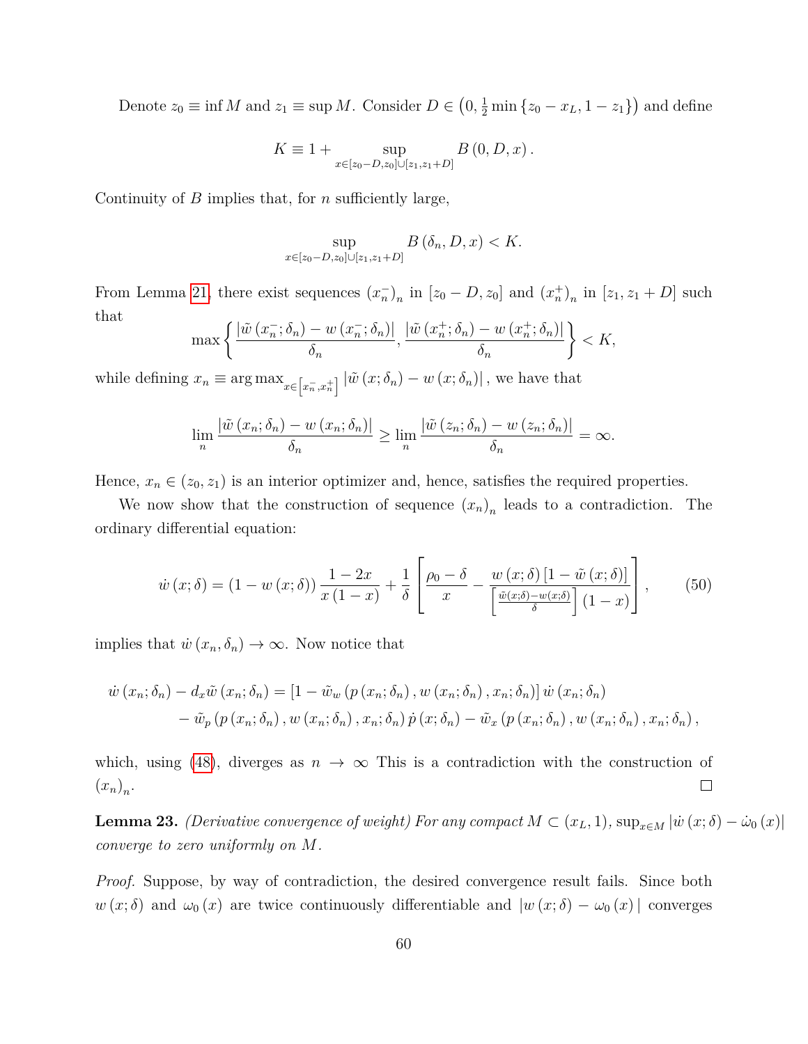Denote $z_0 \equiv \inf M$ and $z_1 \equiv \sup M$. Consider $D \in \left(0, \frac{1}{2}\min\{z_0 - x_L, 1 - z_1\}\right)$ and define

$$K \equiv 1 + \sup_{x \in [z_0 - D, z_0] \cup [z_1, z_1 + D]} B(0, D, x).$$

Continuity of $B$ implies that, for $n$ sufficiently large,

$$\sup_{x \in [z_0 - D, z_0] \cup [z_1, z_1 + D]} B(\delta_n, D, x) < K.$$

From Lemma 21, there exist sequences $(x_n^-)_n$ in $[z_0 - D, z_0]$ and $(x_n^+)_n$ in $[z_1, z_1 + D]$ such that

$$\max\left\{\frac{|\tilde{w}(x_n^-; \delta_n) - w(x_n^-; \delta_n)|}{\delta_n}, \frac{|\tilde{w}(x_n^+; \delta_n) - w(x_n^+; \delta_n)|}{\delta_n}\right\} < K,$$

while defining $x_n \equiv \arg\max_{x \in \left[x_n^-, x_n^+\right]} |\tilde{w}(x; \delta_n) - w(x; \delta_n)|$, we have that

$$\lim_n \frac{|\tilde{w}(x_n; \delta_n) - w(x_n; \delta_n)|}{\delta_n} \geq \lim_n \frac{|\tilde{w}(z_n; \delta_n) - w(z_n; \delta_n)|}{\delta_n} = \infty.$$

Hence, $x_n \in (z_0, z_1)$ is an interior optimizer and, hence, satisfies the required properties.

We now show that the construction of sequence $(x_n)_n$ leads to a contradiction. The ordinary differential equation:

$$\dot{w}(x; \delta) = (1 - w(x; \delta))\frac{1 - 2x}{x(1 - x)} + \frac{1}{\delta}\left[\frac{\rho_0 - \delta}{x} - \frac{w(x; \delta)[1 - \tilde{w}(x; \delta)]}{\left[\frac{\tilde{w}(x;\delta) - w(x;\delta)}{\delta}\right](1 - x)}\right], \tag{50}$$

implies that $\dot{w}(x_n, \delta_n) \to \infty$. Now notice that

$$\begin{aligned}\dot{w}(x_n; \delta_n) - d_x\tilde{w}(x_n; \delta_n) = {}& [1 - \tilde{w}_w(p(x_n; \delta_n), w(x_n; \delta_n), x_n; \delta_n)]\, \dot{w}(x_n; \delta_n) \\ & - \tilde{w}_p(p(x_n; \delta_n), w(x_n; \delta_n), x_n; \delta_n)\, \dot{p}(x; \delta_n) - \tilde{w}_x(p(x_n; \delta_n), w(x_n; \delta_n), x_n; \delta_n),\end{aligned}$$

which, using (48), diverges as $n \to \infty$ This is a contradiction with the construction of $(x_n)_n$. ∎

**Lemma 23.** *(Derivative convergence of weight) For any compact $M \subset (x_L, 1)$, $\sup_{x \in M} |\dot{w}(x; \delta) - \dot{\omega}_0(x)|$ converge to zero uniformly on $M$.*

*Proof.* Suppose, by way of contradiction, the desired convergence result fails. Since both $w(x; \delta)$ and $\omega_0(x)$ are twice continuously differentiable and $|w(x; \delta) - \omega_0(x)|$ converges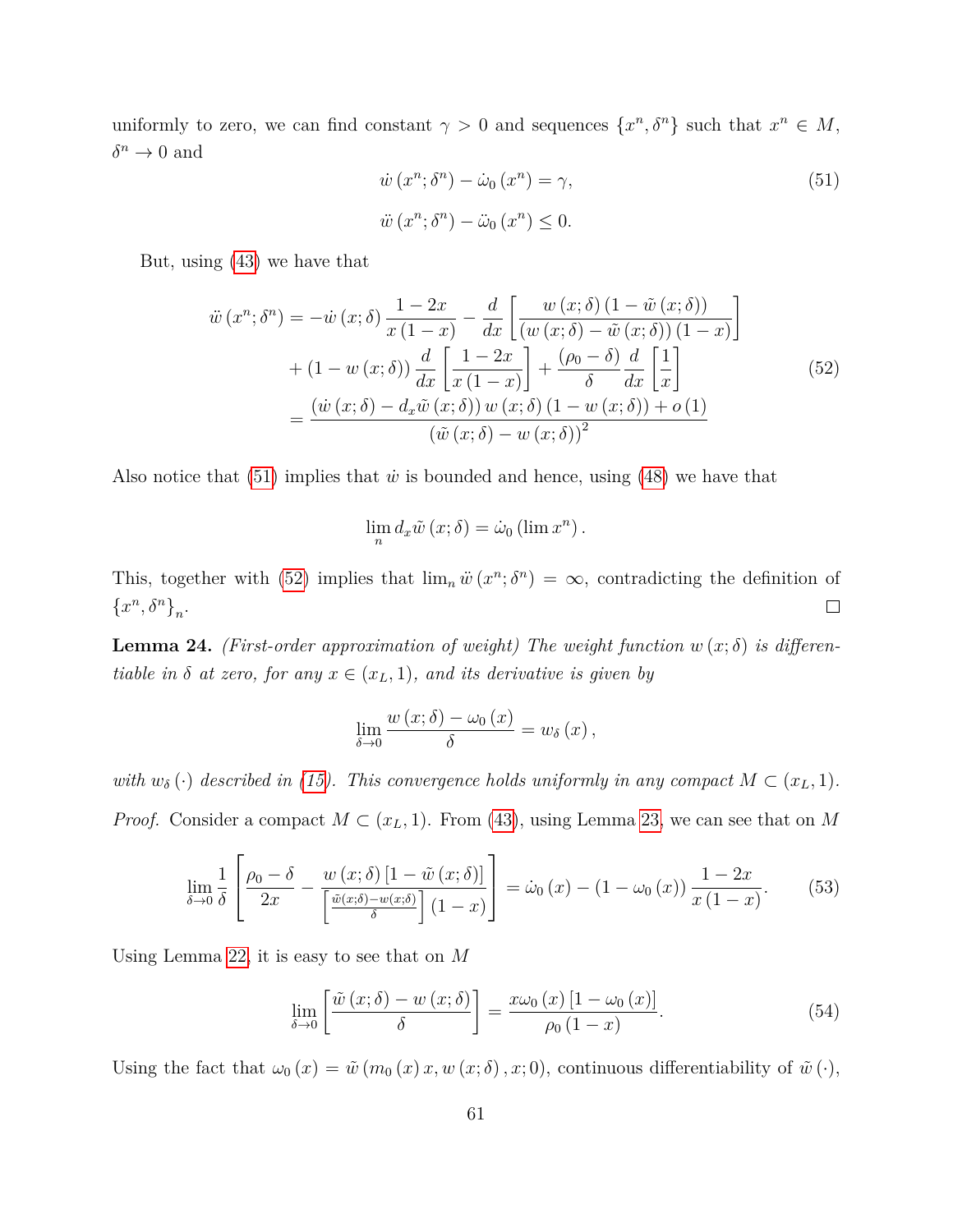uniformly to zero, we can find constant $\gamma > 0$ and sequences $\{x^n, \delta^n\}$ such that $x^n \in M$, $\delta^n \to 0$ and

$$\dot{w}(x^n;\delta^n) - \dot{\omega}_0(x^n) = \gamma, \tag{51}$$
$$\ddot{w}(x^n;\delta^n) - \ddot{\omega}_0(x^n) \leq 0.$$

But, using (43) we have that

$$\begin{aligned} \ddot{w}(x^n;\delta^n) &= -\dot{w}(x;\delta)\frac{1-2x}{x(1-x)} - \frac{d}{dx}\left[\frac{w(x;\delta)(1-\tilde{w}(x;\delta))}{(w(x;\delta)-\tilde{w}(x;\delta))(1-x)}\right] \\ &\quad + (1-w(x;\delta))\frac{d}{dx}\left[\frac{1-2x}{x(1-x)}\right] + \frac{(\rho_0-\delta)}{\delta}\frac{d}{dx}\left[\frac{1}{x}\right] \\ &= \frac{(\dot{w}(x;\delta) - d_x\tilde{w}(x;\delta))\,w(x;\delta)(1-w(x;\delta)) + o(1)}{(\tilde{w}(x;\delta)-w(x;\delta))^2} \end{aligned} \tag{52}$$

Also notice that (51) implies that $\dot{w}$ is bounded and hence, using (48) we have that

$$\lim_n d_x\tilde{w}(x;\delta) = \dot{\omega}_0(\lim x^n).$$

This, together with (52) implies that $\lim_n \ddot{w}(x^n;\delta^n) = \infty$, contradicting the definition of $\{x^n, \delta^n\}_n$. $\square$

**Lemma 24.** *(First-order approximation of weight) The weight function $w(x;\delta)$ is differentiable in $\delta$ at zero, for any $x \in (x_L, 1)$, and its derivative is given by*

$$\lim_{\delta\to 0}\frac{w(x;\delta)-\omega_0(x)}{\delta} = w_\delta(x),$$

*with $w_\delta(\cdot)$ described in (15). This convergence holds uniformly in any compact $M \subset (x_L, 1)$.*

*Proof.* Consider a compact $M \subset (x_L, 1)$. From (43), using Lemma 23, we can see that on $M$

$$\lim_{\delta\to 0}\frac{1}{\delta}\left[\frac{\rho_0-\delta}{2x} - \frac{w(x;\delta)[1-\tilde{w}(x;\delta)]}{\left[\frac{\tilde{w}(x;\delta)-w(x;\delta)}{\delta}\right](1-x)}\right] = \dot{\omega}_0(x) - (1-\omega_0(x))\frac{1-2x}{x(1-x)}. \tag{53}$$

Using Lemma 22, it is easy to see that on $M$

$$\lim_{\delta\to 0}\left[\frac{\tilde{w}(x;\delta)-w(x;\delta)}{\delta}\right] = \frac{x\omega_0(x)[1-\omega_0(x)]}{\rho_0(1-x)}. \tag{54}$$

Using the fact that $\omega_0(x) = \tilde{w}(m_0(x)x, w(x;\delta), x; 0)$, continuous differentiability of $\tilde{w}(\cdot)$,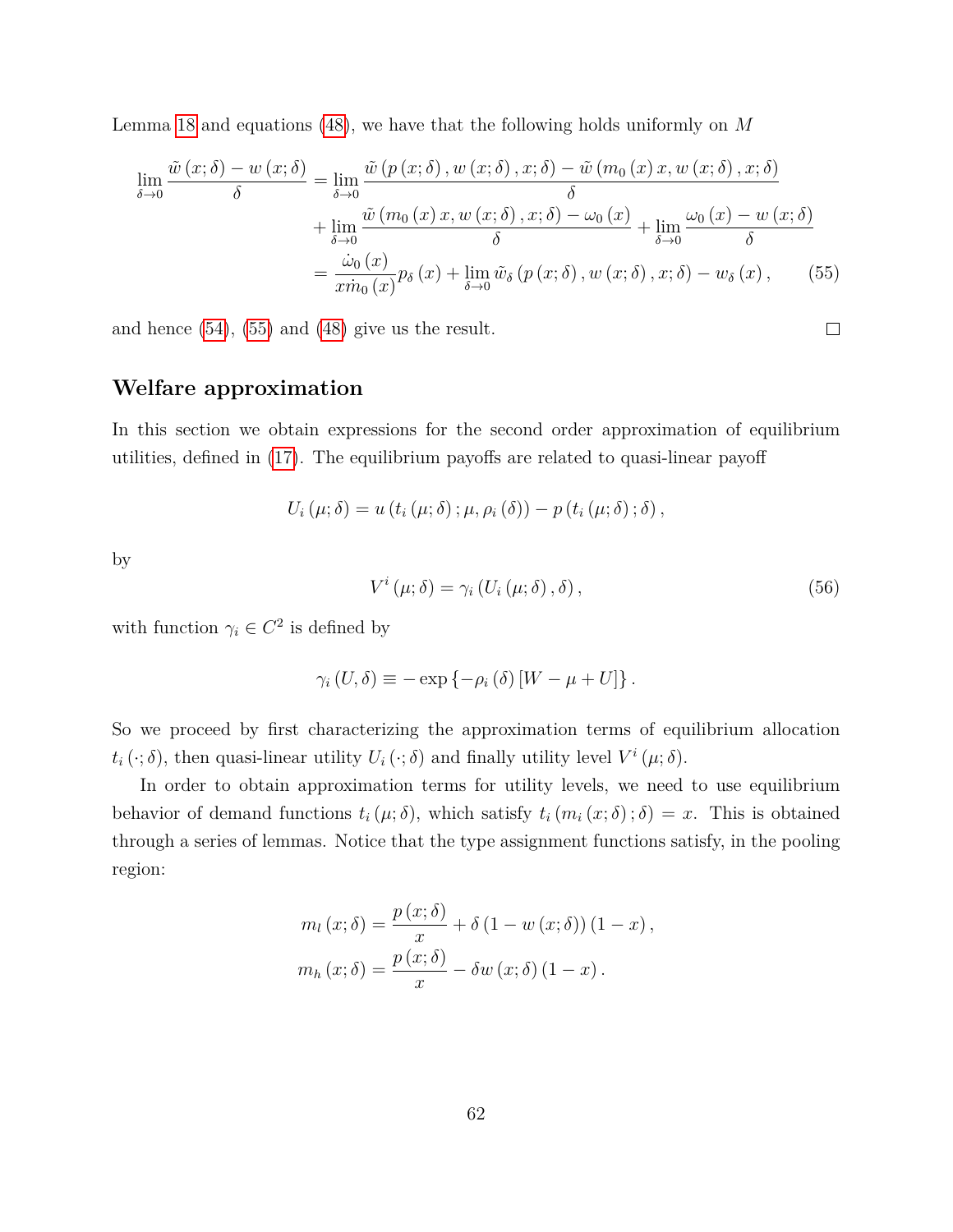Lemma 18 and equations (48), we have that the following holds uniformly on $M$

$$
\begin{aligned}
\lim_{\delta \to 0} \frac{\tilde{w}(x;\delta) - w(x;\delta)}{\delta} &= \lim_{\delta \to 0} \frac{\tilde{w}(p(x;\delta), w(x;\delta), x;\delta) - \tilde{w}(m_0(x)x, w(x;\delta), x;\delta)}{\delta} \\
&\quad + \lim_{\delta \to 0} \frac{\tilde{w}(m_0(x)x, w(x;\delta), x;\delta) - \omega_0(x)}{\delta} + \lim_{\delta \to 0} \frac{\omega_0(x) - w(x;\delta)}{\delta} \\
&= \frac{\dot{\omega}_0(x)}{x\dot{m}_0(x)} p_\delta(x) + \lim_{\delta \to 0} \tilde{w}_\delta(p(x;\delta), w(x;\delta), x;\delta) - w_\delta(x), \qquad (55)
\end{aligned}
$$

and hence (54), (55) and (48) give us the result. $\square$

## Welfare approximation

In this section we obtain expressions for the second order approximation of equilibrium utilities, defined in (17). The equilibrium payoffs are related to quasi-linear payoff

$$
U_i(\mu;\delta) = u(t_i(\mu;\delta);\mu,\rho_i(\delta)) - p(t_i(\mu;\delta);\delta),
$$

by

$$
V^i(\mu;\delta) = \gamma_i(U_i(\mu;\delta),\delta), \qquad (56)
$$

with function $\gamma_i \in C^2$ is defined by

$$
\gamma_i(U,\delta) \equiv -\exp\{-\rho_i(\delta)[W - \mu + U]\}.
$$

So we proceed by first characterizing the approximation terms of equilibrium allocation $t_i(\cdot;\delta)$, then quasi-linear utility $U_i(\cdot;\delta)$ and finally utility level $V^i(\mu;\delta)$.

In order to obtain approximation terms for utility levels, we need to use equilibrium behavior of demand functions $t_i(\mu;\delta)$, which satisfy $t_i(m_i(x;\delta);\delta) = x$. This is obtained through a series of lemmas. Notice that the type assignment functions satisfy, in the pooling region:

$$
\begin{aligned}
m_l(x;\delta) &= \frac{p(x;\delta)}{x} + \delta(1 - w(x;\delta))(1 - x), \\
m_h(x;\delta) &= \frac{p(x;\delta)}{x} - \delta w(x;\delta)(1 - x).
\end{aligned}
$$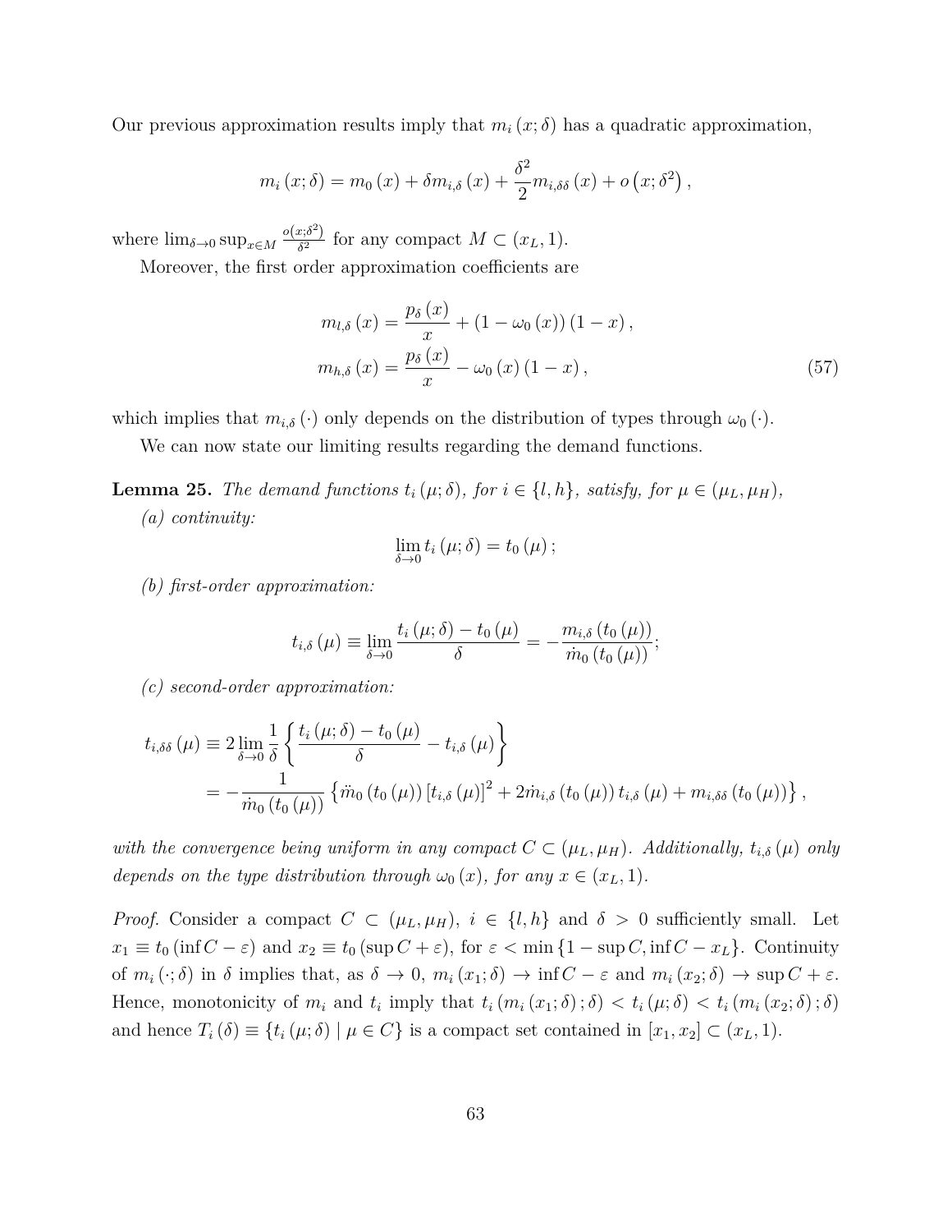Our previous approximation results imply that $m_i(x;\delta)$ has a quadratic approximation,

$$m_i(x;\delta) = m_0(x) + \delta m_{i,\delta}(x) + \frac{\delta^2}{2} m_{i,\delta\delta}(x) + o\left(x;\delta^2\right),$$

where $\lim_{\delta\to 0}\sup_{x\in M}\frac{o(x;\delta^2)}{\delta^2}$ for any compact $M \subset (x_L, 1)$.

Moreover, the first order approximation coefficients are

$$\begin{aligned} m_{l,\delta}(x) &= \frac{p_\delta(x)}{x} + (1-\omega_0(x))(1-x), \\ m_{h,\delta}(x) &= \frac{p_\delta(x)}{x} - \omega_0(x)(1-x), \end{aligned} \tag{57}$$

which implies that $m_{i,\delta}(\cdot)$ only depends on the distribution of types through $\omega_0(\cdot)$.

We can now state our limiting results regarding the demand functions.

**Lemma 25.** *The demand functions $t_i(\mu;\delta)$, for $i \in \{l,h\}$, satisfy, for $\mu \in (\mu_L, \mu_H)$,*

*(a) continuity:*

$$\lim_{\delta\to 0} t_i(\mu;\delta) = t_0(\mu);$$

*(b) first-order approximation:*

$$t_{i,\delta}(\mu) \equiv \lim_{\delta\to 0}\frac{t_i(\mu;\delta) - t_0(\mu)}{\delta} = -\frac{m_{i,\delta}(t_0(\mu))}{\dot{m}_0(t_0(\mu))};$$

*(c) second-order approximation:*

$$\begin{aligned} t_{i,\delta\delta}(\mu) &\equiv 2\lim_{\delta\to 0}\frac{1}{\delta}\left\{\frac{t_i(\mu;\delta)-t_0(\mu)}{\delta} - t_{i,\delta}(\mu)\right\} \\ &= -\frac{1}{\dot{m}_0(t_0(\mu))}\left\{\ddot{m}_0(t_0(\mu))\left[t_{i,\delta}(\mu)\right]^2 + 2\dot{m}_{i,\delta}(t_0(\mu))\,t_{i,\delta}(\mu) + m_{i,\delta\delta}(t_0(\mu))\right\}, \end{aligned}$$

*with the convergence being uniform in any compact $C \subset (\mu_L, \mu_H)$. Additionally, $t_{i,\delta}(\mu)$ only depends on the type distribution through $\omega_0(x)$, for any $x \in (x_L, 1)$.*

*Proof.* Consider a compact $C \subset (\mu_L, \mu_H)$, $i \in \{l,h\}$ and $\delta > 0$ sufficiently small. Let $x_1 \equiv t_0(\inf C - \varepsilon)$ and $x_2 \equiv t_0(\sup C + \varepsilon)$, for $\varepsilon < \min\{1-\sup C, \inf C - x_L\}$. Continuity of $m_i(\cdot;\delta)$ in $\delta$ implies that, as $\delta \to 0$, $m_i(x_1;\delta) \to \inf C - \varepsilon$ and $m_i(x_2;\delta) \to \sup C + \varepsilon$. Hence, monotonicity of $m_i$ and $t_i$ imply that $t_i(m_i(x_1;\delta);\delta) < t_i(\mu;\delta) < t_i(m_i(x_2;\delta);\delta)$ and hence $T_i(\delta) \equiv \{t_i(\mu;\delta) \mid \mu \in C\}$ is a compact set contained in $[x_1, x_2] \subset (x_L, 1)$.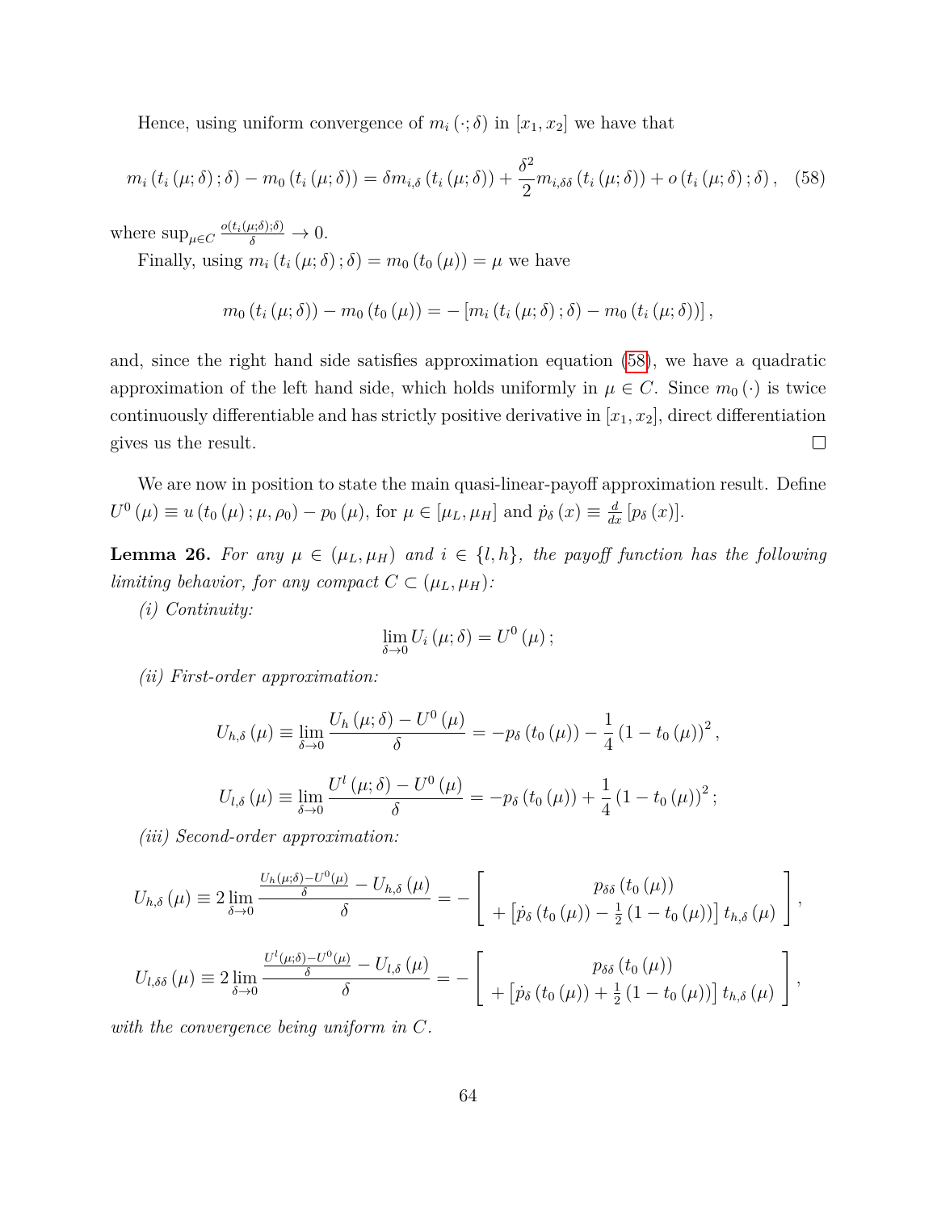Hence, using uniform convergence of $m_i(\cdot;\delta)$ in $[x_1, x_2]$ we have that

$$m_i(t_i(\mu;\delta);\delta) - m_0(t_i(\mu;\delta)) = \delta m_{i,\delta}(t_i(\mu;\delta)) + \frac{\delta^2}{2} m_{i,\delta\delta}(t_i(\mu;\delta)) + o(t_i(\mu;\delta);\delta), \quad (58)$$

where $\sup_{\mu \in C} \frac{o(t_i(\mu;\delta);\delta)}{\delta} \to 0$.

Finally, using $m_i(t_i(\mu;\delta);\delta) = m_0(t_0(\mu)) = \mu$ we have

$$m_0(t_i(\mu;\delta)) - m_0(t_0(\mu)) = -[m_i(t_i(\mu;\delta);\delta) - m_0(t_i(\mu;\delta))],$$

and, since the right hand side satisfies approximation equation (58), we have a quadratic approximation of the left hand side, which holds uniformly in $\mu \in C$. Since $m_0(\cdot)$ is twice continuously differentiable and has strictly positive derivative in $[x_1, x_2]$, direct differentiation gives us the result. $\square$

We are now in position to state the main quasi-linear-payoff approximation result. Define $U^0(\mu) \equiv u(t_0(\mu);\mu,\rho_0) - p_0(\mu)$, for $\mu \in [\mu_L, \mu_H]$ and $\dot{p}_\delta(x) \equiv \frac{d}{dx}[p_\delta(x)]$.

**Lemma 26.** *For any $\mu \in (\mu_L, \mu_H)$ and $i \in \{l, h\}$, the payoff function has the following limiting behavior, for any compact $C \subset (\mu_L, \mu_H)$:*

*(i) Continuity:*

$$\lim_{\delta \to 0} U_i(\mu;\delta) = U^0(\mu);$$

*(ii) First-order approximation:*

$$U_{h,\delta}(\mu) \equiv \lim_{\delta \to 0} \frac{U_h(\mu;\delta) - U^0(\mu)}{\delta} = -p_\delta(t_0(\mu)) - \frac{1}{4}(1 - t_0(\mu))^2,$$

$$U_{l,\delta}(\mu) \equiv \lim_{\delta \to 0} \frac{U^l(\mu;\delta) - U^0(\mu)}{\delta} = -p_\delta(t_0(\mu)) + \frac{1}{4}(1 - t_0(\mu))^2;$$

*(iii) Second-order approximation:*

$$U_{h,\delta}(\mu) \equiv 2 \lim_{\delta \to 0} \frac{\frac{U_h(\mu;\delta) - U^0(\mu)}{\delta} - U_{h,\delta}(\mu)}{\delta} = -\left[ \begin{array}{c} p_{\delta\delta}(t_0(\mu)) \\ + \left[\dot{p}_\delta(t_0(\mu)) - \frac{1}{2}(1 - t_0(\mu))\right] t_{h,\delta}(\mu) \end{array} \right],$$

$$U_{l,\delta\delta}(\mu) \equiv 2 \lim_{\delta \to 0} \frac{\frac{U^l(\mu;\delta) - U^0(\mu)}{\delta} - U_{l,\delta}(\mu)}{\delta} = -\left[ \begin{array}{c} p_{\delta\delta}(t_0(\mu)) \\ + \left[\dot{p}_\delta(t_0(\mu)) + \frac{1}{2}(1 - t_0(\mu))\right] t_{h,\delta}(\mu) \end{array} \right],$$

*with the convergence being uniform in $C$.*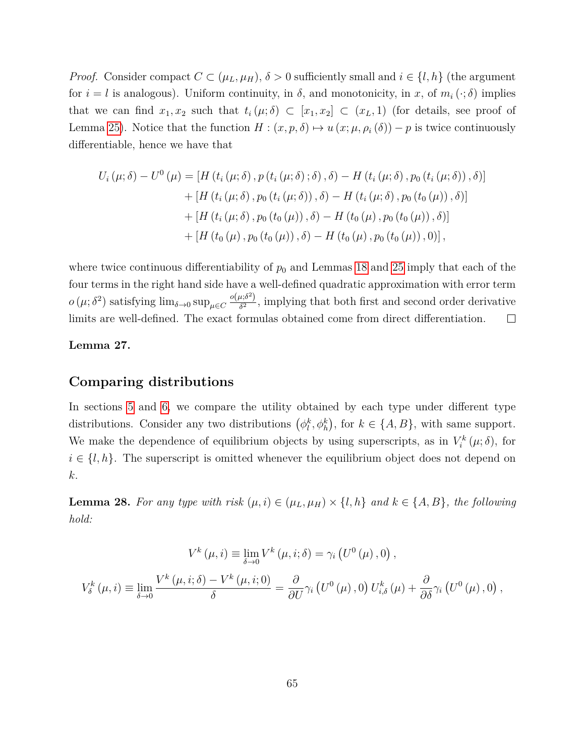*Proof.* Consider compact $C \subset (\mu_L, \mu_H)$, $\delta > 0$ sufficiently small and $i \in \{l, h\}$ (the argument for $i = l$ is analogous). Uniform continuity, in $\delta$, and monotonicity, in $x$, of $m_i(\cdot; \delta)$ implies that we can find $x_1, x_2$ such that $t_i(\mu; \delta) \subset [x_1, x_2] \subset (x_L, 1)$ (for details, see proof of Lemma 25). Notice that the function $H : (x, p, \delta) \mapsto u(x; \mu, \rho_i(\delta)) - p$ is twice continuously differentiable, hence we have that

$$
\begin{aligned}
U_i(\mu; \delta) - U^0(\mu) = & \left[H\left(t_i(\mu; \delta), p\left(t_i(\mu; \delta); \delta\right), \delta\right) - H\left(t_i(\mu; \delta), p_0\left(t_i(\mu; \delta)\right), \delta\right)\right] \\
& + \left[H\left(t_i(\mu; \delta), p_0\left(t_i(\mu; \delta)\right), \delta\right) - H\left(t_i(\mu; \delta), p_0\left(t_0(\mu)\right), \delta\right)\right] \\
& + \left[H\left(t_i(\mu; \delta), p_0\left(t_0(\mu)\right), \delta\right) - H\left(t_0(\mu), p_0\left(t_0(\mu)\right), \delta\right)\right] \\
& + \left[H\left(t_0(\mu), p_0\left(t_0(\mu)\right), \delta\right) - H\left(t_0(\mu), p_0\left(t_0(\mu)\right), 0\right)\right],
\end{aligned}
$$

where twice continuous differentiability of $p_0$ and Lemmas 18 and 25 imply that each of the four terms in the right hand side have a well-defined quadratic approximation with error term $o(\mu; \delta^2)$ satisfying $\lim_{\delta \to 0} \sup_{\mu \in C} \frac{o(\mu; \delta^2)}{\delta^2}$, implying that both first and second order derivative limits are well-defined. The exact formulas obtained come from direct differentiation. $\square$

**Lemma 27.**

## Comparing distributions

In sections 5 and 6, we compare the utility obtained by each type under different type distributions. Consider any two distributions $\left(\phi_l^k, \phi_h^k\right)$, for $k \in \{A, B\}$, with same support. We make the dependence of equilibrium objects by using superscripts, as in $V_i^k(\mu; \delta)$, for $i \in \{l, h\}$. The superscript is omitted whenever the equilibrium object does not depend on $k$.

**Lemma 28.** *For any type with risk $(\mu, i) \in (\mu_L, \mu_H) \times \{l, h\}$ and $k \in \{A, B\}$, the following hold:*

$$
V^k(\mu, i) \equiv \lim_{\delta \to 0} V^k(\mu, i; \delta) = \gamma_i\left(U^0(\mu), 0\right),
$$

$$
V_\delta^k(\mu, i) \equiv \lim_{\delta \to 0} \frac{V^k(\mu, i; \delta) - V^k(\mu, i; 0)}{\delta} = \frac{\partial}{\partial U} \gamma_i\left(U^0(\mu), 0\right) U_{i,\delta}^k(\mu) + \frac{\partial}{\partial \delta} \gamma_i\left(U^0(\mu), 0\right),
$$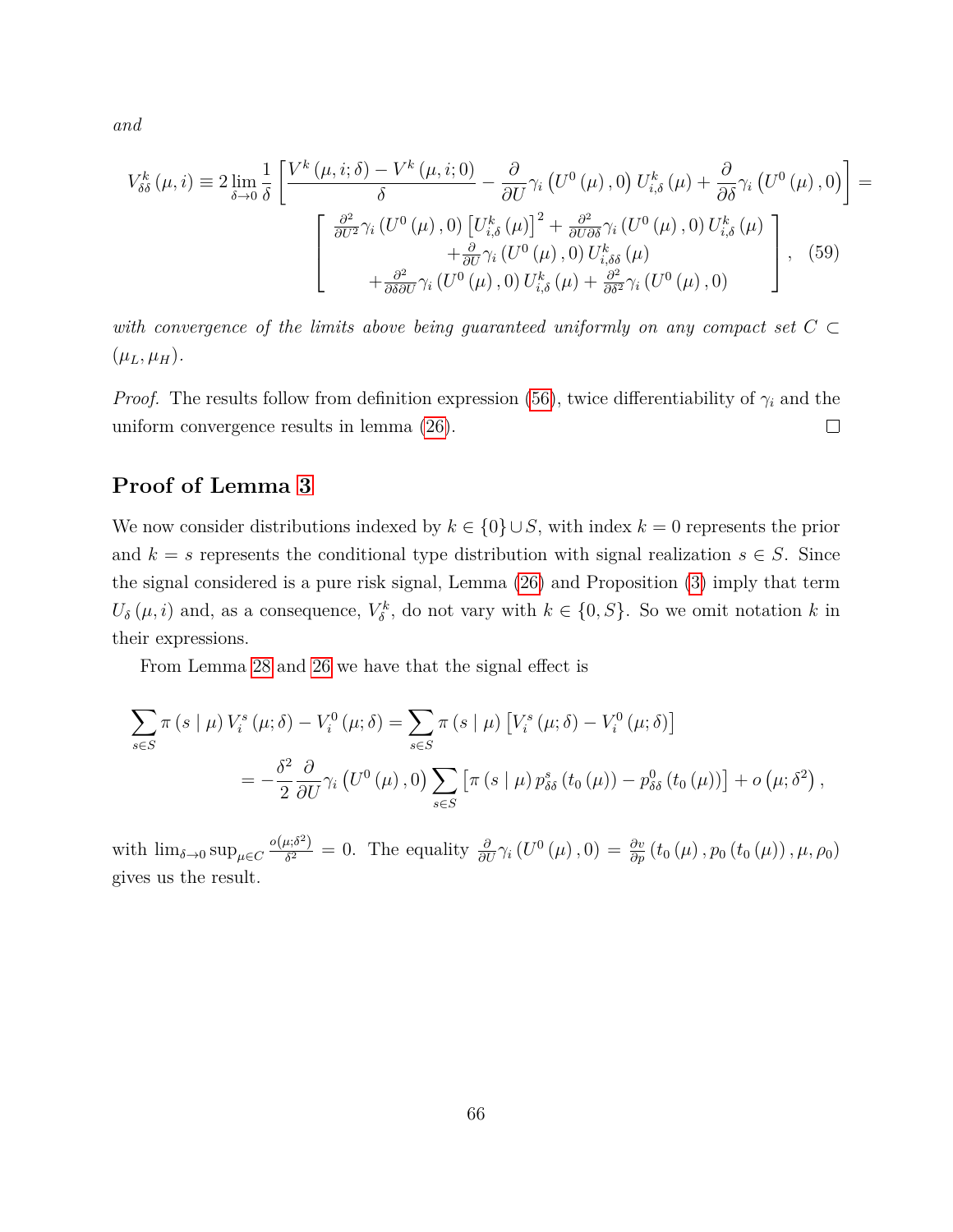*and*

$$V_{\delta\delta}^{k}\left(\mu,i\right) \equiv 2\lim_{\delta\to 0}\frac{1}{\delta}\left[\frac{V^{k}\left(\mu,i;\delta\right)-V^{k}\left(\mu,i;0\right)}{\delta}-\frac{\partial}{\partial U}\gamma_{i}\left(U^{0}\left(\mu\right),0\right)U_{i,\delta}^{k}\left(\mu\right)+\frac{\partial}{\partial\delta}\gamma_{i}\left(U^{0}\left(\mu\right),0\right)\right]=$$

$$\left[\begin{array}{c}\frac{\partial^{2}}{\partial U^{2}}\gamma_{i}\left(U^{0}\left(\mu\right),0\right)\left[U_{i,\delta}^{k}\left(\mu\right)\right]^{2}+\frac{\partial^{2}}{\partial U\partial\delta}\gamma_{i}\left(U^{0}\left(\mu\right),0\right)U_{i,\delta}^{k}\left(\mu\right)\\+\frac{\partial}{\partial U}\gamma_{i}\left(U^{0}\left(\mu\right),0\right)U_{i,\delta\delta}^{k}\left(\mu\right)\\+\frac{\partial^{2}}{\partial\delta\partial U}\gamma_{i}\left(U^{0}\left(\mu\right),0\right)U_{i,\delta}^{k}\left(\mu\right)+\frac{\partial^{2}}{\partial\delta^{2}}\gamma_{i}\left(U^{0}\left(\mu\right),0\right)\end{array}\right], \quad (59)$$

*with convergence of the limits above being guaranteed uniformly on any compact set* $C\subset(\mu_L,\mu_H)$.

*Proof.* The results follow from definition expression (56), twice differentiability of $\gamma_i$ and the uniform convergence results in lemma (26). $\square$

## Proof of Lemma 3

We now consider distributions indexed by $k\in\{0\}\cup S$, with index $k=0$ represents the prior and $k=s$ represents the conditional type distribution with signal realization $s\in S$. Since the signal considered is a pure risk signal, Lemma (26) and Proposition (3) imply that term $U_{\delta}(\mu,i)$ and, as a consequence, $V_{\delta}^{k}$, do not vary with $k\in\{0,S\}$. So we omit notation $k$ in their expressions.

From Lemma 28 and 26 we have that the signal effect is

$$\sum_{s\in S}\pi\left(s\mid\mu\right)V_{i}^{s}\left(\mu;\delta\right)-V_{i}^{0}\left(\mu;\delta\right)=\sum_{s\in S}\pi\left(s\mid\mu\right)\left[V_{i}^{s}\left(\mu;\delta\right)-V_{i}^{0}\left(\mu;\delta\right)\right]$$

$$=-\frac{\delta^{2}}{2}\frac{\partial}{\partial U}\gamma_{i}\left(U^{0}\left(\mu\right),0\right)\sum_{s\in S}\left[\pi\left(s\mid\mu\right)p_{\delta\delta}^{s}\left(t_{0}\left(\mu\right)\right)-p_{\delta\delta}^{0}\left(t_{0}\left(\mu\right)\right)\right]+o\left(\mu;\delta^{2}\right),$$

with $\lim_{\delta\to 0}\sup_{\mu\in C}\frac{o(\mu;\delta^{2})}{\delta^{2}}=0$. The equality $\frac{\partial}{\partial U}\gamma_{i}\left(U^{0}\left(\mu\right),0\right)=\frac{\partial v}{\partial p}\left(t_{0}\left(\mu\right),p_{0}\left(t_{0}\left(\mu\right)\right),\mu,\rho_{0}\right)$ gives us the result.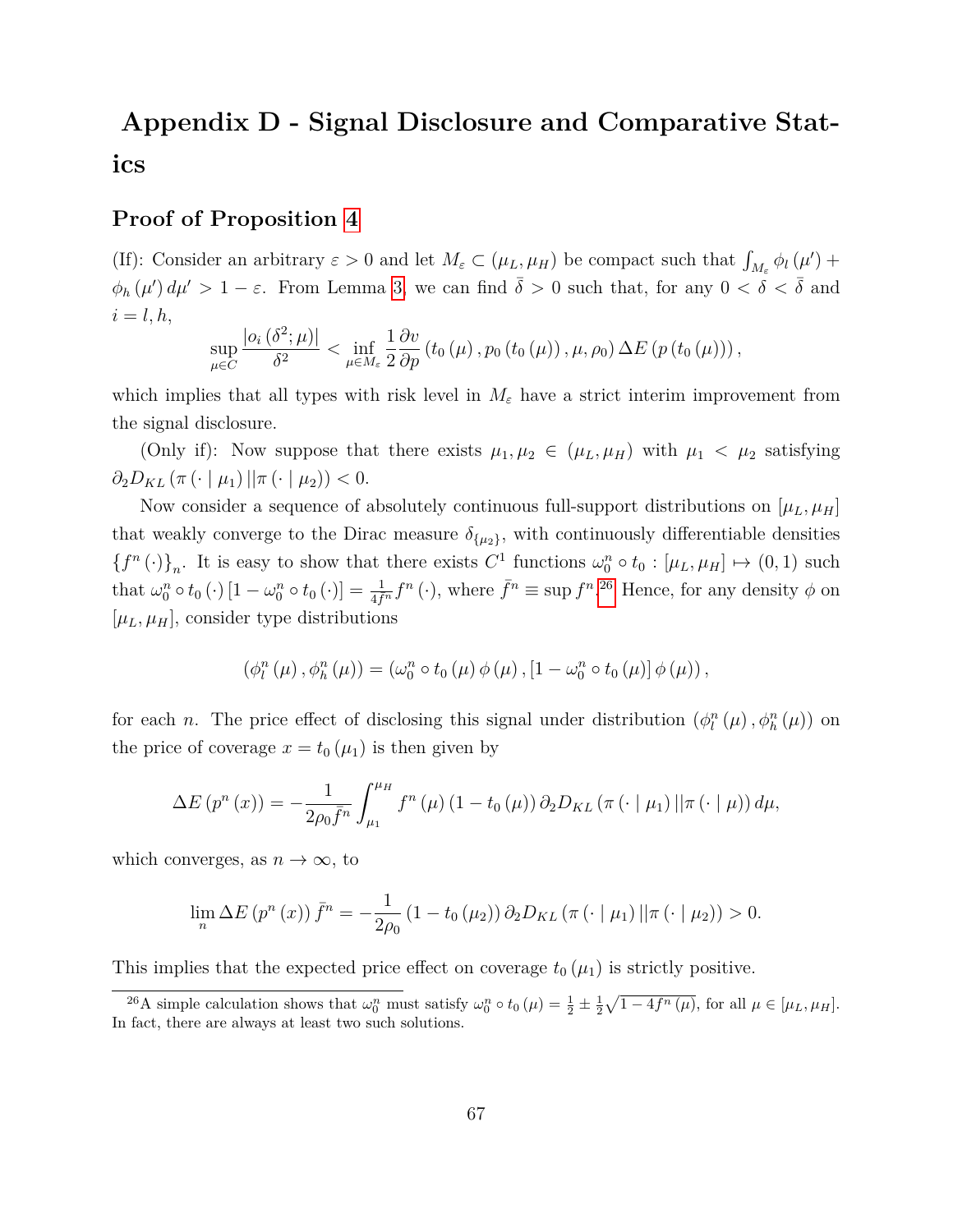# Appendix D - Signal Disclosure and Comparative Statics

## Proof of Proposition 4

(If): Consider an arbitrary $\varepsilon > 0$ and let $M_\varepsilon \subset (\mu_L, \mu_H)$ be compact such that $\int_{M_\varepsilon} \phi_l(\mu') + \phi_h(\mu') \, d\mu' > 1 - \varepsilon$. From Lemma 3, we can find $\bar{\delta} > 0$ such that, for any $0 < \delta < \bar{\delta}$ and $i = l, h$,

$$\sup_{\mu \in C} \frac{|o_i(\delta^2; \mu)|}{\delta^2} < \inf_{\mu \in M_\varepsilon} \frac{1}{2} \frac{\partial v}{\partial p}(t_0(\mu), p_0(t_0(\mu)), \mu, \rho_0) \Delta E(p(t_0(\mu))),$$

which implies that all types with risk level in $M_\varepsilon$ have a strict interim improvement from the signal disclosure.

(Only if): Now suppose that there exists $\mu_1, \mu_2 \in (\mu_L, \mu_H)$ with $\mu_1 < \mu_2$ satisfying $\partial_2 D_{KL}(\pi(\cdot \mid \mu_1) || \pi(\cdot \mid \mu_2)) < 0$.

Now consider a sequence of absolutely continuous full-support distributions on $[\mu_L, \mu_H]$ that weakly converge to the Dirac measure $\delta_{\{\mu_2\}}$, with continuously differentiable densities $\{f^n(\cdot)\}_n$. It is easy to show that there exists $C^1$ functions $\omega_0^n \circ t_0 : [\mu_L, \mu_H] \mapsto (0,1)$ such that $\omega_0^n \circ t_0(\cdot)[1 - \omega_0^n \circ t_0(\cdot)] = \frac{1}{4\bar{f}^n} f^n(\cdot)$, where $\bar{f}^n \equiv \sup f^n$.[26] Hence, for any density $\phi$ on $[\mu_L, \mu_H]$, consider type distributions

$$(\phi_l^n(\mu), \phi_h^n(\mu)) = (\omega_0^n \circ t_0(\mu) \phi(\mu), [1 - \omega_0^n \circ t_0(\mu)] \phi(\mu)),$$

for each $n$. The price effect of disclosing this signal under distribution $(\phi_l^n(\mu), \phi_h^n(\mu))$ on the price of coverage $x = t_0(\mu_1)$ is then given by

$$\Delta E(p^n(x)) = -\frac{1}{2\rho_0 \bar{f}^n} \int_{\mu_1}^{\mu_H} f^n(\mu)(1 - t_0(\mu)) \partial_2 D_{KL}(\pi(\cdot \mid \mu_1) || \pi(\cdot \mid \mu)) \, d\mu,$$

which converges, as $n \to \infty$, to

$$\lim_n \Delta E(p^n(x)) \bar{f}^n = -\frac{1}{2\rho_0}(1 - t_0(\mu_2)) \partial_2 D_{KL}(\pi(\cdot \mid \mu_1) || \pi(\cdot \mid \mu_2)) > 0.$$

This implies that the expected price effect on coverage $t_0(\mu_1)$ is strictly positive.

[26] A simple calculation shows that $\omega_0^n$ must satisfy $\omega_0^n \circ t_0(\mu) = \frac{1}{2} \pm \frac{1}{2}\sqrt{1 - 4f^n(\mu)}$, for all $\mu \in [\mu_L, \mu_H]$. In fact, there are always at least two such solutions.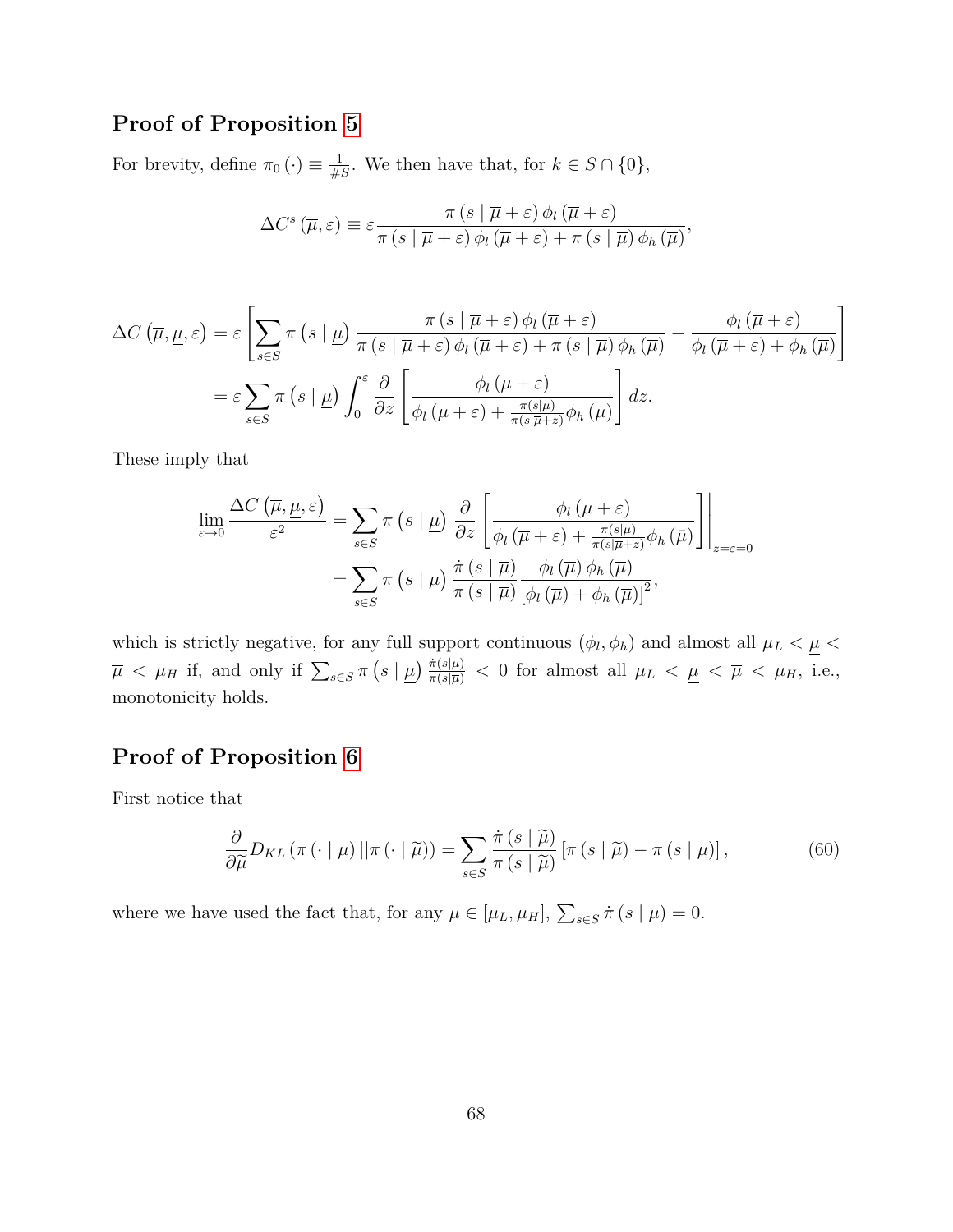## Proof of Proposition 5

For brevity, define $\pi_0(\cdot) \equiv \frac{1}{\#S}$. We then have that, for $k \in S \cap \{0\}$,

$$\Delta C^s(\overline{\mu}, \varepsilon) \equiv \varepsilon \frac{\pi(s \mid \overline{\mu}+\varepsilon)\,\phi_l(\overline{\mu}+\varepsilon)}{\pi(s \mid \overline{\mu}+\varepsilon)\,\phi_l(\overline{\mu}+\varepsilon) + \pi(s \mid \overline{\mu})\,\phi_h(\overline{\mu})},$$

$$\begin{aligned}
\Delta C(\overline{\mu}, \underline{\mu}, \varepsilon) &= \varepsilon \left[ \sum_{s\in S} \pi(s \mid \underline{\mu}) \frac{\pi(s \mid \overline{\mu}+\varepsilon)\,\phi_l(\overline{\mu}+\varepsilon)}{\pi(s \mid \overline{\mu}+\varepsilon)\,\phi_l(\overline{\mu}+\varepsilon) + \pi(s \mid \overline{\mu})\,\phi_h(\overline{\mu})} - \frac{\phi_l(\overline{\mu}+\varepsilon)}{\phi_l(\overline{\mu}+\varepsilon)+\phi_h(\overline{\mu})} \right] \\
&= \varepsilon \sum_{s\in S} \pi(s \mid \underline{\mu}) \int_0^{\varepsilon} \frac{\partial}{\partial z} \left[ \frac{\phi_l(\overline{\mu}+\varepsilon)}{\phi_l(\overline{\mu}+\varepsilon) + \frac{\pi(s\mid\overline{\mu})}{\pi(s\mid\overline{\mu}+z)}\phi_h(\overline{\mu})} \right] dz.
\end{aligned}$$

These imply that

$$\begin{aligned}
\lim_{\varepsilon\to 0} \frac{\Delta C(\overline{\mu}, \underline{\mu}, \varepsilon)}{\varepsilon^2} &= \sum_{s\in S} \pi(s \mid \underline{\mu}) \left. \frac{\partial}{\partial z} \left[ \frac{\phi_l(\overline{\mu}+\varepsilon)}{\phi_l(\overline{\mu}+\varepsilon) + \frac{\pi(s\mid\overline{\mu})}{\pi(s\mid\overline{\mu}+z)}\phi_h(\bar{\mu})} \right] \right|_{z=\varepsilon=0} \\
&= \sum_{s\in S} \pi(s \mid \underline{\mu}) \frac{\dot{\pi}(s \mid \overline{\mu})}{\pi(s \mid \overline{\mu})} \frac{\phi_l(\overline{\mu})\,\phi_h(\overline{\mu})}{[\phi_l(\overline{\mu}) + \phi_h(\overline{\mu})]^2},
\end{aligned}$$

which is strictly negative, for any full support continuous $(\phi_l, \phi_h)$ and almost all $\mu_L < \underline{\mu} < \overline{\mu} < \mu_H$ if, and only if $\sum_{s\in S} \pi(s \mid \underline{\mu}) \frac{\dot{\pi}(s\mid\overline{\mu})}{\pi(s\mid\overline{\mu})} < 0$ for almost all $\mu_L < \underline{\mu} < \overline{\mu} < \mu_H$, i.e., monotonicity holds.

## Proof of Proposition 6

First notice that

$$\frac{\partial}{\partial \widetilde{\mu}} D_{KL}(\pi(\cdot \mid \mu) \,||\, \pi(\cdot \mid \widetilde{\mu})) = \sum_{s\in S} \frac{\dot{\pi}(s \mid \widetilde{\mu})}{\pi(s \mid \widetilde{\mu})} [\pi(s \mid \widetilde{\mu}) - \pi(s \mid \mu)], \tag{60}$$

where we have used the fact that, for any $\mu \in [\mu_L, \mu_H]$, $\sum_{s\in S} \dot{\pi}(s \mid \mu) = 0$.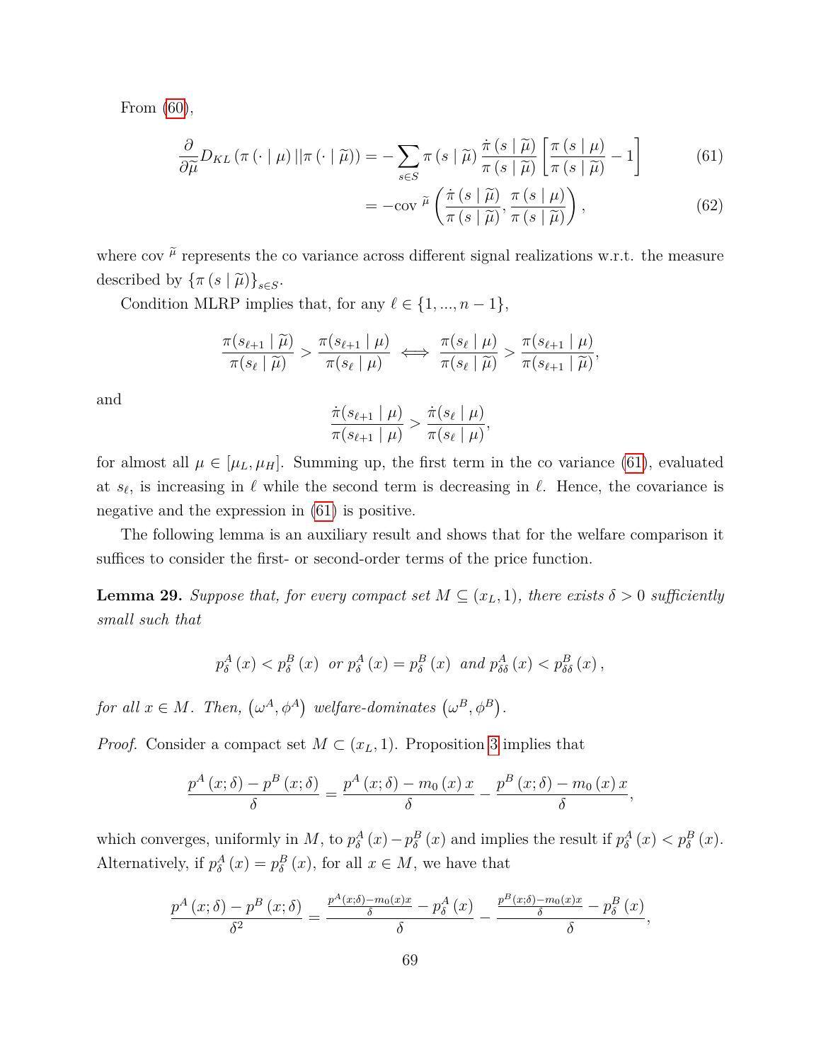From (60),

$$\frac{\partial}{\partial \widetilde{\mu}} D_{KL}\left(\pi\left(\cdot \mid \mu\right) || \pi\left(\cdot \mid \widetilde{\mu}\right)\right) = -\sum_{s \in S} \pi\left(s \mid \widetilde{\mu}\right) \frac{\dot{\pi}\left(s \mid \widetilde{\mu}\right)}{\pi\left(s \mid \widetilde{\mu}\right)} \left[\frac{\pi\left(s \mid \mu\right)}{\pi\left(s \mid \widetilde{\mu}\right)} - 1\right] \tag{61}$$

$$= -\text{cov}^{\widetilde{\mu}} \left(\frac{\dot{\pi}\left(s \mid \widetilde{\mu}\right)}{\pi\left(s \mid \widetilde{\mu}\right)}, \frac{\pi\left(s \mid \mu\right)}{\pi\left(s \mid \widetilde{\mu}\right)}\right), \tag{62}$$

where $\text{cov}^{\widetilde{\mu}}$ represents the co variance across different signal realizations w.r.t. the measure described by $\{\pi\left(s \mid \widetilde{\mu}\right)\}_{s \in S}$.

Condition MLRP implies that, for any $\ell \in \{1, ..., n-1\}$,

$$\frac{\pi(s_{\ell+1} \mid \widetilde{\mu})}{\pi(s_\ell \mid \widetilde{\mu})} > \frac{\pi(s_{\ell+1} \mid \mu)}{\pi(s_\ell \mid \mu)} \iff \frac{\pi(s_\ell \mid \mu)}{\pi(s_\ell \mid \widetilde{\mu})} > \frac{\pi(s_{\ell+1} \mid \mu)}{\pi(s_{\ell+1} \mid \widetilde{\mu})},$$

and

$$\frac{\dot{\pi}(s_{\ell+1} \mid \mu)}{\pi(s_{\ell+1} \mid \mu)} > \frac{\dot{\pi}(s_\ell \mid \mu)}{\pi(s_\ell \mid \mu)},$$

for almost all $\mu \in [\mu_L, \mu_H]$. Summing up, the first term in the co variance (61), evaluated at $s_\ell$, is increasing in $\ell$ while the second term is decreasing in $\ell$. Hence, the covariance is negative and the expression in (61) is positive.

The following lemma is an auxiliary result and shows that for the welfare comparison it suffices to consider the first- or second-order terms of the price function.

**Lemma 29.** *Suppose that, for every compact set $M \subseteq (x_L, 1)$, there exists $\delta > 0$ sufficiently small such that*

$$p_\delta^A(x) < p_\delta^B(x) \;\; \text{or} \; p_\delta^A(x) = p_\delta^B(x) \;\; \text{and} \; p_{\delta\delta}^A(x) < p_{\delta\delta}^B(x),$$

*for all $x \in M$. Then, $\left(\omega^A, \phi^A\right)$ welfare-dominates $\left(\omega^B, \phi^B\right)$.*

*Proof.* Consider a compact set $M \subset (x_L, 1)$. Proposition 3 implies that

$$\frac{p^A(x;\delta) - p^B(x;\delta)}{\delta} = \frac{p^A(x;\delta) - m_0(x)\, x}{\delta} - \frac{p^B(x;\delta) - m_0(x)\, x}{\delta},$$

which converges, uniformly in $M$, to $p_\delta^A(x) - p_\delta^B(x)$ and implies the result if $p_\delta^A(x) < p_\delta^B(x)$. Alternatively, if $p_\delta^A(x) = p_\delta^B(x)$, for all $x \in M$, we have that

$$\frac{p^A(x;\delta) - p^B(x;\delta)}{\delta^2} = \frac{\frac{p^A(x;\delta) - m_0(x)x}{\delta} - p_\delta^A(x)}{\delta} - \frac{\frac{p^B(x;\delta) - m_0(x)x}{\delta} - p_\delta^B(x)}{\delta},$$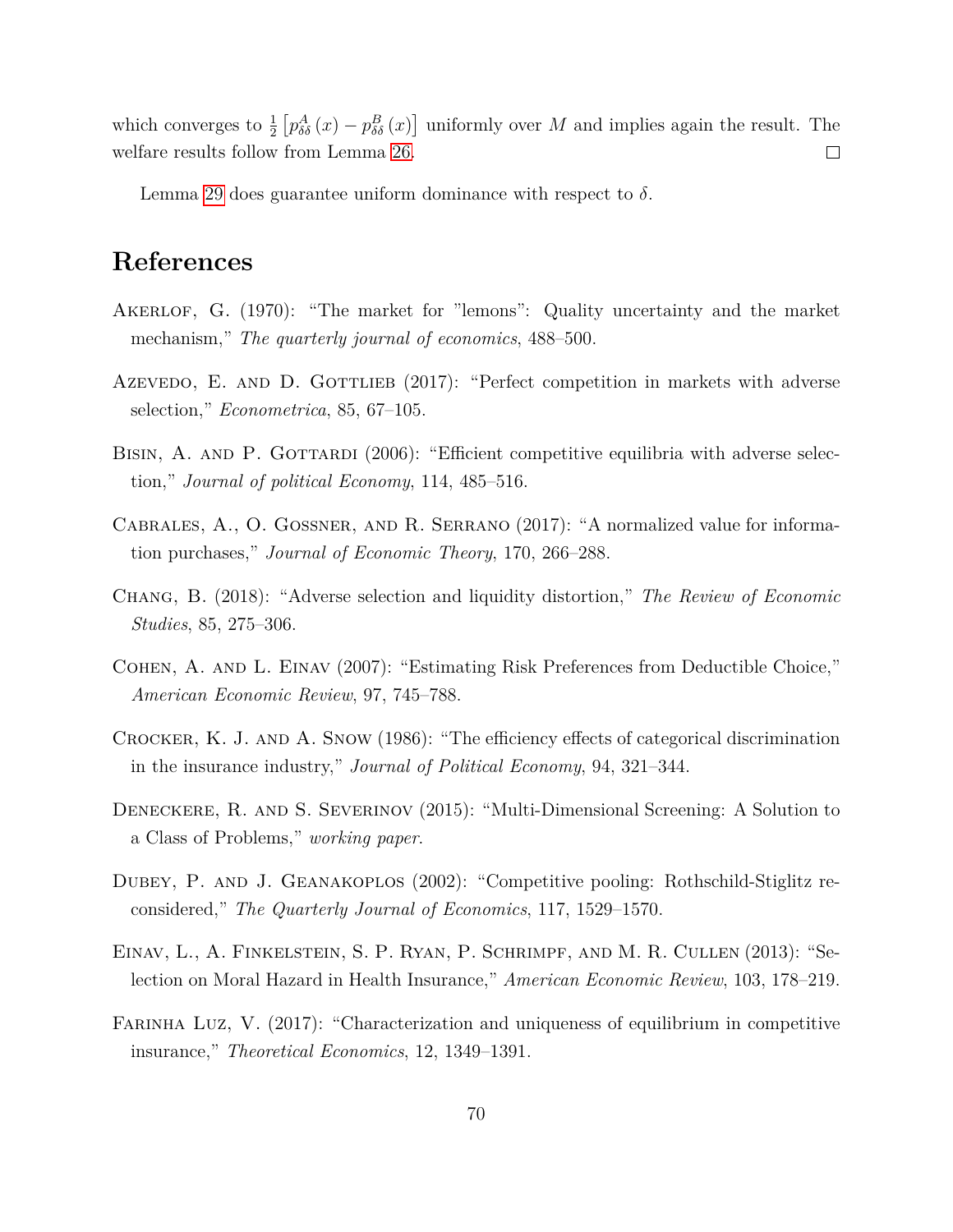which converges to $\frac{1}{2}\left[p^{A}_{\delta\delta}(x) - p^{B}_{\delta\delta}(x)\right]$ uniformly over $M$ and implies again the result. The welfare results follow from Lemma 26. □

Lemma 29 does guarantee uniform dominance with respect to $\delta$.

# References

Akerlof, G. (1970): "The market for "lemons": Quality uncertainty and the market mechanism," *The quarterly journal of economics*, 488–500.

Azevedo, E. and D. Gottlieb (2017): "Perfect competition in markets with adverse selection," *Econometrica*, 85, 67–105.

Bisin, A. and P. Gottardi (2006): "Efficient competitive equilibria with adverse selection," *Journal of political Economy*, 114, 485–516.

Cabrales, A., O. Gossner, and R. Serrano (2017): "A normalized value for information purchases," *Journal of Economic Theory*, 170, 266–288.

Chang, B. (2018): "Adverse selection and liquidity distortion," *The Review of Economic Studies*, 85, 275–306.

Cohen, A. and L. Einav (2007): "Estimating Risk Preferences from Deductible Choice," *American Economic Review*, 97, 745–788.

Crocker, K. J. and A. Snow (1986): "The efficiency effects of categorical discrimination in the insurance industry," *Journal of Political Economy*, 94, 321–344.

Deneckere, R. and S. Severinov (2015): "Multi-Dimensional Screening: A Solution to a Class of Problems," *working paper*.

Dubey, P. and J. Geanakoplos (2002): "Competitive pooling: Rothschild-Stiglitz reconsidered," *The Quarterly Journal of Economics*, 117, 1529–1570.

Einav, L., A. Finkelstein, S. P. Ryan, P. Schrimpf, and M. R. Cullen (2013): "Selection on Moral Hazard in Health Insurance," *American Economic Review*, 103, 178–219.

Farinha Luz, V. (2017): "Characterization and uniqueness of equilibrium in competitive insurance," *Theoretical Economics*, 12, 1349–1391.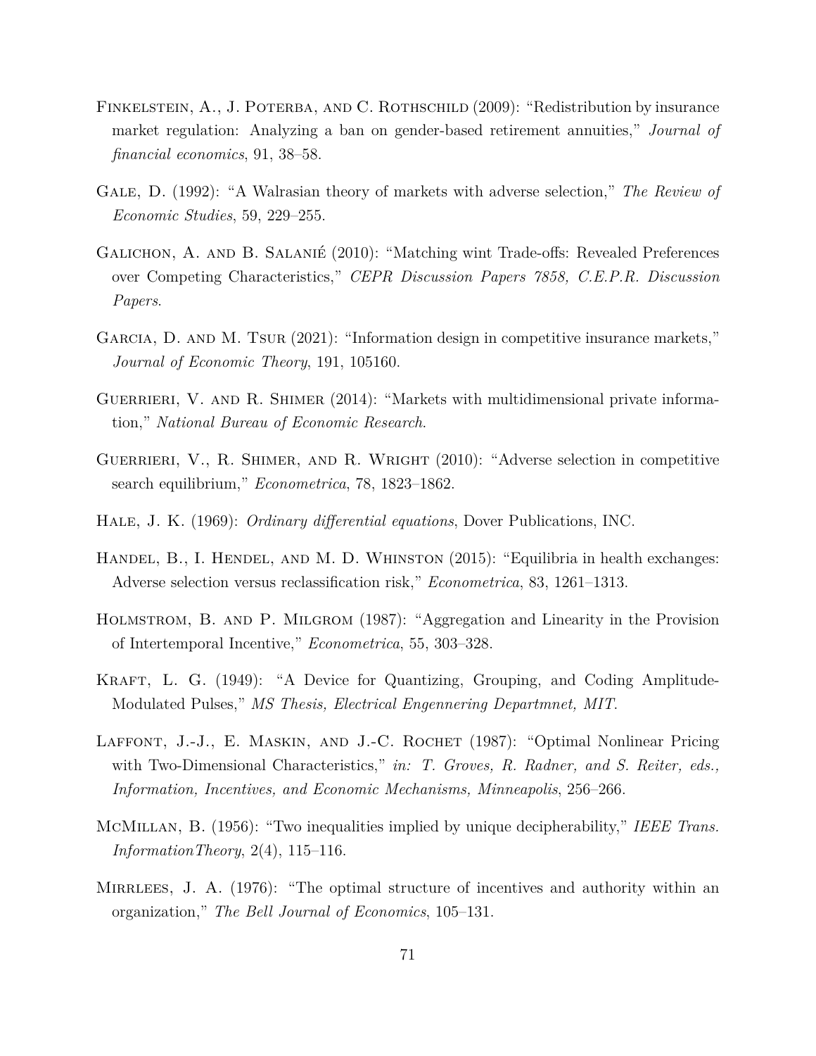Finkelstein, A., J. Poterba, and C. Rothschild (2009): "Redistribution by insurance market regulation: Analyzing a ban on gender-based retirement annuities," *Journal of financial economics*, 91, 38–58.

Gale, D. (1992): "A Walrasian theory of markets with adverse selection," *The Review of Economic Studies*, 59, 229–255.

Galichon, A. and B. Salanié (2010): "Matching wint Trade-offs: Revealed Preferences over Competing Characteristics," *CEPR Discussion Papers 7858, C.E.P.R. Discussion Papers*.

Garcia, D. and M. Tsur (2021): "Information design in competitive insurance markets," *Journal of Economic Theory*, 191, 105160.

Guerrieri, V. and R. Shimer (2014): "Markets with multidimensional private information," *National Bureau of Economic Research*.

Guerrieri, V., R. Shimer, and R. Wright (2010): "Adverse selection in competitive search equilibrium," *Econometrica*, 78, 1823–1862.

Hale, J. K. (1969): *Ordinary differential equations*, Dover Publications, INC.

Handel, B., I. Hendel, and M. D. Whinston (2015): "Equilibria in health exchanges: Adverse selection versus reclassification risk," *Econometrica*, 83, 1261–1313.

Holmstrom, B. and P. Milgrom (1987): "Aggregation and Linearity in the Provision of Intertemporal Incentive," *Econometrica*, 55, 303–328.

Kraft, L. G. (1949): "A Device for Quantizing, Grouping, and Coding Amplitude-Modulated Pulses," *MS Thesis, Electrical Engennering Departmnet, MIT.*

Laffont, J.-J., E. Maskin, and J.-C. Rochet (1987): "Optimal Nonlinear Pricing with Two-Dimensional Characteristics," *in: T. Groves, R. Radner, and S. Reiter, eds., Information, Incentives, and Economic Mechanisms, Minneapolis*, 256–266.

McMillan, B. (1956): "Two inequalities implied by unique decipherability," *IEEE Trans. InformationTheory*, 2(4), 115–116.

Mirrlees, J. A. (1976): "The optimal structure of incentives and authority within an organization," *The Bell Journal of Economics*, 105–131.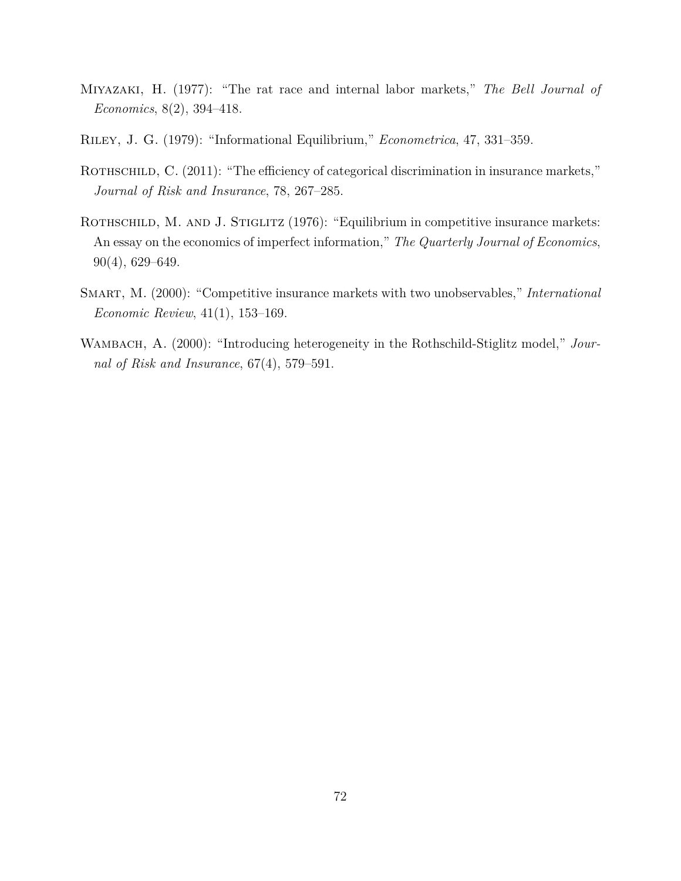Miyazaki, H. (1977): "The rat race and internal labor markets," *The Bell Journal of Economics*, 8(2), 394–418.

Riley, J. G. (1979): "Informational Equilibrium," *Econometrica*, 47, 331–359.

Rothschild, C. (2011): "The efficiency of categorical discrimination in insurance markets," *Journal of Risk and Insurance*, 78, 267–285.

Rothschild, M. and J. Stiglitz (1976): "Equilibrium in competitive insurance markets: An essay on the economics of imperfect information," *The Quarterly Journal of Economics*, 90(4), 629–649.

Smart, M. (2000): "Competitive insurance markets with two unobservables," *International Economic Review*, 41(1), 153–169.

Wambach, A. (2000): "Introducing heterogeneity in the Rothschild-Stiglitz model," *Journal of Risk and Insurance*, 67(4), 579–591.